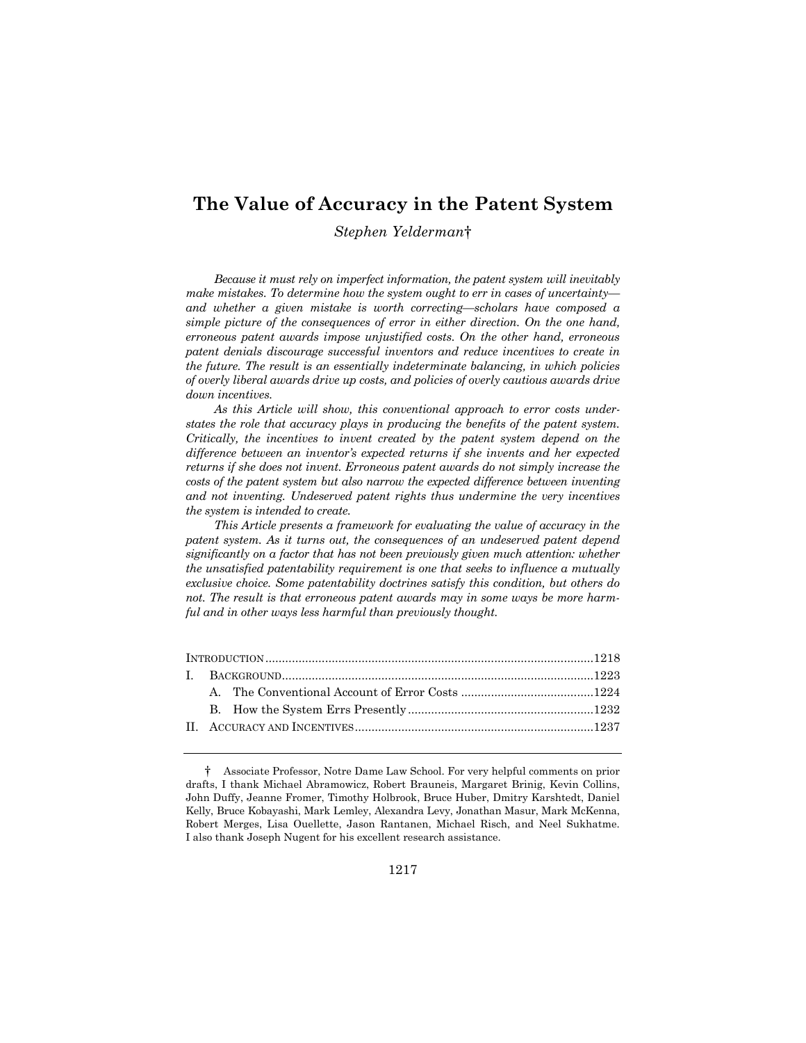# The Value of Accuracy in the Patent System

*Stephen Yelderman*†

*Because it must rely on imperfect information, the patent system will inevitably make mistakes. To determine how the system ought to err in cases of uncertainty—and whether a given mistake is worth correcting—scholars have composed a simple picture of the consequences of error in either direction. On the one hand, erroneous patent awards impose unjustified costs. On the other hand, erroneous patent denials discourage successful inventors and reduce incentives to create in the future. The result is an essentially indeterminate balancing, in which policies of overly liberal awards drive up costs, and policies of overly cautious awards drive down incentives.*

*As this Article will show, this conventional approach to error costs understates the role that accuracy plays in producing the benefits of the patent system. Critically, the incentives to invent created by the patent system depend on the difference between an inventor's expected returns if she invents and her expected returns if she does not invent. Erroneous patent awards do not simply increase the costs of the patent system but also narrow the expected difference between inventing and not inventing. Undeserved patent rights thus undermine the very incentives the system is intended to create.*

*This Article presents a framework for evaluating the value of accuracy in the patent system. As it turns out, the consequences of an undeserved patent depend significantly on a factor that has not been previously given much attention: whether the unsatisfied patentability requirement is one that seeks to influence a mutually exclusive choice. Some patentability doctrines satisfy this condition, but others do not. The result is that erroneous patent awards may in some ways be more harmful and in other ways less harmful than previously thought.*

INTRODUCTION ..................................................................................................1218
I. BACKGROUND.............................................................................................1223
   A. The Conventional Account of Error Costs ........................................1224
   B. How the System Errs Presently........................................................1232
II. ACCURACY AND INCENTIVES........................................................................1237

† Associate Professor, Notre Dame Law School. For very helpful comments on prior drafts, I thank Michael Abramowicz, Robert Brauneis, Margaret Brinig, Kevin Collins, John Duffy, Jeanne Fromer, Timothy Holbrook, Bruce Huber, Dmitry Karshtedt, Daniel Kelly, Bruce Kobayashi, Mark Lemley, Alexandra Levy, Jonathan Masur, Mark McKenna, Robert Merges, Lisa Ouellette, Jason Rantanen, Michael Risch, and Neel Sukhatme. I also thank Joseph Nugent for his excellent research assistance.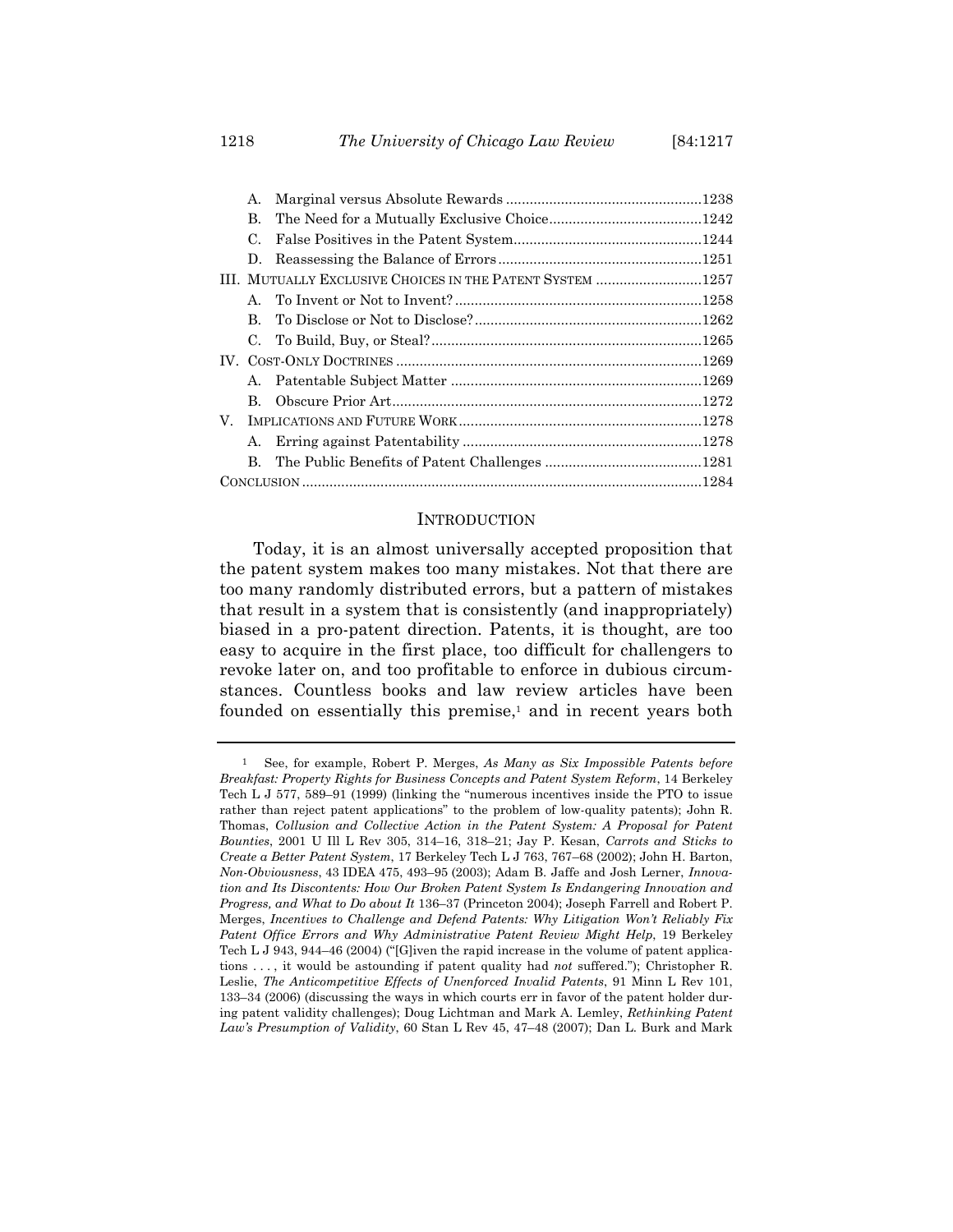| | | |
|---|---|---|
| A. | Marginal versus Absolute Rewards | 1238 |
| B. | The Need for a Mutually Exclusive Choice | 1242 |
| C. | False Positives in the Patent System | 1244 |
| D. | Reassessing the Balance of Errors | 1251 |
| III. | MUTUALLY EXCLUSIVE CHOICES IN THE PATENT SYSTEM | 1257 |
| A. | To Invent or Not to Invent? | 1258 |
| B. | To Disclose or Not to Disclose? | 1262 |
| C. | To Build, Buy, or Steal? | 1265 |
| IV. | COST-ONLY DOCTRINES | 1269 |
| A. | Patentable Subject Matter | 1269 |
| B. | Obscure Prior Art | 1272 |
| V. | IMPLICATIONS AND FUTURE WORK | 1278 |
| A. | Erring against Patentability | 1278 |
| B. | The Public Benefits of Patent Challenges | 1281 |
| | CONCLUSION | 1284 |

## INTRODUCTION

Today, it is an almost universally accepted proposition that the patent system makes too many mistakes. Not that there are too many randomly distributed errors, but a pattern of mistakes that result in a system that is consistently (and inappropriately) biased in a pro-patent direction. Patents, it is thought, are too easy to acquire in the first place, too difficult for challengers to revoke later on, and too profitable to enforce in dubious circumstances. Countless books and law review articles have been founded on essentially this premise,[1] and in recent years both

---

[1] See, for example, Robert P. Merges, *As Many as Six Impossible Patents before Breakfast: Property Rights for Business Concepts and Patent System Reform*, 14 Berkeley Tech L J 577, 589–91 (1999) (linking the "numerous incentives inside the PTO to issue rather than reject patent applications" to the problem of low-quality patents); John R. Thomas, *Collusion and Collective Action in the Patent System: A Proposal for Patent Bounties*, 2001 U Ill L Rev 305, 314–16, 318–21; Jay P. Kesan, *Carrots and Sticks to Create a Better Patent System*, 17 Berkeley Tech L J 763, 767–68 (2002); John H. Barton, *Non-Obviousness*, 43 IDEA 475, 493–95 (2003); Adam B. Jaffe and Josh Lerner, *Innovation and Its Discontents: How Our Broken Patent System Is Endangering Innovation and Progress, and What to Do about It* 136–37 (Princeton 2004); Joseph Farrell and Robert P. Merges, *Incentives to Challenge and Defend Patents: Why Litigation Won't Reliably Fix Patent Office Errors and Why Administrative Patent Review Might Help*, 19 Berkeley Tech L J 943, 944–46 (2004) ("[G]iven the rapid increase in the volume of patent applications . . . , it would be astounding if patent quality had *not* suffered."); Christopher R. Leslie, *The Anticompetitive Effects of Unenforced Invalid Patents*, 91 Minn L Rev 101, 133–34 (2006) (discussing the ways in which courts err in favor of the patent holder during patent validity challenges); Doug Lichtman and Mark A. Lemley, *Rethinking Patent Law's Presumption of Validity*, 60 Stan L Rev 45, 47–48 (2007); Dan L. Burk and Mark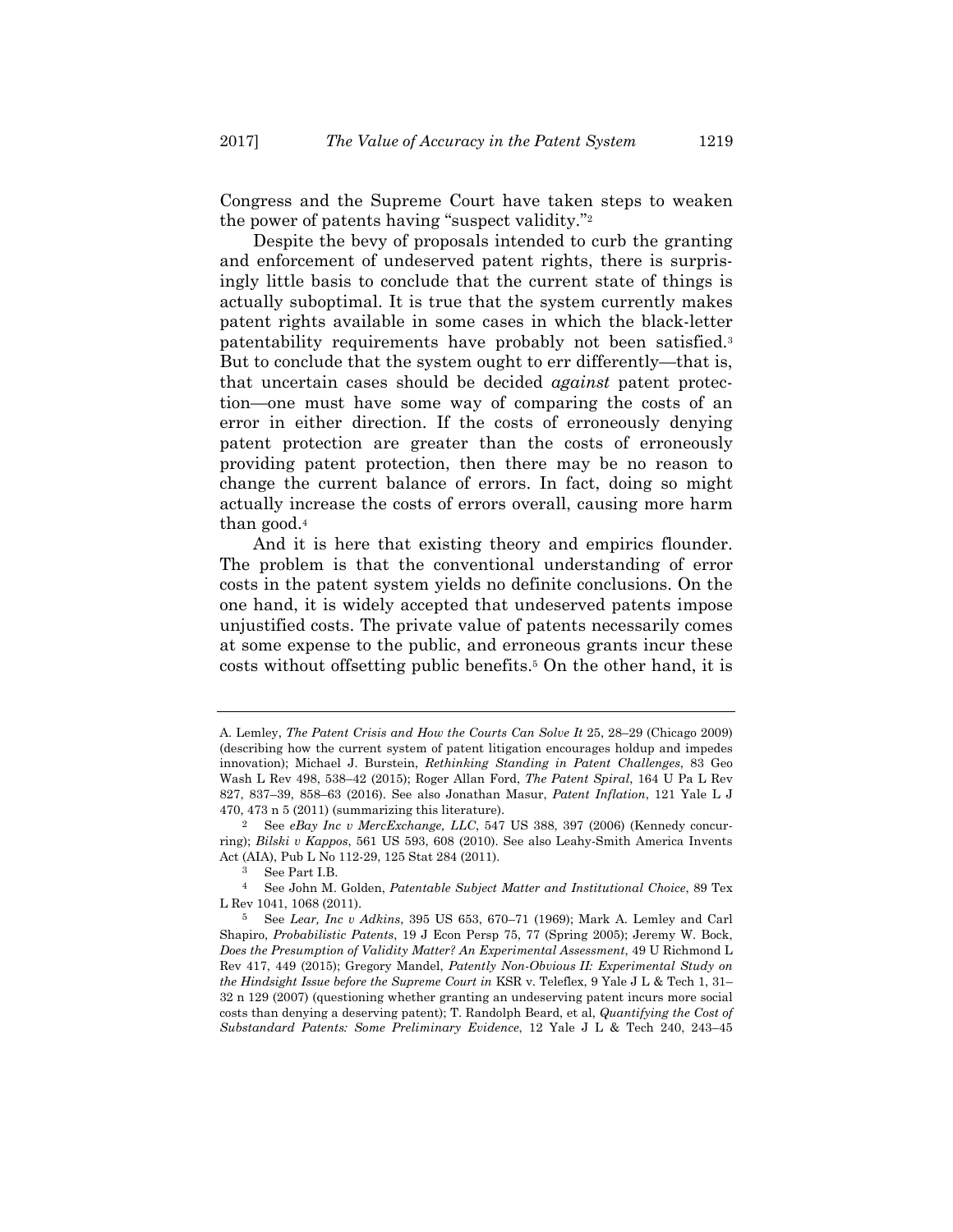Congress and the Supreme Court have taken steps to weaken the power of patents having "suspect validity."[2]

Despite the bevy of proposals intended to curb the granting and enforcement of undeserved patent rights, there is surprisingly little basis to conclude that the current state of things is actually suboptimal. It is true that the system currently makes patent rights available in some cases in which the black-letter patentability requirements have probably not been satisfied.[3] But to conclude that the system ought to err differently—that is, that uncertain cases should be decided *against* patent protection—one must have some way of comparing the costs of an error in either direction. If the costs of erroneously denying patent protection are greater than the costs of erroneously providing patent protection, then there may be no reason to change the current balance of errors. In fact, doing so might actually increase the costs of errors overall, causing more harm than good.[4]

And it is here that existing theory and empirics flounder. The problem is that the conventional understanding of error costs in the patent system yields no definite conclusions. On the one hand, it is widely accepted that undeserved patents impose unjustified costs. The private value of patents necessarily comes at some expense to the public, and erroneous grants incur these costs without offsetting public benefits.[5] On the other hand, it is

---

A. Lemley, *The Patent Crisis and How the Courts Can Solve It* 25, 28–29 (Chicago 2009) (describing how the current system of patent litigation encourages holdup and impedes innovation); Michael J. Burstein, *Rethinking Standing in Patent Challenges*, 83 Geo Wash L Rev 498, 538–42 (2015); Roger Allan Ford, *The Patent Spiral*, 164 U Pa L Rev 827, 837–39, 858–63 (2016). See also Jonathan Masur, *Patent Inflation*, 121 Yale L J 470, 473 n 5 (2011) (summarizing this literature).

[2] See *eBay Inc v MercExchange, LLC*, 547 US 388, 397 (2006) (Kennedy concurring); *Bilski v Kappos*, 561 US 593, 608 (2010). See also Leahy-Smith America Invents Act (AIA), Pub L No 112-29, 125 Stat 284 (2011).

[3] See Part I.B.

[4] See John M. Golden, *Patentable Subject Matter and Institutional Choice*, 89 Tex L Rev 1041, 1068 (2011).

[5] See *Lear, Inc v Adkins*, 395 US 653, 670–71 (1969); Mark A. Lemley and Carl Shapiro, *Probabilistic Patents*, 19 J Econ Persp 75, 77 (Spring 2005); Jeremy W. Bock, *Does the Presumption of Validity Matter? An Experimental Assessment*, 49 U Richmond L Rev 417, 449 (2015); Gregory Mandel, *Patently Non-Obvious II: Experimental Study on the Hindsight Issue before the Supreme Court in* KSR v. Teleflex, 9 Yale J L & Tech 1, 31–32 n 129 (2007) (questioning whether granting an undeserving patent incurs more social costs than denying a deserving patent); T. Randolph Beard, et al, *Quantifying the Cost of Substandard Patents: Some Preliminary Evidence*, 12 Yale J L & Tech 240, 243–45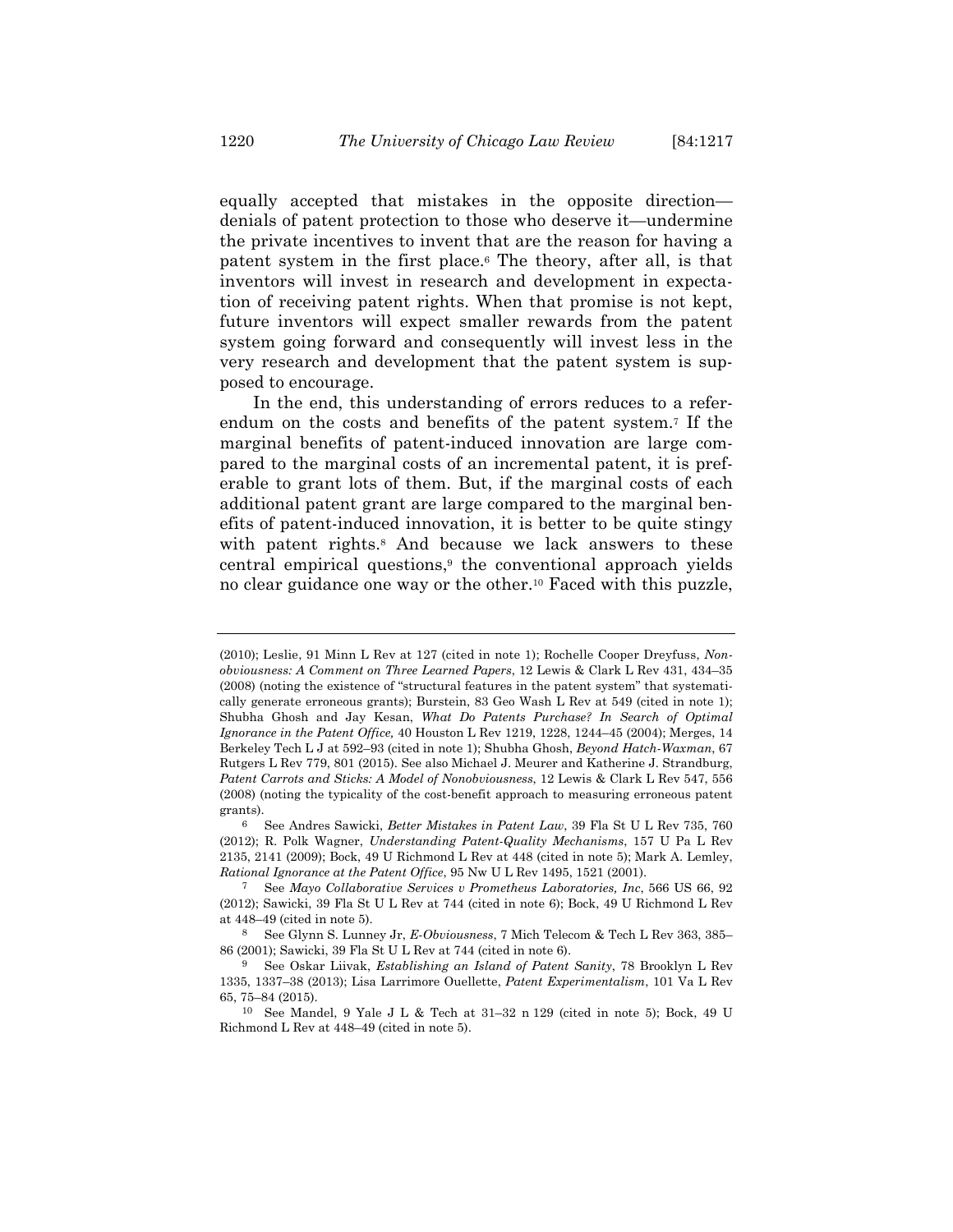equally accepted that mistakes in the opposite direction—denials of patent protection to those who deserve it—undermine the private incentives to invent that are the reason for having a patent system in the first place.[6] The theory, after all, is that inventors will invest in research and development in expectation of receiving patent rights. When that promise is not kept, future inventors will expect smaller rewards from the patent system going forward and consequently will invest less in the very research and development that the patent system is supposed to encourage.

In the end, this understanding of errors reduces to a referendum on the costs and benefits of the patent system.[7] If the marginal benefits of patent-induced innovation are large compared to the marginal costs of an incremental patent, it is preferable to grant lots of them. But, if the marginal costs of each additional patent grant are large compared to the marginal benefits of patent-induced innovation, it is better to be quite stingy with patent rights.[8] And because we lack answers to these central empirical questions,[9] the conventional approach yields no clear guidance one way or the other.[10] Faced with this puzzle,

---

(2010); Leslie, 91 Minn L Rev at 127 (cited in note 1); Rochelle Cooper Dreyfuss, *Nonobviousness: A Comment on Three Learned Papers*, 12 Lewis & Clark L Rev 431, 434–35 (2008) (noting the existence of "structural features in the patent system" that systematically generate erroneous grants); Burstein, 83 Geo Wash L Rev at 549 (cited in note 1); Shubha Ghosh and Jay Kesan, *What Do Patents Purchase? In Search of Optimal Ignorance in the Patent Office,* 40 Houston L Rev 1219, 1228, 1244–45 (2004); Merges, 14 Berkeley Tech L J at 592–93 (cited in note 1); Shubha Ghosh, *Beyond Hatch-Waxman*, 67 Rutgers L Rev 779, 801 (2015). See also Michael J. Meurer and Katherine J. Strandburg, *Patent Carrots and Sticks: A Model of Nonobviousness*, 12 Lewis & Clark L Rev 547, 556 (2008) (noting the typicality of the cost-benefit approach to measuring erroneous patent grants).

[6] See Andres Sawicki, *Better Mistakes in Patent Law*, 39 Fla St U L Rev 735, 760 (2012); R. Polk Wagner, *Understanding Patent-Quality Mechanisms*, 157 U Pa L Rev 2135, 2141 (2009); Bock, 49 U Richmond L Rev at 448 (cited in note 5); Mark A. Lemley, *Rational Ignorance at the Patent Office*, 95 Nw U L Rev 1495, 1521 (2001).

[7] See *Mayo Collaborative Services v Prometheus Laboratories, Inc*, 566 US 66, 92 (2012); Sawicki, 39 Fla St U L Rev at 744 (cited in note 6); Bock, 49 U Richmond L Rev at 448–49 (cited in note 5).

[8] See Glynn S. Lunney Jr, *E-Obviousness*, 7 Mich Telecom & Tech L Rev 363, 385–86 (2001); Sawicki, 39 Fla St U L Rev at 744 (cited in note 6).

[9] See Oskar Liivak, *Establishing an Island of Patent Sanity*, 78 Brooklyn L Rev 1335, 1337–38 (2013); Lisa Larrimore Ouellette, *Patent Experimentalism*, 101 Va L Rev 65, 75–84 (2015).

[10] See Mandel, 9 Yale J L & Tech at 31–32 n 129 (cited in note 5); Bock, 49 U Richmond L Rev at 448–49 (cited in note 5).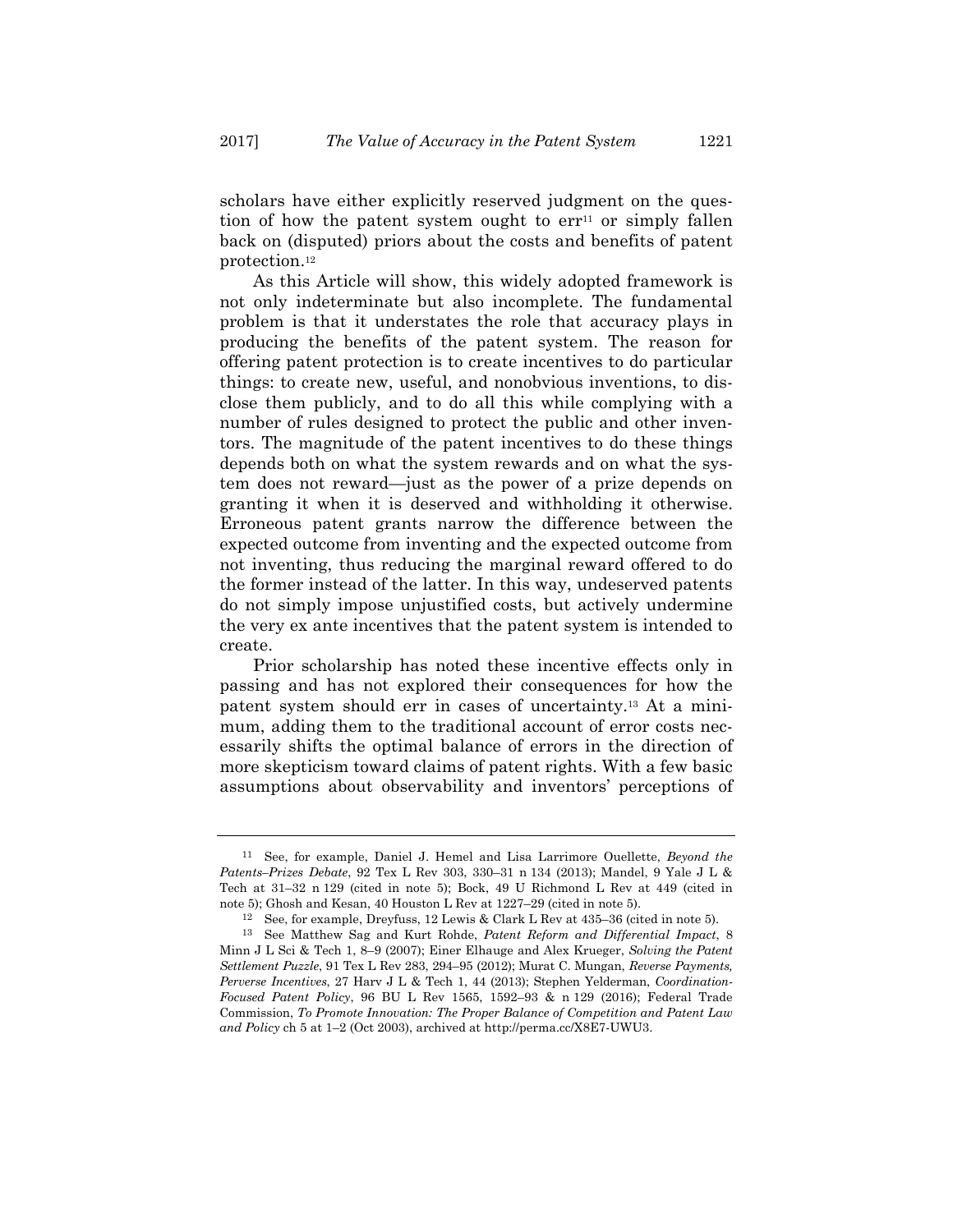scholars have either explicitly reserved judgment on the question of how the patent system ought to err[11] or simply fallen back on (disputed) priors about the costs and benefits of patent protection.[12]

As this Article will show, this widely adopted framework is not only indeterminate but also incomplete. The fundamental problem is that it understates the role that accuracy plays in producing the benefits of the patent system. The reason for offering patent protection is to create incentives to do particular things: to create new, useful, and nonobvious inventions, to disclose them publicly, and to do all this while complying with a number of rules designed to protect the public and other inventors. The magnitude of the patent incentives to do these things depends both on what the system rewards and on what the system does not reward—just as the power of a prize depends on granting it when it is deserved and withholding it otherwise. Erroneous patent grants narrow the difference between the expected outcome from inventing and the expected outcome from not inventing, thus reducing the marginal reward offered to do the former instead of the latter. In this way, undeserved patents do not simply impose unjustified costs, but actively undermine the very ex ante incentives that the patent system is intended to create.

Prior scholarship has noted these incentive effects only in passing and has not explored their consequences for how the patent system should err in cases of uncertainty.[13] At a minimum, adding them to the traditional account of error costs necessarily shifts the optimal balance of errors in the direction of more skepticism toward claims of patent rights. With a few basic assumptions about observability and inventors' perceptions of

---

[11] See, for example, Daniel J. Hemel and Lisa Larrimore Ouellette, *Beyond the Patents–Prizes Debate*, 92 Tex L Rev 303, 330–31 n 134 (2013); Mandel, 9 Yale J L & Tech at 31–32 n 129 (cited in note 5); Bock, 49 U Richmond L Rev at 449 (cited in note 5); Ghosh and Kesan, 40 Houston L Rev at 1227–29 (cited in note 5).

[12] See, for example, Dreyfuss, 12 Lewis & Clark L Rev at 435–36 (cited in note 5).

[13] See Matthew Sag and Kurt Rohde, *Patent Reform and Differential Impact*, 8 Minn J L Sci & Tech 1, 8–9 (2007); Einer Elhauge and Alex Krueger, *Solving the Patent Settlement Puzzle*, 91 Tex L Rev 283, 294–95 (2012); Murat C. Mungan, *Reverse Payments, Perverse Incentives*, 27 Harv J L & Tech 1, 44 (2013); Stephen Yelderman, *Coordination-Focused Patent Policy*, 96 BU L Rev 1565, 1592–93 & n 129 (2016); Federal Trade Commission, *To Promote Innovation: The Proper Balance of Competition and Patent Law and Policy* ch 5 at 1–2 (Oct 2003), archived at http://perma.cc/X8E7-UWU3.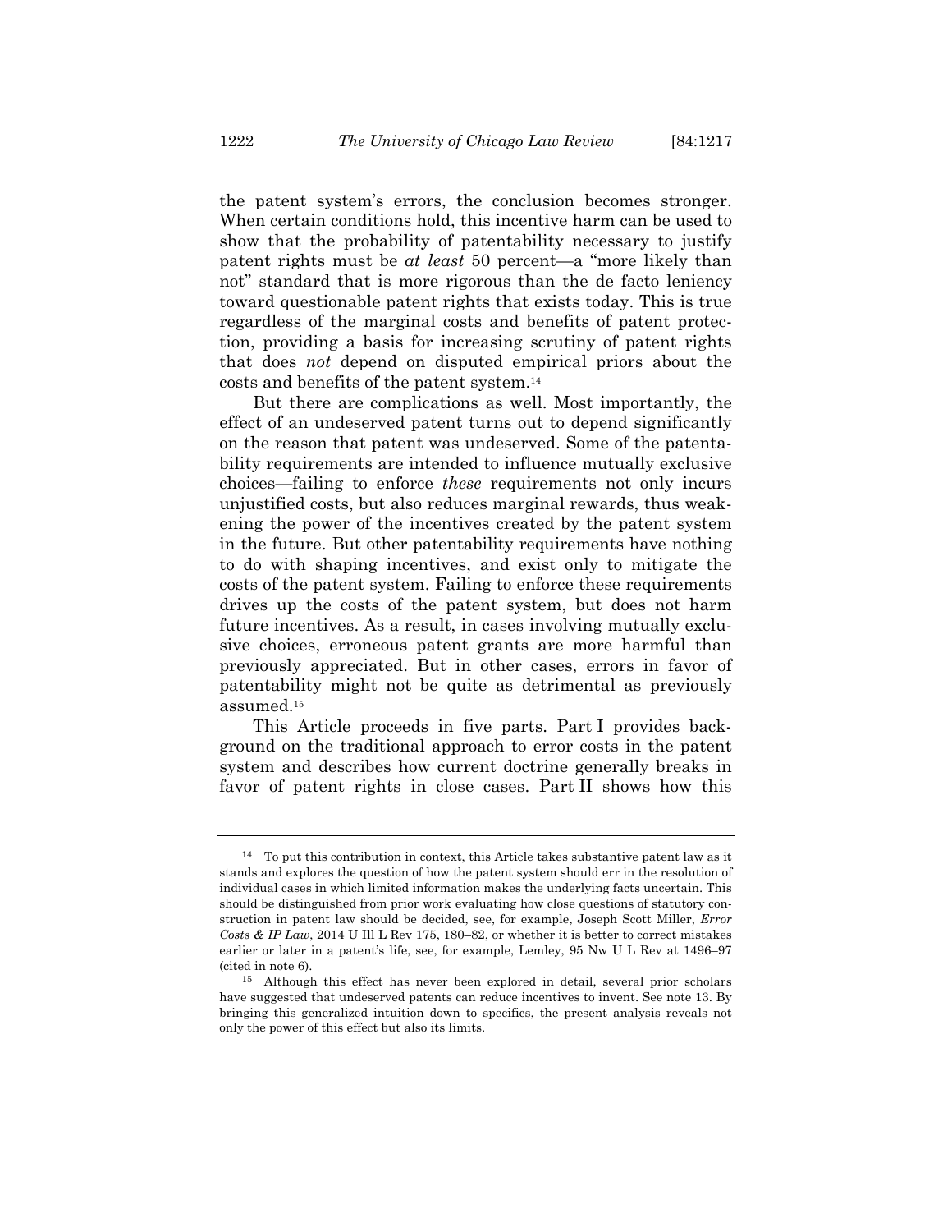the patent system's errors, the conclusion becomes stronger. When certain conditions hold, this incentive harm can be used to show that the probability of patentability necessary to justify patent rights must be *at least* 50 percent—a "more likely than not" standard that is more rigorous than the de facto leniency toward questionable patent rights that exists today. This is true regardless of the marginal costs and benefits of patent protection, providing a basis for increasing scrutiny of patent rights that does *not* depend on disputed empirical priors about the costs and benefits of the patent system.[14]

But there are complications as well. Most importantly, the effect of an undeserved patent turns out to depend significantly on the reason that patent was undeserved. Some of the patentability requirements are intended to influence mutually exclusive choices—failing to enforce *these* requirements not only incurs unjustified costs, but also reduces marginal rewards, thus weakening the power of the incentives created by the patent system in the future. But other patentability requirements have nothing to do with shaping incentives, and exist only to mitigate the costs of the patent system. Failing to enforce these requirements drives up the costs of the patent system, but does not harm future incentives. As a result, in cases involving mutually exclusive choices, erroneous patent grants are more harmful than previously appreciated. But in other cases, errors in favor of patentability might not be quite as detrimental as previously assumed.[15]

This Article proceeds in five parts. Part I provides background on the traditional approach to error costs in the patent system and describes how current doctrine generally breaks in favor of patent rights in close cases. Part II shows how this

---

[14] To put this contribution in context, this Article takes substantive patent law as it stands and explores the question of how the patent system should err in the resolution of individual cases in which limited information makes the underlying facts uncertain. This should be distinguished from prior work evaluating how close questions of statutory construction in patent law should be decided, see, for example, Joseph Scott Miller, *Error Costs & IP Law*, 2014 U Ill L Rev 175, 180–82, or whether it is better to correct mistakes earlier or later in a patent's life, see, for example, Lemley, 95 Nw U L Rev at 1496–97 (cited in note 6).

[15] Although this effect has never been explored in detail, several prior scholars have suggested that undeserved patents can reduce incentives to invent. See note 13. By bringing this generalized intuition down to specifics, the present analysis reveals not only the power of this effect but also its limits.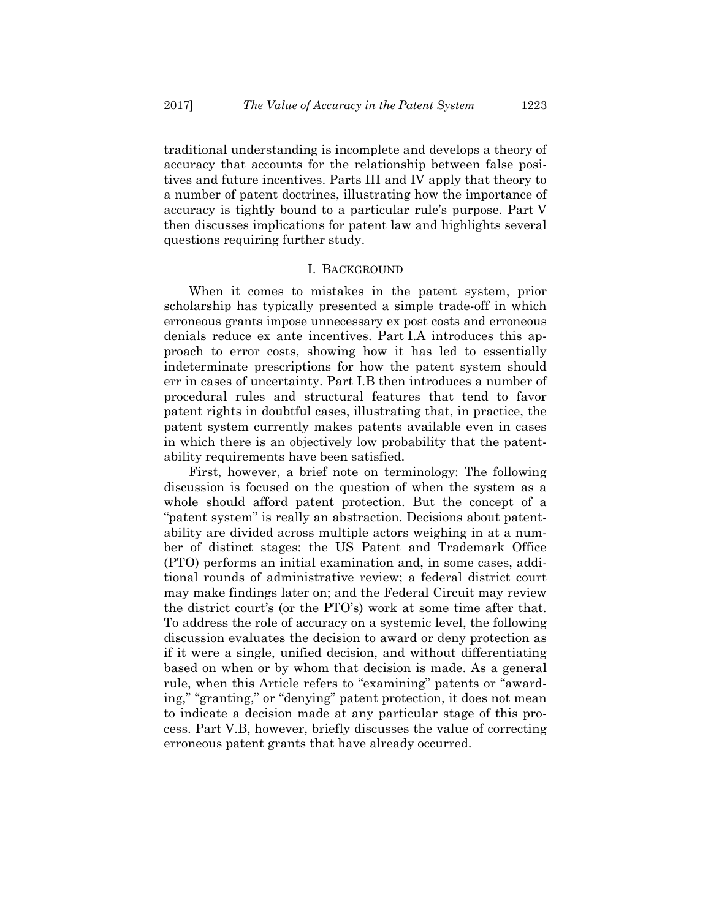traditional understanding is incomplete and develops a theory of accuracy that accounts for the relationship between false positives and future incentives. Parts III and IV apply that theory to a number of patent doctrines, illustrating how the importance of accuracy is tightly bound to a particular rule's purpose. Part V then discusses implications for patent law and highlights several questions requiring further study.

## I. BACKGROUND

When it comes to mistakes in the patent system, prior scholarship has typically presented a simple trade-off in which erroneous grants impose unnecessary ex post costs and erroneous denials reduce ex ante incentives. Part I.A introduces this approach to error costs, showing how it has led to essentially indeterminate prescriptions for how the patent system should err in cases of uncertainty. Part I.B then introduces a number of procedural rules and structural features that tend to favor patent rights in doubtful cases, illustrating that, in practice, the patent system currently makes patents available even in cases in which there is an objectively low probability that the patentability requirements have been satisfied.

First, however, a brief note on terminology: The following discussion is focused on the question of when the system as a whole should afford patent protection. But the concept of a "patent system" is really an abstraction. Decisions about patentability are divided across multiple actors weighing in at a number of distinct stages: the US Patent and Trademark Office (PTO) performs an initial examination and, in some cases, additional rounds of administrative review; a federal district court may make findings later on; and the Federal Circuit may review the district court's (or the PTO's) work at some time after that. To address the role of accuracy on a systemic level, the following discussion evaluates the decision to award or deny protection as if it were a single, unified decision, and without differentiating based on when or by whom that decision is made. As a general rule, when this Article refers to "examining" patents or "awarding," "granting," or "denying" patent protection, it does not mean to indicate a decision made at any particular stage of this process. Part V.B, however, briefly discusses the value of correcting erroneous patent grants that have already occurred.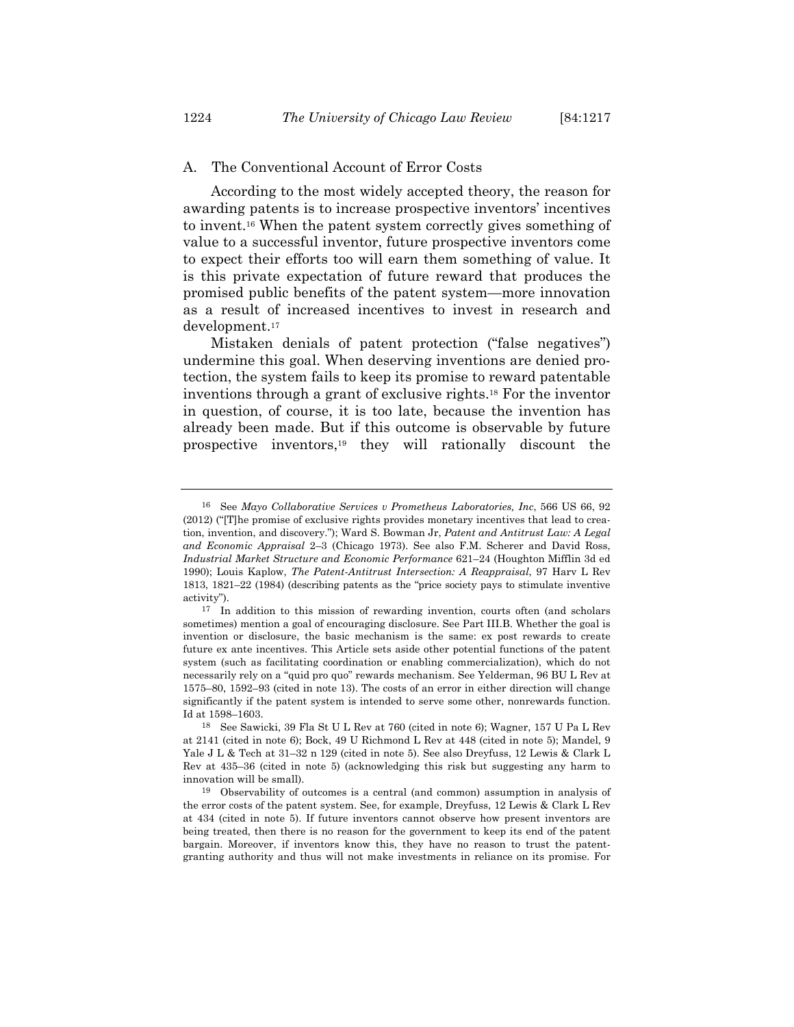## A. The Conventional Account of Error Costs

According to the most widely accepted theory, the reason for awarding patents is to increase prospective inventors' incentives to invent.[16] When the patent system correctly gives something of value to a successful inventor, future prospective inventors come to expect their efforts too will earn them something of value. It is this private expectation of future reward that produces the promised public benefits of the patent system—more innovation as a result of increased incentives to invest in research and development.[17]

Mistaken denials of patent protection ("false negatives") undermine this goal. When deserving inventions are denied protection, the system fails to keep its promise to reward patentable inventions through a grant of exclusive rights.[18] For the inventor in question, of course, it is too late, because the invention has already been made. But if this outcome is observable by future prospective inventors,[19] they will rationally discount the

---

[16] See *Mayo Collaborative Services v Prometheus Laboratories, Inc*, 566 US 66, 92 (2012) ("[T]he promise of exclusive rights provides monetary incentives that lead to creation, invention, and discovery."); Ward S. Bowman Jr, *Patent and Antitrust Law: A Legal and Economic Appraisal* 2–3 (Chicago 1973). See also F.M. Scherer and David Ross, *Industrial Market Structure and Economic Performance* 621–24 (Houghton Mifflin 3d ed 1990); Louis Kaplow, *The Patent-Antitrust Intersection: A Reappraisal*, 97 Harv L Rev 1813, 1821–22 (1984) (describing patents as the "price society pays to stimulate inventive activity").

[17] In addition to this mission of rewarding invention, courts often (and scholars sometimes) mention a goal of encouraging disclosure. See Part III.B. Whether the goal is invention or disclosure, the basic mechanism is the same: ex post rewards to create future ex ante incentives. This Article sets aside other potential functions of the patent system (such as facilitating coordination or enabling commercialization), which do not necessarily rely on a "quid pro quo" rewards mechanism. See Yelderman, 96 BU L Rev at 1575–80, 1592–93 (cited in note 13). The costs of an error in either direction will change significantly if the patent system is intended to serve some other, nonrewards function. Id at 1598–1603.

[18] See Sawicki, 39 Fla St U L Rev at 760 (cited in note 6); Wagner, 157 U Pa L Rev at 2141 (cited in note 6); Bock, 49 U Richmond L Rev at 448 (cited in note 5); Mandel, 9 Yale J L & Tech at 31–32 n 129 (cited in note 5). See also Dreyfuss, 12 Lewis & Clark L Rev at 435–36 (cited in note 5) (acknowledging this risk but suggesting any harm to innovation will be small).

[19] Observability of outcomes is a central (and common) assumption in analysis of the error costs of the patent system. See, for example, Dreyfuss, 12 Lewis & Clark L Rev at 434 (cited in note 5). If future inventors cannot observe how present inventors are being treated, then there is no reason for the government to keep its end of the patent bargain. Moreover, if inventors know this, they have no reason to trust the patent-granting authority and thus will not make investments in reliance on its promise. For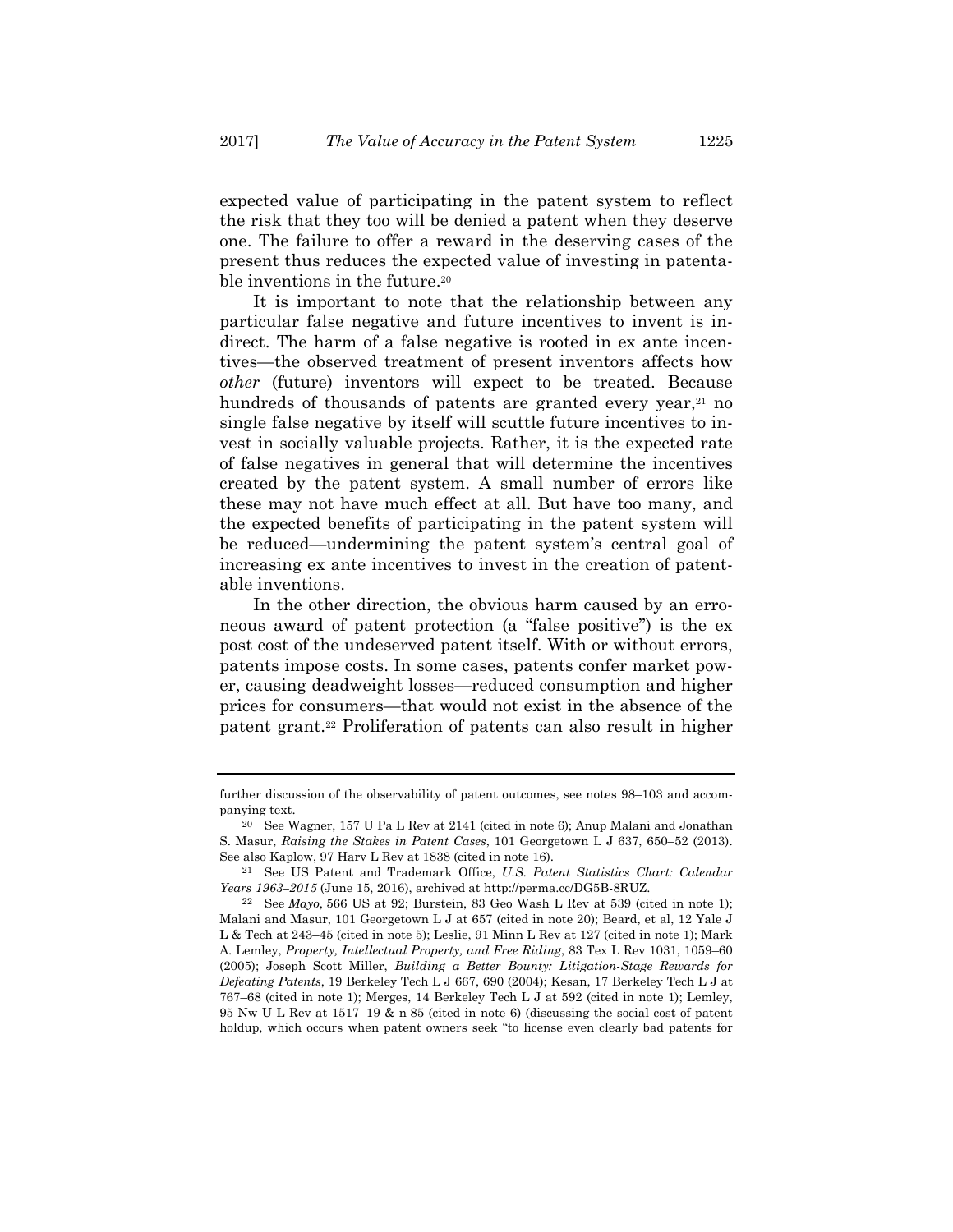expected value of participating in the patent system to reflect the risk that they too will be denied a patent when they deserve one. The failure to offer a reward in the deserving cases of the present thus reduces the expected value of investing in patentable inventions in the future.[20]

It is important to note that the relationship between any particular false negative and future incentives to invent is indirect. The harm of a false negative is rooted in ex ante incentives—the observed treatment of present inventors affects how *other* (future) inventors will expect to be treated. Because hundreds of thousands of patents are granted every year,[21] no single false negative by itself will scuttle future incentives to invest in socially valuable projects. Rather, it is the expected rate of false negatives in general that will determine the incentives created by the patent system. A small number of errors like these may not have much effect at all. But have too many, and the expected benefits of participating in the patent system will be reduced—undermining the patent system's central goal of increasing ex ante incentives to invest in the creation of patentable inventions.

In the other direction, the obvious harm caused by an erroneous award of patent protection (a "false positive") is the ex post cost of the undeserved patent itself. With or without errors, patents impose costs. In some cases, patents confer market power, causing deadweight losses—reduced consumption and higher prices for consumers—that would not exist in the absence of the patent grant.[22] Proliferation of patents can also result in higher

---

further discussion of the observability of patent outcomes, see notes 98–103 and accompanying text.

[20] See Wagner, 157 U Pa L Rev at 2141 (cited in note 6); Anup Malani and Jonathan S. Masur, *Raising the Stakes in Patent Cases*, 101 Georgetown L J 637, 650–52 (2013). See also Kaplow, 97 Harv L Rev at 1838 (cited in note 16).

[21] See US Patent and Trademark Office, *U.S. Patent Statistics Chart: Calendar Years 1963–2015* (June 15, 2016), archived at http://perma.cc/DG5B-8RUZ.

[22] See *Mayo*, 566 US at 92; Burstein, 83 Geo Wash L Rev at 539 (cited in note 1); Malani and Masur, 101 Georgetown L J at 657 (cited in note 20); Beard, et al, 12 Yale J L & Tech at 243–45 (cited in note 5); Leslie, 91 Minn L Rev at 127 (cited in note 1); Mark A. Lemley, *Property, Intellectual Property, and Free Riding*, 83 Tex L Rev 1031, 1059–60 (2005); Joseph Scott Miller, *Building a Better Bounty: Litigation-Stage Rewards for Defeating Patents*, 19 Berkeley Tech L J 667, 690 (2004); Kesan, 17 Berkeley Tech L J at 767–68 (cited in note 1); Merges, 14 Berkeley Tech L J at 592 (cited in note 1); Lemley, 95 Nw U L Rev at 1517–19 & n 85 (cited in note 6) (discussing the social cost of patent holdup, which occurs when patent owners seek "to license even clearly bad patents for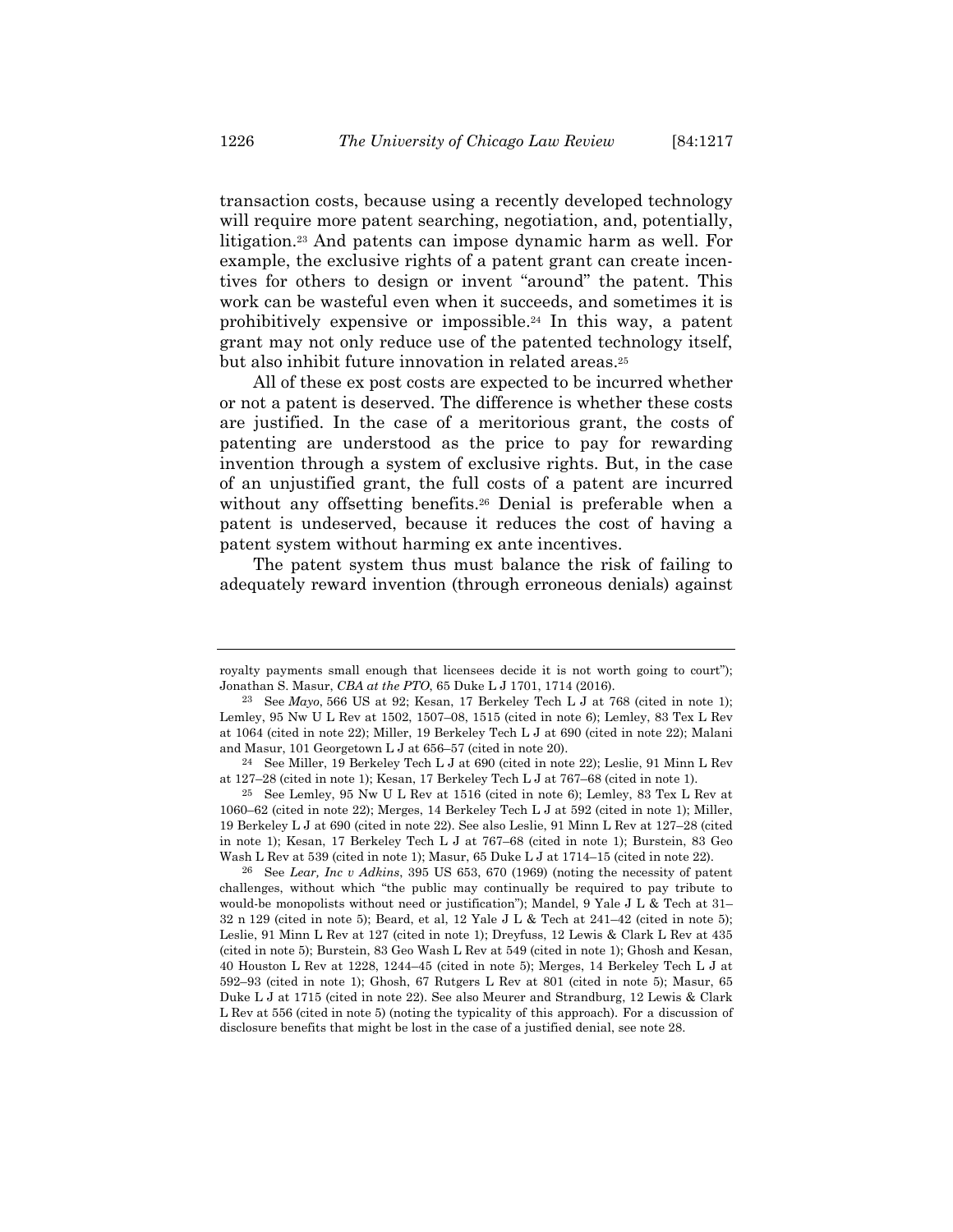transaction costs, because using a recently developed technology will require more patent searching, negotiation, and, potentially, litigation.[23] And patents can impose dynamic harm as well. For example, the exclusive rights of a patent grant can create incentives for others to design or invent "around" the patent. This work can be wasteful even when it succeeds, and sometimes it is prohibitively expensive or impossible.[24] In this way, a patent grant may not only reduce use of the patented technology itself, but also inhibit future innovation in related areas.[25]

All of these ex post costs are expected to be incurred whether or not a patent is deserved. The difference is whether these costs are justified. In the case of a meritorious grant, the costs of patenting are understood as the price to pay for rewarding invention through a system of exclusive rights. But, in the case of an unjustified grant, the full costs of a patent are incurred without any offsetting benefits.[26] Denial is preferable when a patent is undeserved, because it reduces the cost of having a patent system without harming ex ante incentives.

The patent system thus must balance the risk of failing to adequately reward invention (through erroneous denials) against

---

royalty payments small enough that licensees decide it is not worth going to court"); Jonathan S. Masur, *CBA at the PTO*, 65 Duke L J 1701, 1714 (2016).

[23] See *Mayo*, 566 US at 92; Kesan, 17 Berkeley Tech L J at 768 (cited in note 1); Lemley, 95 Nw U L Rev at 1502, 1507–08, 1515 (cited in note 6); Lemley, 83 Tex L Rev at 1064 (cited in note 22); Miller, 19 Berkeley Tech L J at 690 (cited in note 22); Malani and Masur, 101 Georgetown L J at 656–57 (cited in note 20).

[24] See Miller, 19 Berkeley Tech L J at 690 (cited in note 22); Leslie, 91 Minn L Rev at 127–28 (cited in note 1); Kesan, 17 Berkeley Tech L J at 767–68 (cited in note 1).

[25] See Lemley, 95 Nw U L Rev at 1516 (cited in note 6); Lemley, 83 Tex L Rev at 1060–62 (cited in note 22); Merges, 14 Berkeley Tech L J at 592 (cited in note 1); Miller, 19 Berkeley L J at 690 (cited in note 22). See also Leslie, 91 Minn L Rev at 127–28 (cited in note 1); Kesan, 17 Berkeley Tech L J at 767–68 (cited in note 1); Burstein, 83 Geo Wash L Rev at 539 (cited in note 1); Masur, 65 Duke L J at 1714–15 (cited in note 22).

[26] See *Lear, Inc v Adkins*, 395 US 653, 670 (1969) (noting the necessity of patent challenges, without which "the public may continually be required to pay tribute to would-be monopolists without need or justification"); Mandel, 9 Yale J L & Tech at 31–32 n 129 (cited in note 5); Beard, et al, 12 Yale J L & Tech at 241–42 (cited in note 5); Leslie, 91 Minn L Rev at 127 (cited in note 1); Dreyfuss, 12 Lewis & Clark L Rev at 435 (cited in note 5); Burstein, 83 Geo Wash L Rev at 549 (cited in note 1); Ghosh and Kesan, 40 Houston L Rev at 1228, 1244–45 (cited in note 5); Merges, 14 Berkeley Tech L J at 592–93 (cited in note 1); Ghosh, 67 Rutgers L Rev at 801 (cited in note 5); Masur, 65 Duke L J at 1715 (cited in note 22). See also Meurer and Strandburg, 12 Lewis & Clark L Rev at 556 (cited in note 5) (noting the typicality of this approach). For a discussion of disclosure benefits that might be lost in the case of a justified denial, see note 28.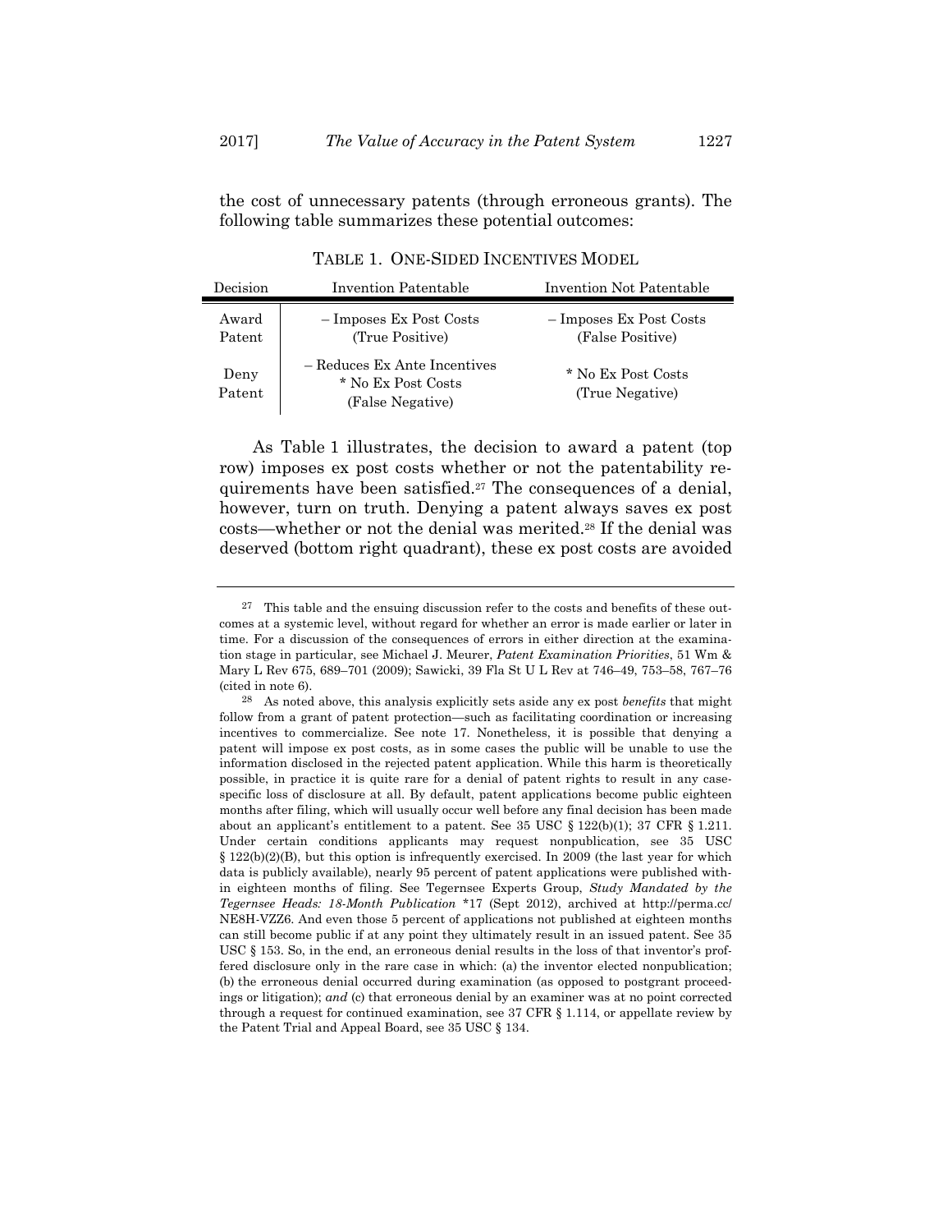the cost of unnecessary patents (through erroneous grants). The following table summarizes these potential outcomes:

TABLE 1. ONE-SIDED INCENTIVES MODEL

| Decision | Invention Patentable | Invention Not Patentable |
|---|---|---|
| Award Patent | – Imposes Ex Post Costs (True Positive) | – Imposes Ex Post Costs (False Positive) |
| Deny Patent | – Reduces Ex Ante Incentives * No Ex Post Costs (False Negative) | * No Ex Post Costs (True Negative) |

As Table 1 illustrates, the decision to award a patent (top row) imposes ex post costs whether or not the patentability requirements have been satisfied.[27] The consequences of a denial, however, turn on truth. Denying a patent always saves ex post costs—whether or not the denial was merited.[28] If the denial was deserved (bottom right quadrant), these ex post costs are avoided

---

[27] This table and the ensuing discussion refer to the costs and benefits of these outcomes at a systemic level, without regard for whether an error is made earlier or later in time. For a discussion of the consequences of errors in either direction at the examination stage in particular, see Michael J. Meurer, *Patent Examination Priorities*, 51 Wm & Mary L Rev 675, 689–701 (2009); Sawicki, 39 Fla St U L Rev at 746–49, 753–58, 767–76 (cited in note 6).

[28] As noted above, this analysis explicitly sets aside any ex post *benefits* that might follow from a grant of patent protection—such as facilitating coordination or increasing incentives to commercialize. See note 17. Nonetheless, it is possible that denying a patent will impose ex post costs, as in some cases the public will be unable to use the information disclosed in the rejected patent application. While this harm is theoretically possible, in practice it is quite rare for a denial of patent rights to result in any case-specific loss of disclosure at all. By default, patent applications become public eighteen months after filing, which will usually occur well before any final decision has been made about an applicant's entitlement to a patent. See 35 USC § 122(b)(1); 37 CFR § 1.211. Under certain conditions applicants may request nonpublication, see 35 USC § 122(b)(2)(B), but this option is infrequently exercised. In 2009 (the last year for which data is publicly available), nearly 95 percent of patent applications were published within eighteen months of filing. See Tegernsee Experts Group, *Study Mandated by the Tegernsee Heads: 18-Month Publication* *17 (Sept 2012), archived at http://perma.cc/NE8H-VZZ6. And even those 5 percent of applications not published at eighteen months can still become public if at any point they ultimately result in an issued patent. See 35 USC § 153. So, in the end, an erroneous denial results in the loss of that inventor's proffered disclosure only in the rare case in which: (a) the inventor elected nonpublication; (b) the erroneous denial occurred during examination (as opposed to postgrant proceedings or litigation); *and* (c) that erroneous denial by an examiner was at no point corrected through a request for continued examination, see 37 CFR § 1.114, or appellate review by the Patent Trial and Appeal Board, see 35 USC § 134.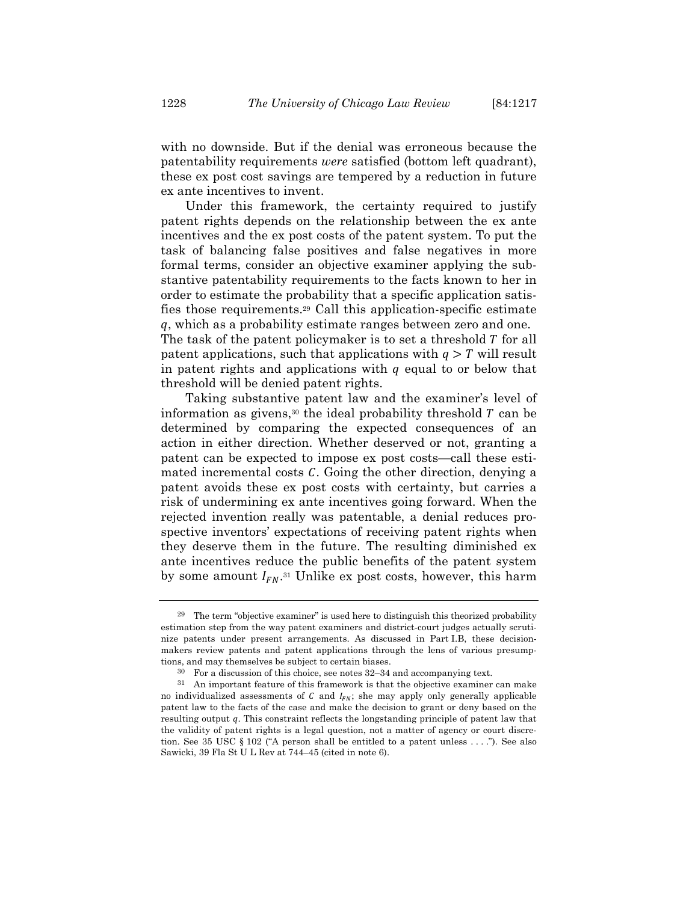with no downside. But if the denial was erroneous because the patentability requirements *were* satisfied (bottom left quadrant), these ex post cost savings are tempered by a reduction in future ex ante incentives to invent.

Under this framework, the certainty required to justify patent rights depends on the relationship between the ex ante incentives and the ex post costs of the patent system. To put the task of balancing false positives and false negatives in more formal terms, consider an objective examiner applying the substantive patentability requirements to the facts known to her in order to estimate the probability that a specific application satisfies those requirements.[29] Call this application-specific estimate $q$, which as a probability estimate ranges between zero and one. The task of the patent policymaker is to set a threshold $T$ for all patent applications, such that applications with $q > T$ will result in patent rights and applications with $q$ equal to or below that threshold will be denied patent rights.

Taking substantive patent law and the examiner's level of information as givens,[30] the ideal probability threshold $T$ can be determined by comparing the expected consequences of an action in either direction. Whether deserved or not, granting a patent can be expected to impose ex post costs—call these estimated incremental costs $C$. Going the other direction, denying a patent avoids these ex post costs with certainty, but carries a risk of undermining ex ante incentives going forward. When the rejected invention really was patentable, a denial reduces prospective inventors' expectations of receiving patent rights when they deserve them in the future. The resulting diminished ex ante incentives reduce the public benefits of the patent system by some amount $I_{FN}$.[31] Unlike ex post costs, however, this harm

---

[29] The term "objective examiner" is used here to distinguish this theorized probability estimation step from the way patent examiners and district-court judges actually scrutinize patents under present arrangements. As discussed in Part I.B, these decisionmakers review patents and patent applications through the lens of various presumptions, and may themselves be subject to certain biases.

[30] For a discussion of this choice, see notes 32–34 and accompanying text.

[31] An important feature of this framework is that the objective examiner can make no individualized assessments of $C$ and $I_{FN}$; she may apply only generally applicable patent law to the facts of the case and make the decision to grant or deny based on the resulting output $q$. This constraint reflects the longstanding principle of patent law that the validity of patent rights is a legal question, not a matter of agency or court discretion. See 35 USC § 102 ("A person shall be entitled to a patent unless . . . ."). See also Sawicki, 39 Fla St U L Rev at 744–45 (cited in note 6).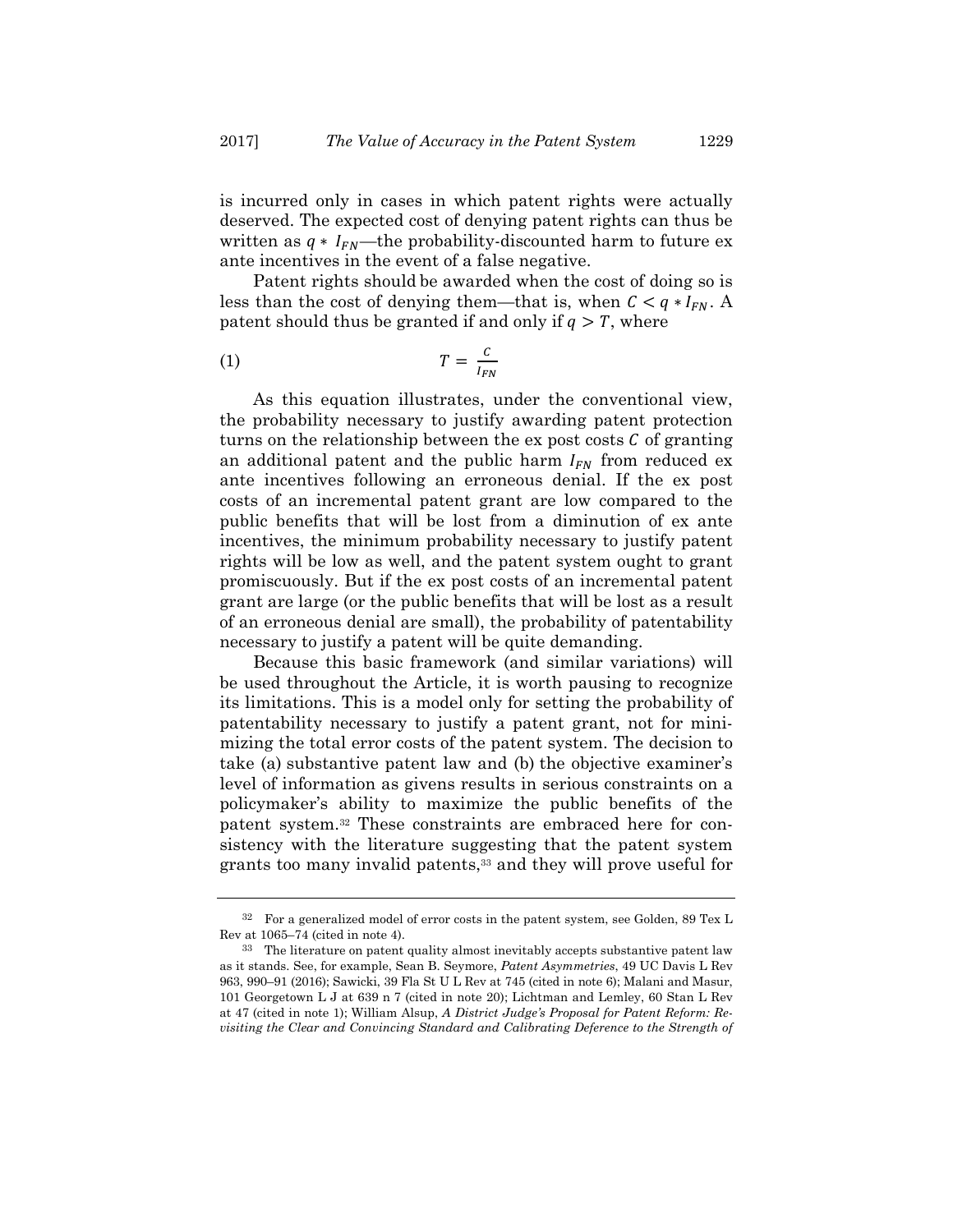is incurred only in cases in which patent rights were actually deserved. The expected cost of denying patent rights can thus be written as $q * I_{FN}$—the probability-discounted harm to future ex ante incentives in the event of a false negative.

Patent rights should be awarded when the cost of doing so is less than the cost of denying them—that is, when $C < q * I_{FN}$. A patent should thus be granted if and only if $q > T$, where

$$(1) \qquad T = \frac{C}{I_{FN}}$$

As this equation illustrates, under the conventional view, the probability necessary to justify awarding patent protection turns on the relationship between the ex post costs $C$ of granting an additional patent and the public harm $I_{FN}$ from reduced ex ante incentives following an erroneous denial. If the ex post costs of an incremental patent grant are low compared to the public benefits that will be lost from a diminution of ex ante incentives, the minimum probability necessary to justify patent rights will be low as well, and the patent system ought to grant promiscuously. But if the ex post costs of an incremental patent grant are large (or the public benefits that will be lost as a result of an erroneous denial are small), the probability of patentability necessary to justify a patent will be quite demanding.

Because this basic framework (and similar variations) will be used throughout the Article, it is worth pausing to recognize its limitations. This is a model only for setting the probability of patentability necessary to justify a patent grant, not for minimizing the total error costs of the patent system. The decision to take (a) substantive patent law and (b) the objective examiner's level of information as givens results in serious constraints on a policymaker's ability to maximize the public benefits of the patent system.[32] These constraints are embraced here for consistency with the literature suggesting that the patent system grants too many invalid patents,[33] and they will prove useful for

---

[32] For a generalized model of error costs in the patent system, see Golden, 89 Tex L Rev at 1065–74 (cited in note 4).

[33] The literature on patent quality almost inevitably accepts substantive patent law as it stands. See, for example, Sean B. Seymore, *Patent Asymmetries*, 49 UC Davis L Rev 963, 990–91 (2016); Sawicki, 39 Fla St U L Rev at 745 (cited in note 6); Malani and Masur, 101 Georgetown L J at 639 n 7 (cited in note 20); Lichtman and Lemley, 60 Stan L Rev at 47 (cited in note 1); William Alsup, *A District Judge's Proposal for Patent Reform: Revisiting the Clear and Convincing Standard and Calibrating Deference to the Strength of*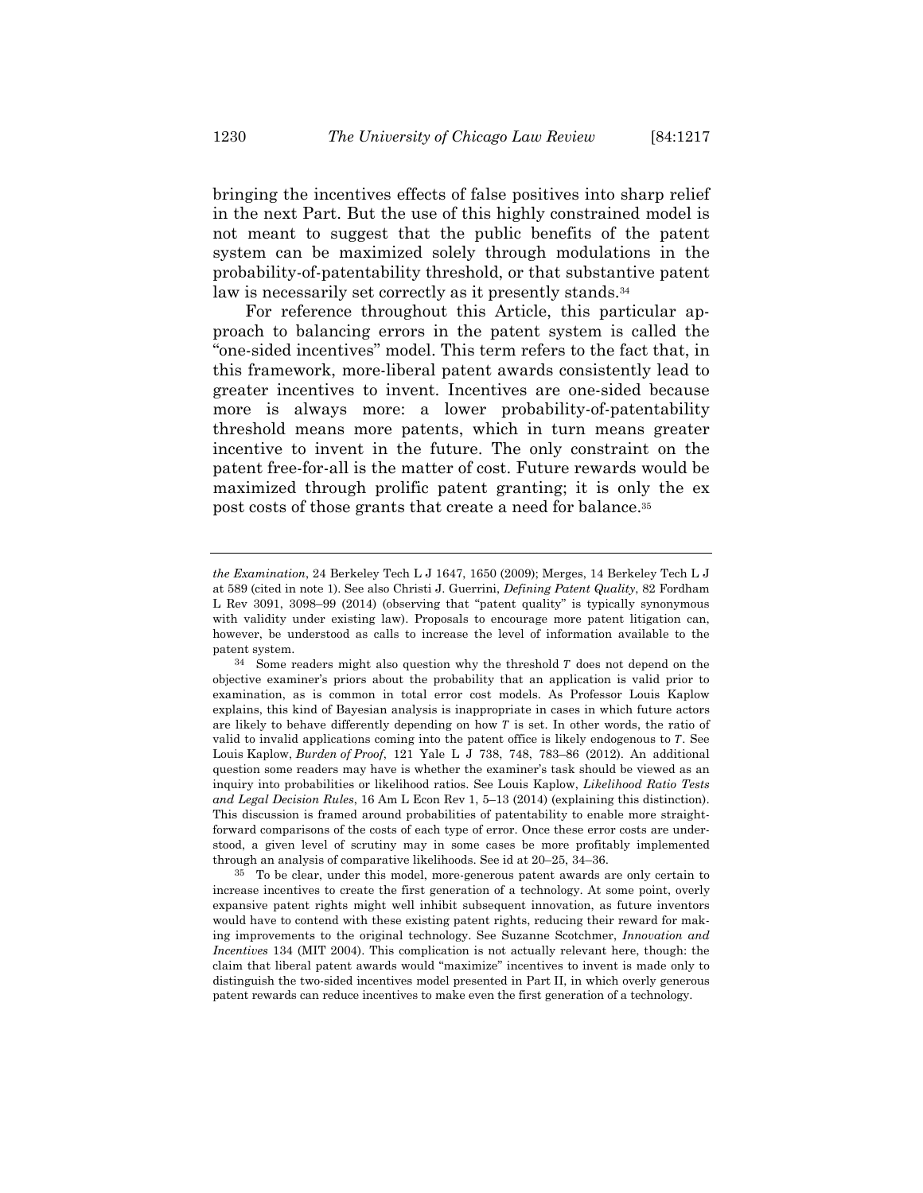bringing the incentives effects of false positives into sharp relief in the next Part. But the use of this highly constrained model is not meant to suggest that the public benefits of the patent system can be maximized solely through modulations in the probability-of-patentability threshold, or that substantive patent law is necessarily set correctly as it presently stands.[34]

For reference throughout this Article, this particular approach to balancing errors in the patent system is called the "one-sided incentives" model. This term refers to the fact that, in this framework, more-liberal patent awards consistently lead to greater incentives to invent. Incentives are one-sided because more is always more: a lower probability-of-patentability threshold means more patents, which in turn means greater incentive to invent in the future. The only constraint on the patent free-for-all is the matter of cost. Future rewards would be maximized through prolific patent granting; it is only the ex post costs of those grants that create a need for balance.[35]

---

*the Examination*, 24 Berkeley Tech L J 1647, 1650 (2009); Merges, 14 Berkeley Tech L J at 589 (cited in note 1). See also Christi J. Guerrini, *Defining Patent Quality*, 82 Fordham L Rev 3091, 3098–99 (2014) (observing that "patent quality" is typically synonymous with validity under existing law). Proposals to encourage more patent litigation can, however, be understood as calls to increase the level of information available to the patent system.

[34] Some readers might also question why the threshold $T$ does not depend on the objective examiner's priors about the probability that an application is valid prior to examination, as is common in total error cost models. As Professor Louis Kaplow explains, this kind of Bayesian analysis is inappropriate in cases in which future actors are likely to behave differently depending on how $T$ is set. In other words, the ratio of valid to invalid applications coming into the patent office is likely endogenous to $T$. See Louis Kaplow, *Burden of Proof*, 121 Yale L J 738, 748, 783–86 (2012). An additional question some readers may have is whether the examiner's task should be viewed as an inquiry into probabilities or likelihood ratios. See Louis Kaplow, *Likelihood Ratio Tests and Legal Decision Rules*, 16 Am L Econ Rev 1, 5–13 (2014) (explaining this distinction). This discussion is framed around probabilities of patentability to enable more straightforward comparisons of the costs of each type of error. Once these error costs are understood, a given level of scrutiny may in some cases be more profitably implemented through an analysis of comparative likelihoods. See id at 20–25, 34–36.

[35] To be clear, under this model, more-generous patent awards are only certain to increase incentives to create the first generation of a technology. At some point, overly expansive patent rights might well inhibit subsequent innovation, as future inventors would have to contend with these existing patent rights, reducing their reward for making improvements to the original technology. See Suzanne Scotchmer, *Innovation and Incentives* 134 (MIT 2004). This complication is not actually relevant here, though: the claim that liberal patent awards would "maximize" incentives to invent is made only to distinguish the two-sided incentives model presented in Part II, in which overly generous patent rewards can reduce incentives to make even the first generation of a technology.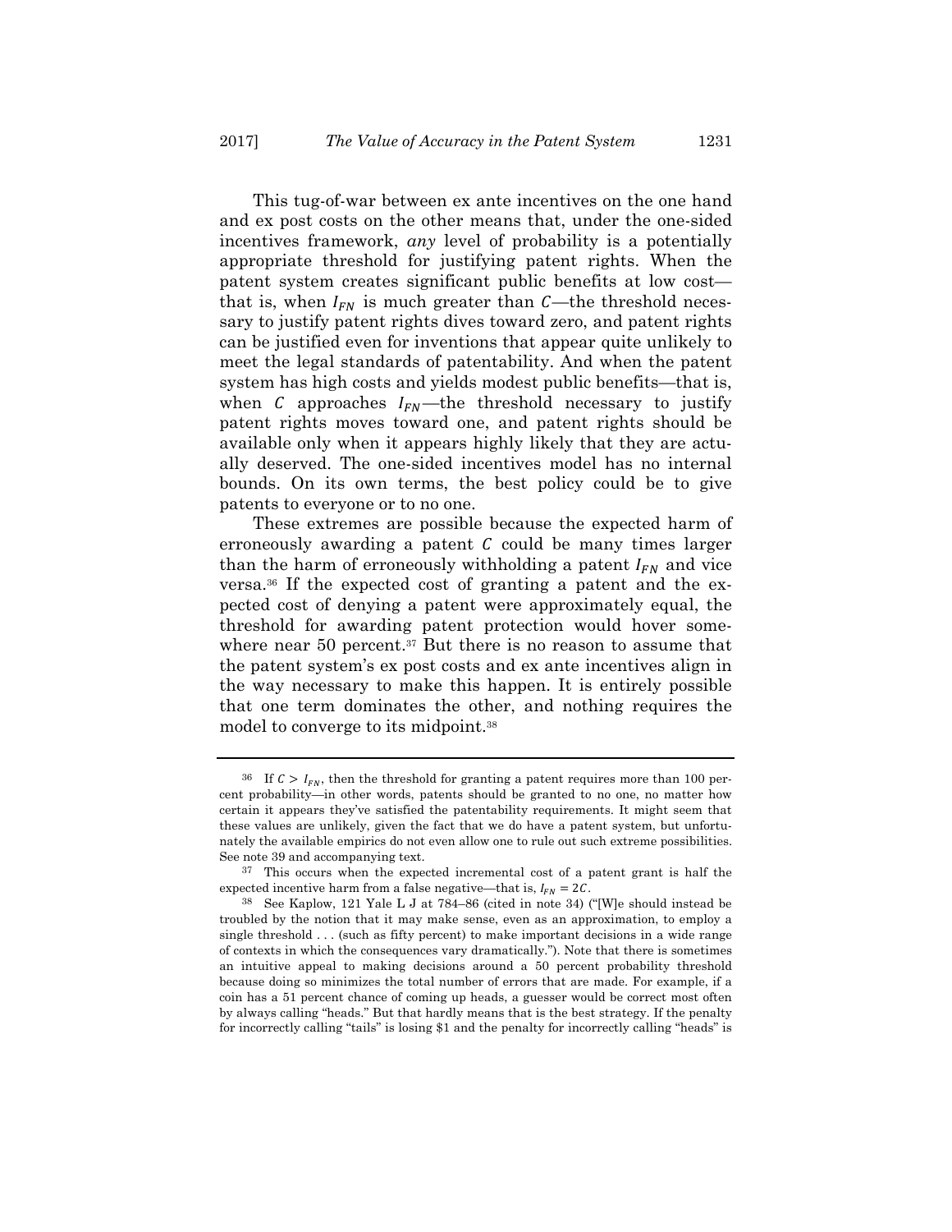This tug-of-war between ex ante incentives on the one hand and ex post costs on the other means that, under the one-sided incentives framework, *any* level of probability is a potentially appropriate threshold for justifying patent rights. When the patent system creates significant public benefits at low cost—that is, when $I_{FN}$ is much greater than $C$—the threshold necessary to justify patent rights dives toward zero, and patent rights can be justified even for inventions that appear quite unlikely to meet the legal standards of patentability. And when the patent system has high costs and yields modest public benefits—that is, when $C$ approaches $I_{FN}$—the threshold necessary to justify patent rights moves toward one, and patent rights should be available only when it appears highly likely that they are actually deserved. The one-sided incentives model has no internal bounds. On its own terms, the best policy could be to give patents to everyone or to no one.

These extremes are possible because the expected harm of erroneously awarding a patent $C$ could be many times larger than the harm of erroneously withholding a patent $I_{FN}$ and vice versa.[36] If the expected cost of granting a patent and the expected cost of denying a patent were approximately equal, the threshold for awarding patent protection would hover somewhere near 50 percent.[37] But there is no reason to assume that the patent system's ex post costs and ex ante incentives align in the way necessary to make this happen. It is entirely possible that one term dominates the other, and nothing requires the model to converge to its midpoint.[38]

---

[36] If $C > I_{FN}$, then the threshold for granting a patent requires more than 100 percent probability—in other words, patents should be granted to no one, no matter how certain it appears they've satisfied the patentability requirements. It might seem that these values are unlikely, given the fact that we do have a patent system, but unfortunately the available empirics do not even allow one to rule out such extreme possibilities. See note 39 and accompanying text.

[37] This occurs when the expected incremental cost of a patent grant is half the expected incentive harm from a false negative—that is, $I_{FN} = 2C$.

[38] See Kaplow, 121 Yale L J at 784–86 (cited in note 34) ("[W]e should instead be troubled by the notion that it may make sense, even as an approximation, to employ a single threshold . . . (such as fifty percent) to make important decisions in a wide range of contexts in which the consequences vary dramatically."). Note that there is sometimes an intuitive appeal to making decisions around a 50 percent probability threshold because doing so minimizes the total number of errors that are made. For example, if a coin has a 51 percent chance of coming up heads, a guesser would be correct most often by always calling "heads." But that hardly means that is the best strategy. If the penalty for incorrectly calling "tails" is losing $1 and the penalty for incorrectly calling "heads" is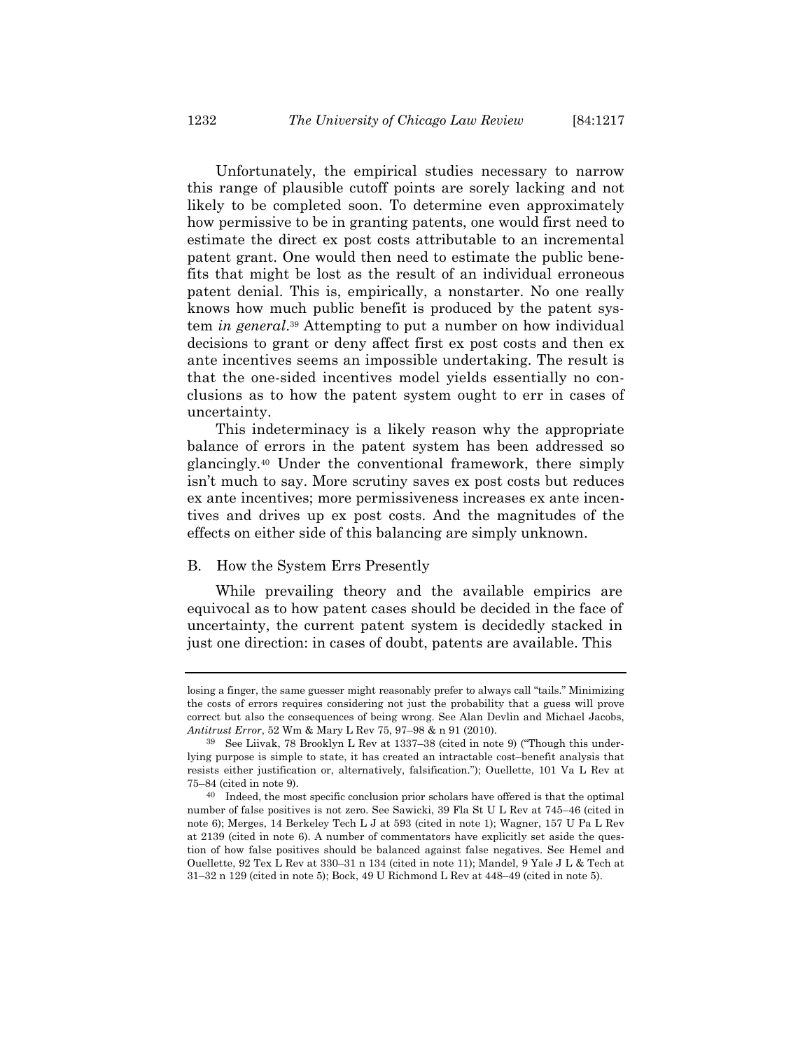Unfortunately, the empirical studies necessary to narrow this range of plausible cutoff points are sorely lacking and not likely to be completed soon. To determine even approximately how permissive to be in granting patents, one would first need to estimate the direct ex post costs attributable to an incremental patent grant. One would then need to estimate the public benefits that might be lost as the result of an individual erroneous patent denial. This is, empirically, a nonstarter. No one really knows how much public benefit is produced by the patent system *in general*.[39] Attempting to put a number on how individual decisions to grant or deny affect first ex post costs and then ex ante incentives seems an impossible undertaking. The result is that the one-sided incentives model yields essentially no conclusions as to how the patent system ought to err in cases of uncertainty.

This indeterminacy is a likely reason why the appropriate balance of errors in the patent system has been addressed so glancingly.[40] Under the conventional framework, there simply isn't much to say. More scrutiny saves ex post costs but reduces ex ante incentives; more permissiveness increases ex ante incentives and drives up ex post costs. And the magnitudes of the effects on either side of this balancing are simply unknown.

## B. How the System Errs Presently

While prevailing theory and the available empirics are equivocal as to how patent cases should be decided in the face of uncertainty, the current patent system is decidedly stacked in just one direction: in cases of doubt, patents are available. This

---

losing a finger, the same guesser might reasonably prefer to always call "tails." Minimizing the costs of errors requires considering not just the probability that a guess will prove correct but also the consequences of being wrong. See Alan Devlin and Michael Jacobs, *Antitrust Error*, 52 Wm & Mary L Rev 75, 97–98 & n 91 (2010).

[39] See Liivak, 78 Brooklyn L Rev at 1337–38 (cited in note 9) ("Though this underlying purpose is simple to state, it has created an intractable cost–benefit analysis that resists either justification or, alternatively, falsification."); Ouellette, 101 Va L Rev at 75–84 (cited in note 9).

[40] Indeed, the most specific conclusion prior scholars have offered is that the optimal number of false positives is not zero. See Sawicki, 39 Fla St U L Rev at 745–46 (cited in note 6); Merges, 14 Berkeley Tech L J at 593 (cited in note 1); Wagner, 157 U Pa L Rev at 2139 (cited in note 6). A number of commentators have explicitly set aside the question of how false positives should be balanced against false negatives. See Hemel and Ouellette, 92 Tex L Rev at 330–31 n 134 (cited in note 11); Mandel, 9 Yale J L & Tech at 31–32 n 129 (cited in note 5); Bock, 49 U Richmond L Rev at 448–49 (cited in note 5).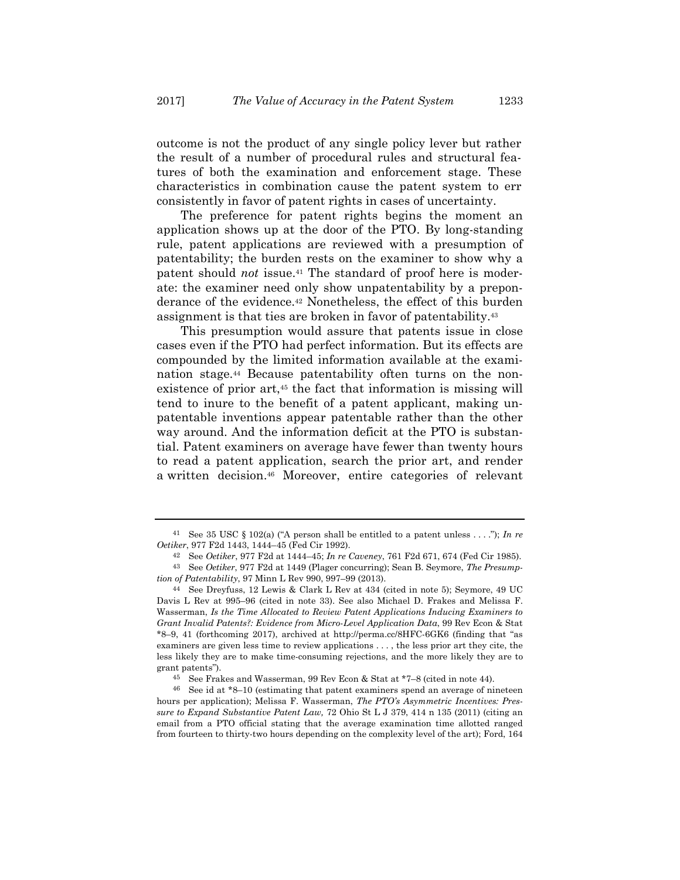outcome is not the product of any single policy lever but rather the result of a number of procedural rules and structural features of both the examination and enforcement stage. These characteristics in combination cause the patent system to err consistently in favor of patent rights in cases of uncertainty.

The preference for patent rights begins the moment an application shows up at the door of the PTO. By long-standing rule, patent applications are reviewed with a presumption of patentability; the burden rests on the examiner to show why a patent should *not* issue.[41] The standard of proof here is moderate: the examiner need only show unpatentability by a preponderance of the evidence.[42] Nonetheless, the effect of this burden assignment is that ties are broken in favor of patentability.[43]

This presumption would assure that patents issue in close cases even if the PTO had perfect information. But its effects are compounded by the limited information available at the examination stage.[44] Because patentability often turns on the nonexistence of prior art,[45] the fact that information is missing will tend to inure to the benefit of a patent applicant, making unpatentable inventions appear patentable rather than the other way around. And the information deficit at the PTO is substantial. Patent examiners on average have fewer than twenty hours to read a patent application, search the prior art, and render a written decision.[46] Moreover, entire categories of relevant

---

[41] See 35 USC § 102(a) ("A person shall be entitled to a patent unless . . . ."); *In re Oetiker*, 977 F2d 1443, 1444–45 (Fed Cir 1992).

[42] See *Oetiker*, 977 F2d at 1444–45; *In re Caveney*, 761 F2d 671, 674 (Fed Cir 1985).

[43] See *Oetiker*, 977 F2d at 1449 (Plager concurring); Sean B. Seymore, *The Presumption of Patentability*, 97 Minn L Rev 990, 997–99 (2013).

[44] See Dreyfuss, 12 Lewis & Clark L Rev at 434 (cited in note 5); Seymore, 49 UC Davis L Rev at 995–96 (cited in note 33). See also Michael D. Frakes and Melissa F. Wasserman, *Is the Time Allocated to Review Patent Applications Inducing Examiners to Grant Invalid Patents?: Evidence from Micro-Level Application Data*, 99 Rev Econ & Stat *8–9, 41 (forthcoming 2017), archived at http://perma.cc/8HFC-6GK6 (finding that "as examiners are given less time to review applications . . . , the less prior art they cite, the less likely they are to make time-consuming rejections, and the more likely they are to grant patents").

[45] See Frakes and Wasserman, 99 Rev Econ & Stat at *7–8 (cited in note 44).

[46] See id at *8–10 (estimating that patent examiners spend an average of nineteen hours per application); Melissa F. Wasserman, *The PTO's Asymmetric Incentives: Pressure to Expand Substantive Patent Law,* 72 Ohio St L J 379, 414 n 135 (2011) (citing an email from a PTO official stating that the average examination time allotted ranged from fourteen to thirty-two hours depending on the complexity level of the art); Ford, 164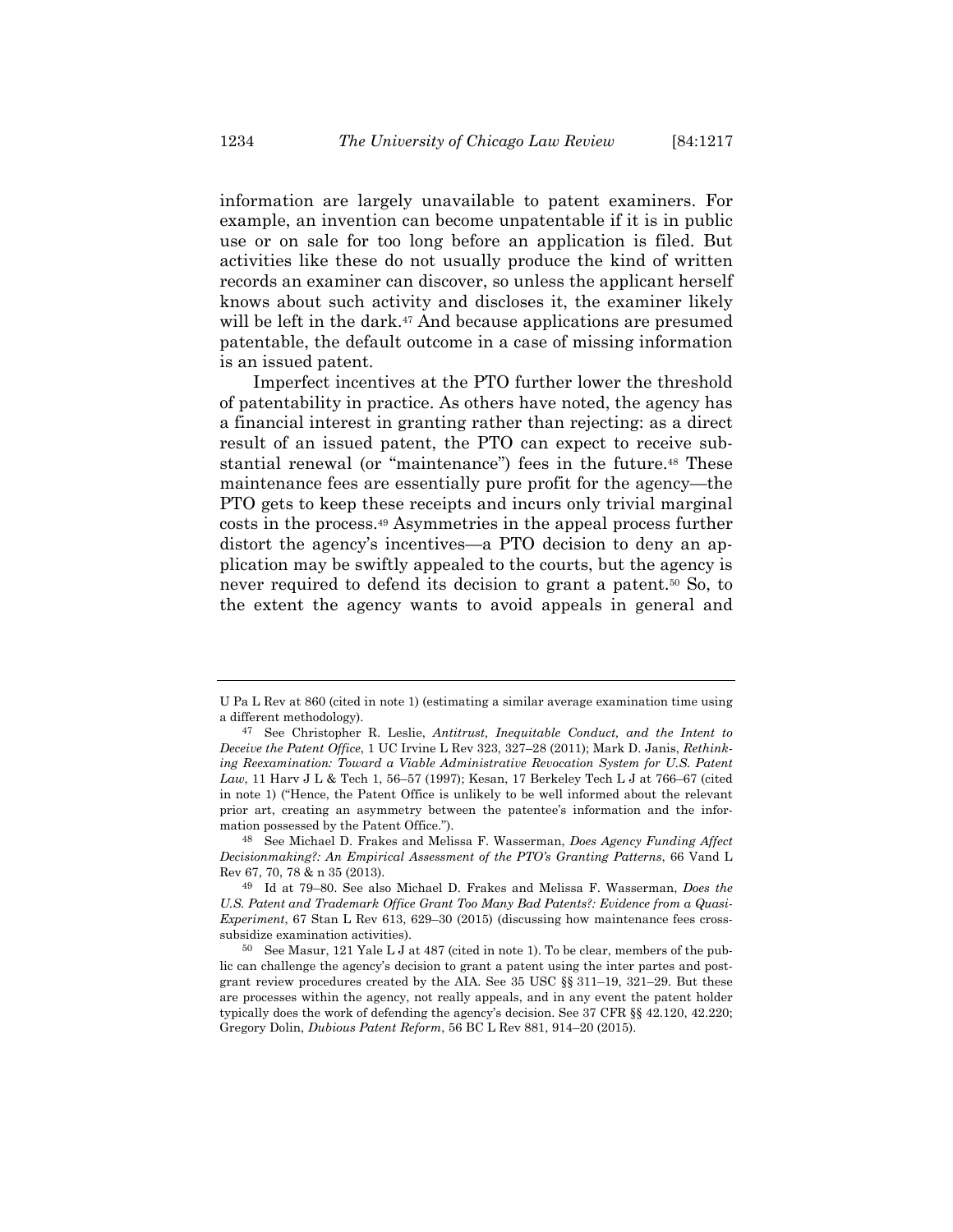information are largely unavailable to patent examiners. For example, an invention can become unpatentable if it is in public use or on sale for too long before an application is filed. But activities like these do not usually produce the kind of written records an examiner can discover, so unless the applicant herself knows about such activity and discloses it, the examiner likely will be left in the dark.[47] And because applications are presumed patentable, the default outcome in a case of missing information is an issued patent.

Imperfect incentives at the PTO further lower the threshold of patentability in practice. As others have noted, the agency has a financial interest in granting rather than rejecting: as a direct result of an issued patent, the PTO can expect to receive substantial renewal (or "maintenance") fees in the future.[48] These maintenance fees are essentially pure profit for the agency—the PTO gets to keep these receipts and incurs only trivial marginal costs in the process.[49] Asymmetries in the appeal process further distort the agency's incentives—a PTO decision to deny an application may be swiftly appealed to the courts, but the agency is never required to defend its decision to grant a patent.[50] So, to the extent the agency wants to avoid appeals in general and

---

U Pa L Rev at 860 (cited in note 1) (estimating a similar average examination time using a different methodology).

[47] See Christopher R. Leslie, *Antitrust, Inequitable Conduct, and the Intent to Deceive the Patent Office*, 1 UC Irvine L Rev 323, 327–28 (2011); Mark D. Janis, *Rethinking Reexamination: Toward a Viable Administrative Revocation System for U.S. Patent Law*, 11 Harv J L & Tech 1, 56–57 (1997); Kesan, 17 Berkeley Tech L J at 766–67 (cited in note 1) ("Hence, the Patent Office is unlikely to be well informed about the relevant prior art, creating an asymmetry between the patentee's information and the information possessed by the Patent Office.").

[48] See Michael D. Frakes and Melissa F. Wasserman, *Does Agency Funding Affect Decisionmaking?: An Empirical Assessment of the PTO's Granting Patterns*, 66 Vand L Rev 67, 70, 78 & n 35 (2013).

[49] Id at 79–80. See also Michael D. Frakes and Melissa F. Wasserman, *Does the U.S. Patent and Trademark Office Grant Too Many Bad Patents?: Evidence from a Quasi-Experiment*, 67 Stan L Rev 613, 629–30 (2015) (discussing how maintenance fees cross-subsidize examination activities).

[50] See Masur, 121 Yale L J at 487 (cited in note 1). To be clear, members of the public can challenge the agency's decision to grant a patent using the inter partes and post-grant review procedures created by the AIA. See 35 USC §§ 311–19, 321–29. But these are processes within the agency, not really appeals, and in any event the patent holder typically does the work of defending the agency's decision. See 37 CFR §§ 42.120, 42.220; Gregory Dolin, *Dubious Patent Reform*, 56 BC L Rev 881, 914–20 (2015).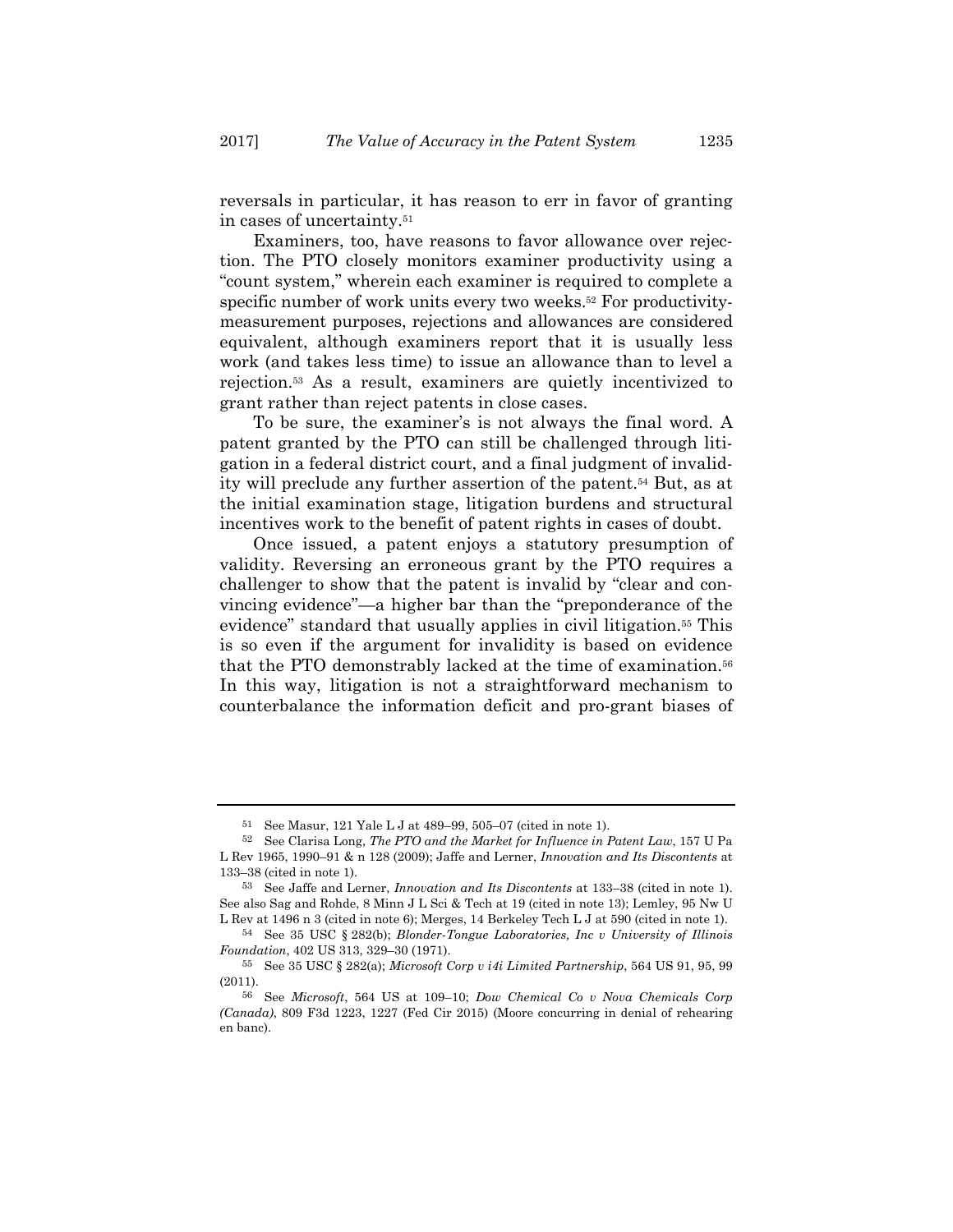reversals in particular, it has reason to err in favor of granting in cases of uncertainty.[51]

Examiners, too, have reasons to favor allowance over rejection. The PTO closely monitors examiner productivity using a "count system," wherein each examiner is required to complete a specific number of work units every two weeks.[52] For productivity-measurement purposes, rejections and allowances are considered equivalent, although examiners report that it is usually less work (and takes less time) to issue an allowance than to level a rejection.[53] As a result, examiners are quietly incentivized to grant rather than reject patents in close cases.

To be sure, the examiner's is not always the final word. A patent granted by the PTO can still be challenged through litigation in a federal district court, and a final judgment of invalidity will preclude any further assertion of the patent.[54] But, as at the initial examination stage, litigation burdens and structural incentives work to the benefit of patent rights in cases of doubt.

Once issued, a patent enjoys a statutory presumption of validity. Reversing an erroneous grant by the PTO requires a challenger to show that the patent is invalid by "clear and convincing evidence"—a higher bar than the "preponderance of the evidence" standard that usually applies in civil litigation.[55] This is so even if the argument for invalidity is based on evidence that the PTO demonstrably lacked at the time of examination.[56] In this way, litigation is not a straightforward mechanism to counterbalance the information deficit and pro-grant biases of

---

[51] See Masur, 121 Yale L J at 489–99, 505–07 (cited in note 1).

[52] See Clarisa Long, *The PTO and the Market for Influence in Patent Law*, 157 U Pa L Rev 1965, 1990–91 & n 128 (2009); Jaffe and Lerner, *Innovation and Its Discontents* at 133–38 (cited in note 1).

[53] See Jaffe and Lerner, *Innovation and Its Discontents* at 133–38 (cited in note 1). See also Sag and Rohde, 8 Minn J L Sci & Tech at 19 (cited in note 13); Lemley, 95 Nw U L Rev at 1496 n 3 (cited in note 6); Merges, 14 Berkeley Tech L J at 590 (cited in note 1).

[54] See 35 USC § 282(b); *Blonder-Tongue Laboratories, Inc v University of Illinois Foundation*, 402 US 313, 329–30 (1971).

[55] See 35 USC § 282(a); *Microsoft Corp v i4i Limited Partnership*, 564 US 91, 95, 99 (2011).

[56] See *Microsoft*, 564 US at 109–10; *Dow Chemical Co v Nova Chemicals Corp (Canada)*, 809 F3d 1223, 1227 (Fed Cir 2015) (Moore concurring in denial of rehearing en banc).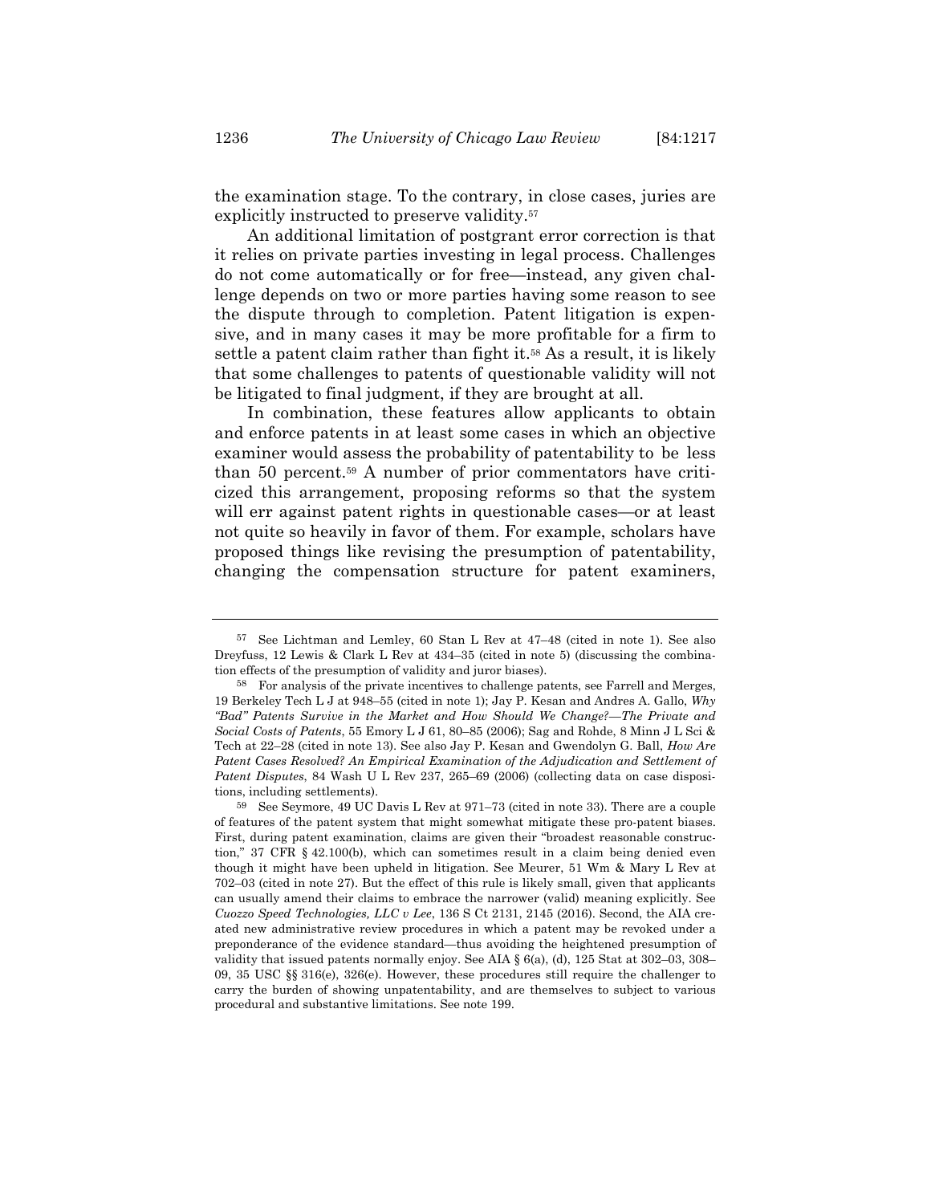the examination stage. To the contrary, in close cases, juries are explicitly instructed to preserve validity.[57]

An additional limitation of postgrant error correction is that it relies on private parties investing in legal process. Challenges do not come automatically or for free—instead, any given challenge depends on two or more parties having some reason to see the dispute through to completion. Patent litigation is expensive, and in many cases it may be more profitable for a firm to settle a patent claim rather than fight it.[58] As a result, it is likely that some challenges to patents of questionable validity will not be litigated to final judgment, if they are brought at all.

In combination, these features allow applicants to obtain and enforce patents in at least some cases in which an objective examiner would assess the probability of patentability to be less than 50 percent.[59] A number of prior commentators have criticized this arrangement, proposing reforms so that the system will err against patent rights in questionable cases—or at least not quite so heavily in favor of them. For example, scholars have proposed things like revising the presumption of patentability, changing the compensation structure for patent examiners,

---

[57] See Lichtman and Lemley, 60 Stan L Rev at 47–48 (cited in note 1). See also Dreyfuss, 12 Lewis & Clark L Rev at 434–35 (cited in note 5) (discussing the combination effects of the presumption of validity and juror biases).

[58] For analysis of the private incentives to challenge patents, see Farrell and Merges, 19 Berkeley Tech L J at 948–55 (cited in note 1); Jay P. Kesan and Andres A. Gallo, *Why "Bad" Patents Survive in the Market and How Should We Change?—The Private and Social Costs of Patents*, 55 Emory L J 61, 80–85 (2006); Sag and Rohde, 8 Minn J L Sci & Tech at 22–28 (cited in note 13). See also Jay P. Kesan and Gwendolyn G. Ball, *How Are Patent Cases Resolved? An Empirical Examination of the Adjudication and Settlement of Patent Disputes*, 84 Wash U L Rev 237, 265–69 (2006) (collecting data on case dispositions, including settlements).

[59] See Seymore, 49 UC Davis L Rev at 971–73 (cited in note 33). There are a couple of features of the patent system that might somewhat mitigate these pro-patent biases. First, during patent examination, claims are given their "broadest reasonable construction," 37 CFR § 42.100(b), which can sometimes result in a claim being denied even though it might have been upheld in litigation. See Meurer, 51 Wm & Mary L Rev at 702–03 (cited in note 27). But the effect of this rule is likely small, given that applicants can usually amend their claims to embrace the narrower (valid) meaning explicitly. See *Cuozzo Speed Technologies, LLC v Lee*, 136 S Ct 2131, 2145 (2016). Second, the AIA created new administrative review procedures in which a patent may be revoked under a preponderance of the evidence standard—thus avoiding the heightened presumption of validity that issued patents normally enjoy. See AIA § 6(a), (d), 125 Stat at 302–03, 308–09, 35 USC §§ 316(e), 326(e). However, these procedures still require the challenger to carry the burden of showing unpatentability, and are themselves to subject to various procedural and substantive limitations. See note 199.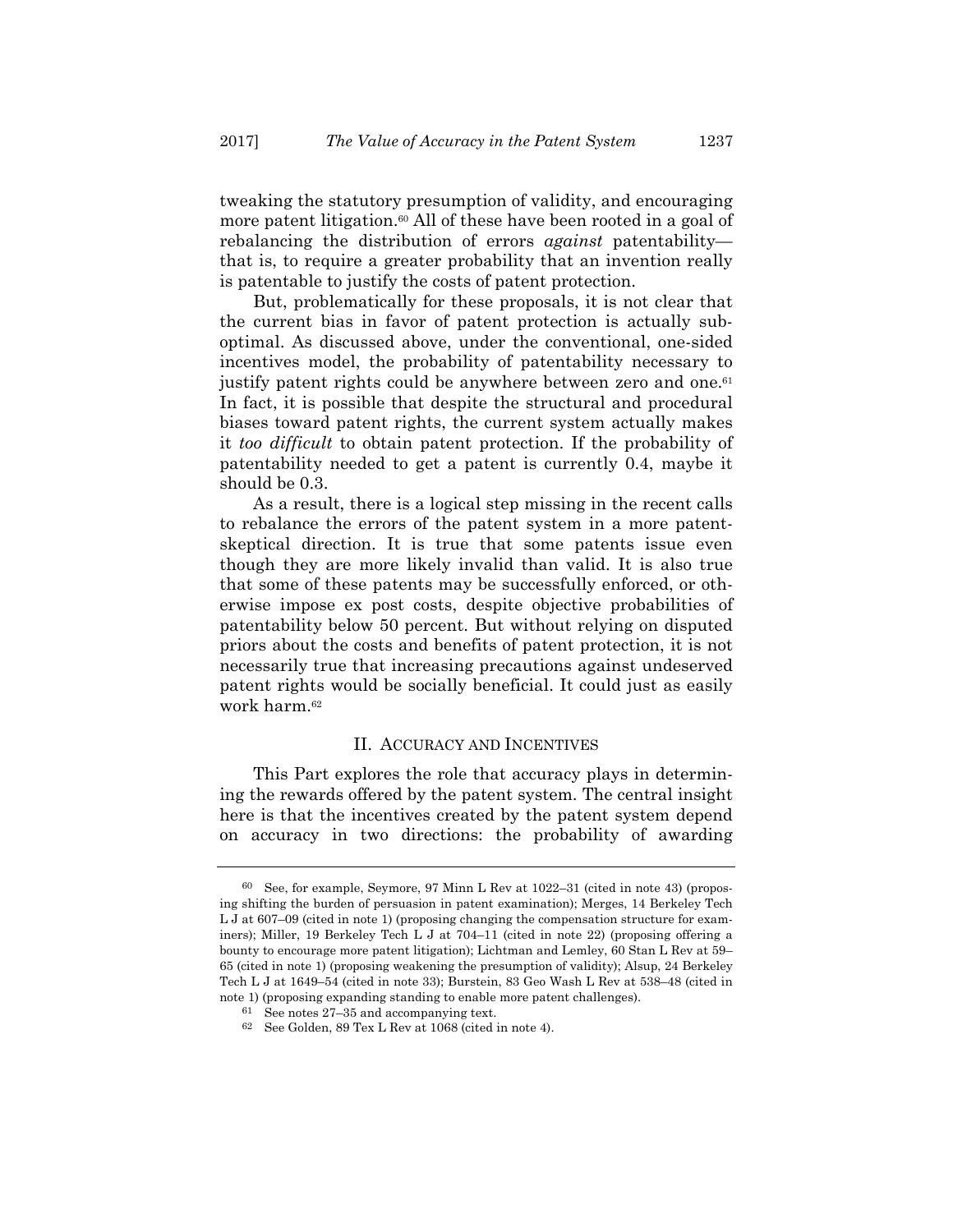tweaking the statutory presumption of validity, and encouraging more patent litigation.[60] All of these have been rooted in a goal of rebalancing the distribution of errors *against* patentability—that is, to require a greater probability that an invention really is patentable to justify the costs of patent protection.

But, problematically for these proposals, it is not clear that the current bias in favor of patent protection is actually suboptimal. As discussed above, under the conventional, one-sided incentives model, the probability of patentability necessary to justify patent rights could be anywhere between zero and one.[61] In fact, it is possible that despite the structural and procedural biases toward patent rights, the current system actually makes it *too difficult* to obtain patent protection. If the probability of patentability needed to get a patent is currently 0.4, maybe it should be 0.3.

As a result, there is a logical step missing in the recent calls to rebalance the errors of the patent system in a more patent-skeptical direction. It is true that some patents issue even though they are more likely invalid than valid. It is also true that some of these patents may be successfully enforced, or otherwise impose ex post costs, despite objective probabilities of patentability below 50 percent. But without relying on disputed priors about the costs and benefits of patent protection, it is not necessarily true that increasing precautions against undeserved patent rights would be socially beneficial. It could just as easily work harm.[62]

## II. Accuracy and Incentives

This Part explores the role that accuracy plays in determining the rewards offered by the patent system. The central insight here is that the incentives created by the patent system depend on accuracy in two directions: the probability of awarding

---

[60] See, for example, Seymore, 97 Minn L Rev at 1022–31 (cited in note 43) (proposing shifting the burden of persuasion in patent examination); Merges, 14 Berkeley Tech L J at 607–09 (cited in note 1) (proposing changing the compensation structure for examiners); Miller, 19 Berkeley Tech L J at 704–11 (cited in note 22) (proposing offering a bounty to encourage more patent litigation); Lichtman and Lemley, 60 Stan L Rev at 59–65 (cited in note 1) (proposing weakening the presumption of validity); Alsup, 24 Berkeley Tech L J at 1649–54 (cited in note 33); Burstein, 83 Geo Wash L Rev at 538–48 (cited in note 1) (proposing expanding standing to enable more patent challenges).

[61] See notes 27–35 and accompanying text.

[62] See Golden, 89 Tex L Rev at 1068 (cited in note 4).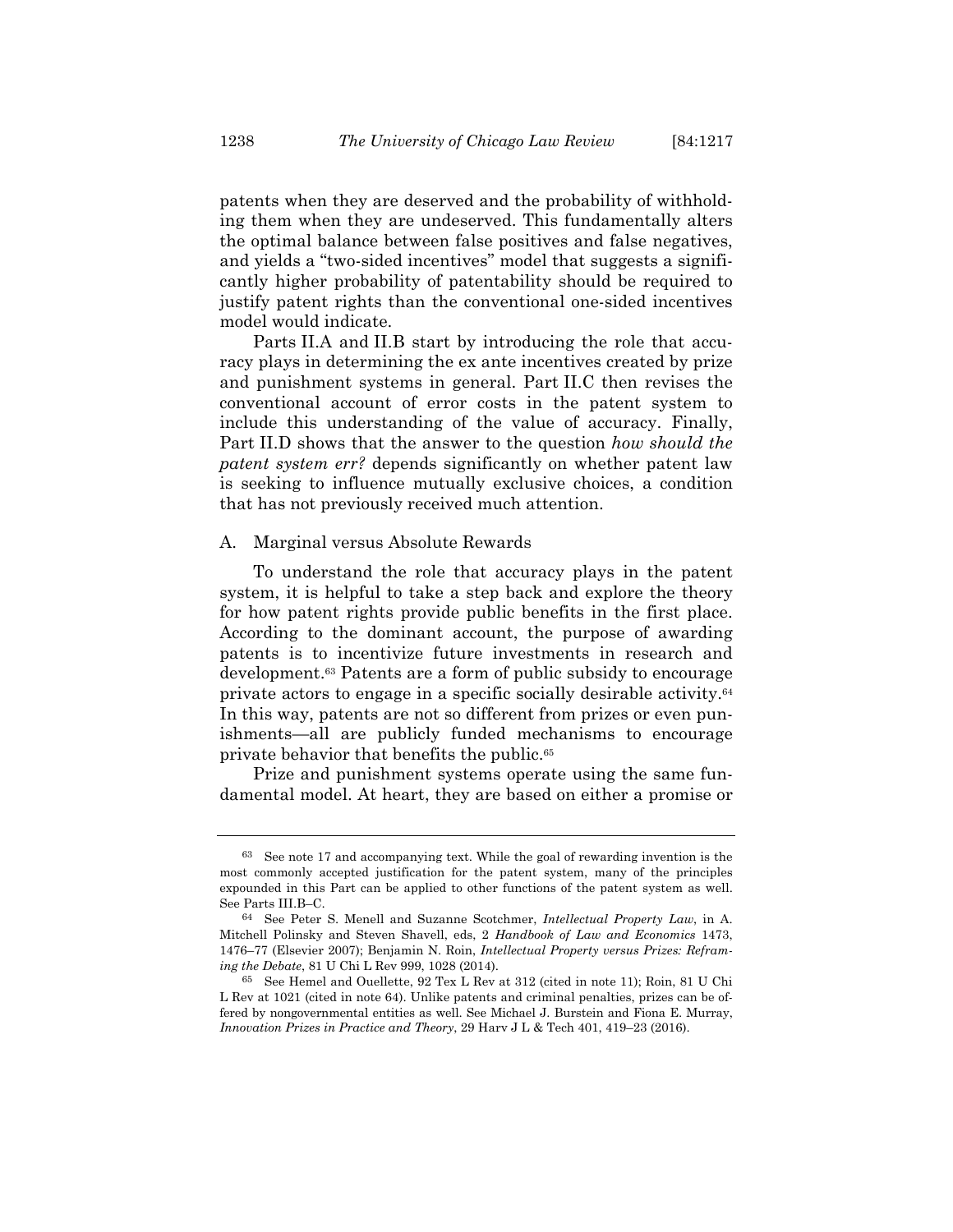patents when they are deserved and the probability of withholding them when they are undeserved. This fundamentally alters the optimal balance between false positives and false negatives, and yields a "two-sided incentives" model that suggests a significantly higher probability of patentability should be required to justify patent rights than the conventional one-sided incentives model would indicate.

Parts II.A and II.B start by introducing the role that accuracy plays in determining the ex ante incentives created by prize and punishment systems in general. Part II.C then revises the conventional account of error costs in the patent system to include this understanding of the value of accuracy. Finally, Part II.D shows that the answer to the question *how should the patent system err?* depends significantly on whether patent law is seeking to influence mutually exclusive choices, a condition that has not previously received much attention.

## A. Marginal versus Absolute Rewards

To understand the role that accuracy plays in the patent system, it is helpful to take a step back and explore the theory for how patent rights provide public benefits in the first place. According to the dominant account, the purpose of awarding patents is to incentivize future investments in research and development.[63] Patents are a form of public subsidy to encourage private actors to engage in a specific socially desirable activity.[64] In this way, patents are not so different from prizes or even punishments—all are publicly funded mechanisms to encourage private behavior that benefits the public.[65]

Prize and punishment systems operate using the same fundamental model. At heart, they are based on either a promise or

---

[63] See note 17 and accompanying text. While the goal of rewarding invention is the most commonly accepted justification for the patent system, many of the principles expounded in this Part can be applied to other functions of the patent system as well. See Parts III.B–C.

[64] See Peter S. Menell and Suzanne Scotchmer, *Intellectual Property Law*, in A. Mitchell Polinsky and Steven Shavell, eds, 2 *Handbook of Law and Economics* 1473, 1476–77 (Elsevier 2007); Benjamin N. Roin, *Intellectual Property versus Prizes: Reframing the Debate*, 81 U Chi L Rev 999, 1028 (2014).

[65] See Hemel and Ouellette, 92 Tex L Rev at 312 (cited in note 11); Roin, 81 U Chi L Rev at 1021 (cited in note 64). Unlike patents and criminal penalties, prizes can be offered by nongovernmental entities as well. See Michael J. Burstein and Fiona E. Murray, *Innovation Prizes in Practice and Theory*, 29 Harv J L & Tech 401, 419–23 (2016).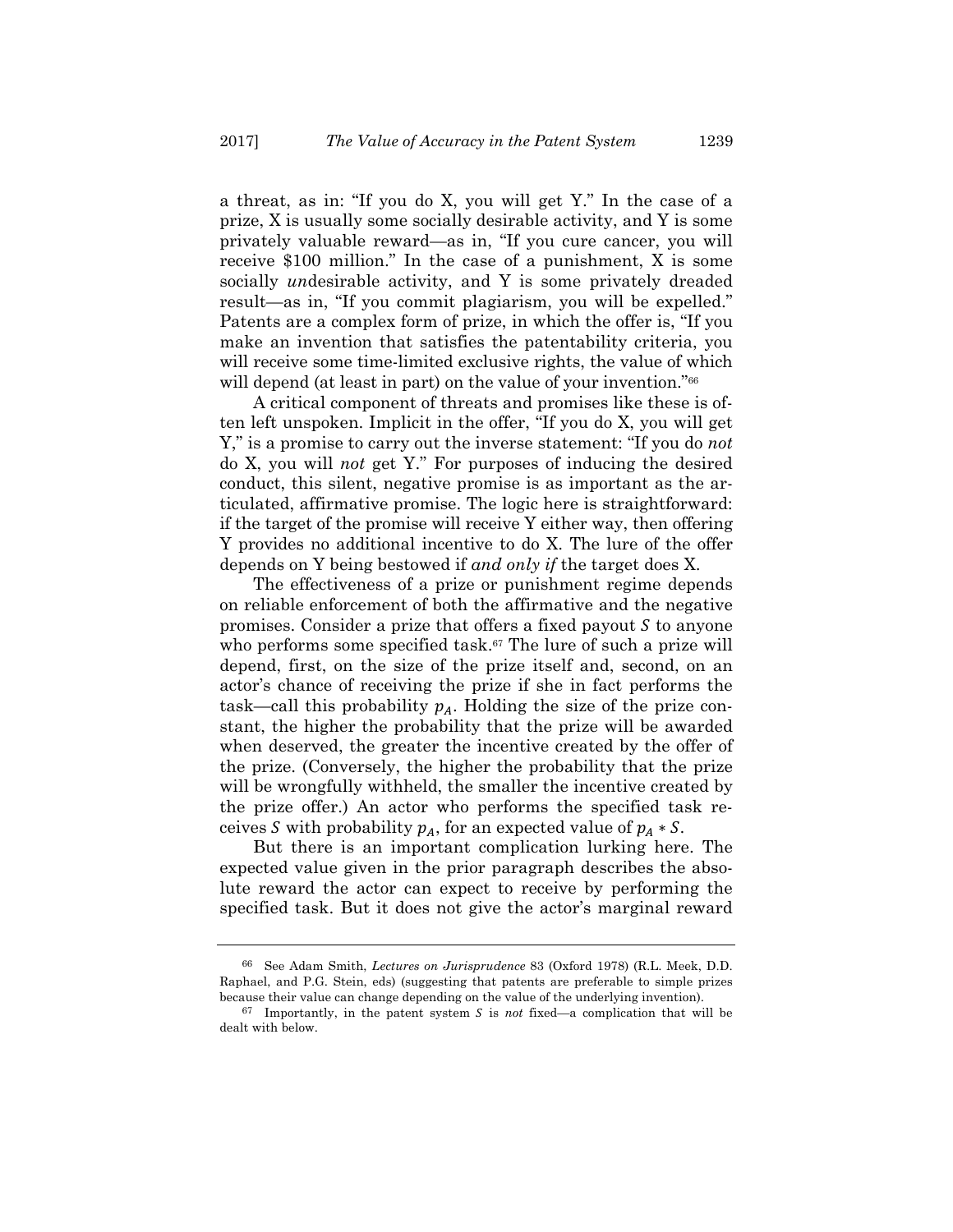a threat, as in: "If you do X, you will get Y." In the case of a prize, X is usually some socially desirable activity, and Y is some privately valuable reward—as in, "If you cure cancer, you will receive $100 million." In the case of a punishment, X is some socially *un*desirable activity, and Y is some privately dreaded result—as in, "If you commit plagiarism, you will be expelled." Patents are a complex form of prize, in which the offer is, "If you make an invention that satisfies the patentability criteria, you will receive some time-limited exclusive rights, the value of which will depend (at least in part) on the value of your invention."[66]

A critical component of threats and promises like these is often left unspoken. Implicit in the offer, "If you do X, you will get Y," is a promise to carry out the inverse statement: "If you do *not* do X, you will *not* get Y." For purposes of inducing the desired conduct, this silent, negative promise is as important as the articulated, affirmative promise. The logic here is straightforward: if the target of the promise will receive Y either way, then offering Y provides no additional incentive to do X. The lure of the offer depends on Y being bestowed if *and only if* the target does X.

The effectiveness of a prize or punishment regime depends on reliable enforcement of both the affirmative and the negative promises. Consider a prize that offers a fixed payout $S$ to anyone who performs some specified task.[67] The lure of such a prize will depend, first, on the size of the prize itself and, second, on an actor's chance of receiving the prize if she in fact performs the task—call this probability $p_A$. Holding the size of the prize constant, the higher the probability that the prize will be awarded when deserved, the greater the incentive created by the offer of the prize. (Conversely, the higher the probability that the prize will be wrongfully withheld, the smaller the incentive created by the prize offer.) An actor who performs the specified task receives $S$ with probability $p_A$, for an expected value of $p_A * S$.

But there is an important complication lurking here. The expected value given in the prior paragraph describes the absolute reward the actor can expect to receive by performing the specified task. But it does not give the actor's marginal reward

---

[66] See Adam Smith, *Lectures on Jurisprudence* 83 (Oxford 1978) (R.L. Meek, D.D. Raphael, and P.G. Stein, eds) (suggesting that patents are preferable to simple prizes because their value can change depending on the value of the underlying invention).

[67] Importantly, in the patent system $S$ is *not* fixed—a complication that will be dealt with below.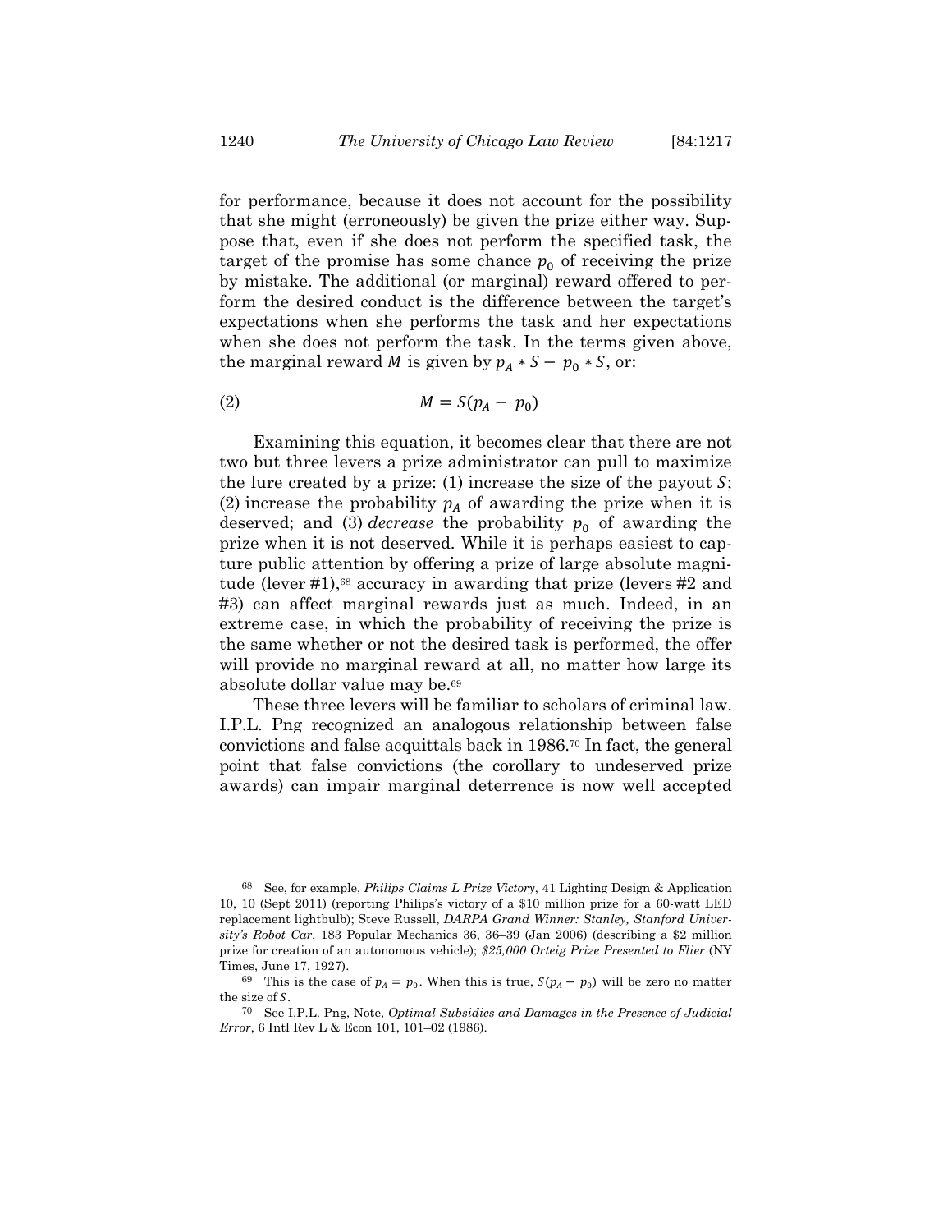for performance, because it does not account for the possibility that she might (erroneously) be given the prize either way. Suppose that, even if she does not perform the specified task, the target of the promise has some chance $p_0$ of receiving the prize by mistake. The additional (or marginal) reward offered to perform the desired conduct is the difference between the target's expectations when she performs the task and her expectations when she does not perform the task. In the terms given above, the marginal reward $M$ is given by $p_A * S - p_0 * S$, or:

$$M = S(p_A - p_0) \tag{2}$$

Examining this equation, it becomes clear that there are not two but three levers a prize administrator can pull to maximize the lure created by a prize: (1) increase the size of the payout $S$; (2) increase the probability $p_A$ of awarding the prize when it is deserved; and (3) *decrease* the probability $p_0$ of awarding the prize when it is not deserved. While it is perhaps easiest to capture public attention by offering a prize of large absolute magnitude (lever #1),[68] accuracy in awarding that prize (levers #2 and #3) can affect marginal rewards just as much. Indeed, in an extreme case, in which the probability of receiving the prize is the same whether or not the desired task is performed, the offer will provide no marginal reward at all, no matter how large its absolute dollar value may be.[69]

These three levers will be familiar to scholars of criminal law. I.P.L. Png recognized an analogous relationship between false convictions and false acquittals back in 1986.[70] In fact, the general point that false convictions (the corollary to undeserved prize awards) can impair marginal deterrence is now well accepted

---

[68] See, for example, *Philips Claims L Prize Victory*, 41 Lighting Design & Application 10, 10 (Sept 2011) (reporting Philips's victory of a \$10 million prize for a 60-watt LED replacement lightbulb); Steve Russell, *DARPA Grand Winner: Stanley, Stanford University's Robot Car,* 183 Popular Mechanics 36, 36–39 (Jan 2006) (describing a \$2 million prize for creation of an autonomous vehicle); *\$25,000 Orteig Prize Presented to Flier* (NY Times, June 17, 1927).

[69] This is the case of $p_A = p_0$. When this is true, $S(p_A - p_0)$ will be zero no matter the size of $S$.

[70] See I.P.L. Png, Note, *Optimal Subsidies and Damages in the Presence of Judicial Error*, 6 Intl Rev L & Econ 101, 101–02 (1986).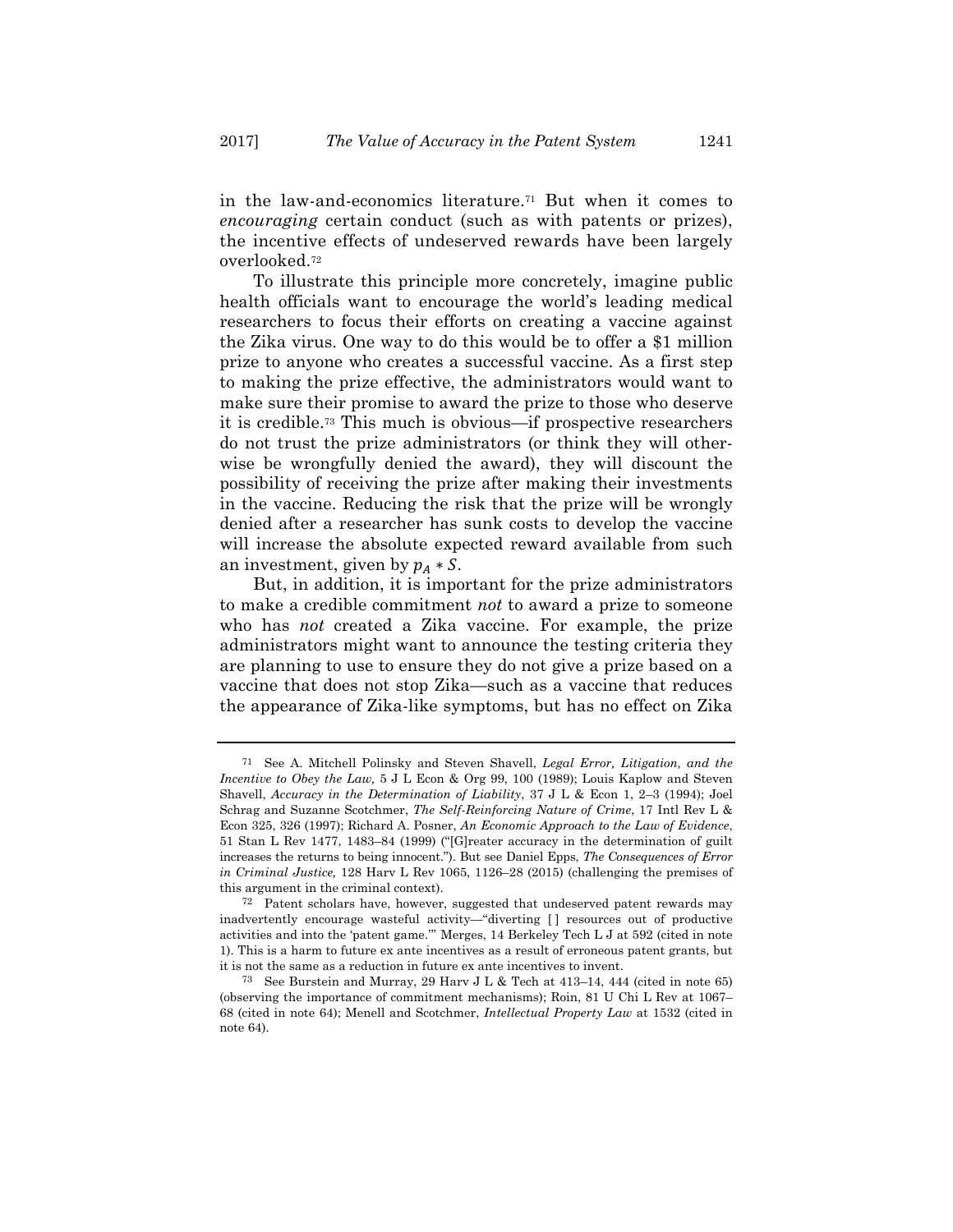in the law-and-economics literature.[71] But when it comes to *encouraging* certain conduct (such as with patents or prizes), the incentive effects of undeserved rewards have been largely overlooked.[72]

To illustrate this principle more concretely, imagine public health officials want to encourage the world's leading medical researchers to focus their efforts on creating a vaccine against the Zika virus. One way to do this would be to offer a $1 million prize to anyone who creates a successful vaccine. As a first step to making the prize effective, the administrators would want to make sure their promise to award the prize to those who deserve it is credible.[73] This much is obvious—if prospective researchers do not trust the prize administrators (or think they will otherwise be wrongfully denied the award), they will discount the possibility of receiving the prize after making their investments in the vaccine. Reducing the risk that the prize will be wrongly denied after a researcher has sunk costs to develop the vaccine will increase the absolute expected reward available from such an investment, given by $p_A * S$.

But, in addition, it is important for the prize administrators to make a credible commitment *not* to award a prize to someone who has *not* created a Zika vaccine. For example, the prize administrators might want to announce the testing criteria they are planning to use to ensure they do not give a prize based on a vaccine that does not stop Zika—such as a vaccine that reduces the appearance of Zika-like symptoms, but has no effect on Zika

---

71 See A. Mitchell Polinsky and Steven Shavell, *Legal Error, Litigation, and the Incentive to Obey the Law*, 5 J L Econ & Org 99, 100 (1989); Louis Kaplow and Steven Shavell, *Accuracy in the Determination of Liability*, 37 J L & Econ 1, 2–3 (1994); Joel Schrag and Suzanne Scotchmer, *The Self-Reinforcing Nature of Crime*, 17 Intl Rev L & Econ 325, 326 (1997); Richard A. Posner, *An Economic Approach to the Law of Evidence*, 51 Stan L Rev 1477, 1483–84 (1999) ("[G]reater accuracy in the determination of guilt increases the returns to being innocent."). But see Daniel Epps, *The Consequences of Error in Criminal Justice,* 128 Harv L Rev 1065, 1126–28 (2015) (challenging the premises of this argument in the criminal context).

72 Patent scholars have, however, suggested that undeserved patent rewards may inadvertently encourage wasteful activity—"diverting [ ] resources out of productive activities and into the 'patent game.'" Merges, 14 Berkeley Tech L J at 592 (cited in note 1). This is a harm to future ex ante incentives as a result of erroneous patent grants, but it is not the same as a reduction in future ex ante incentives to invent.

73 See Burstein and Murray, 29 Harv J L & Tech at 413–14, 444 (cited in note 65) (observing the importance of commitment mechanisms); Roin, 81 U Chi L Rev at 1067–68 (cited in note 64); Menell and Scotchmer, *Intellectual Property Law* at 1532 (cited in note 64).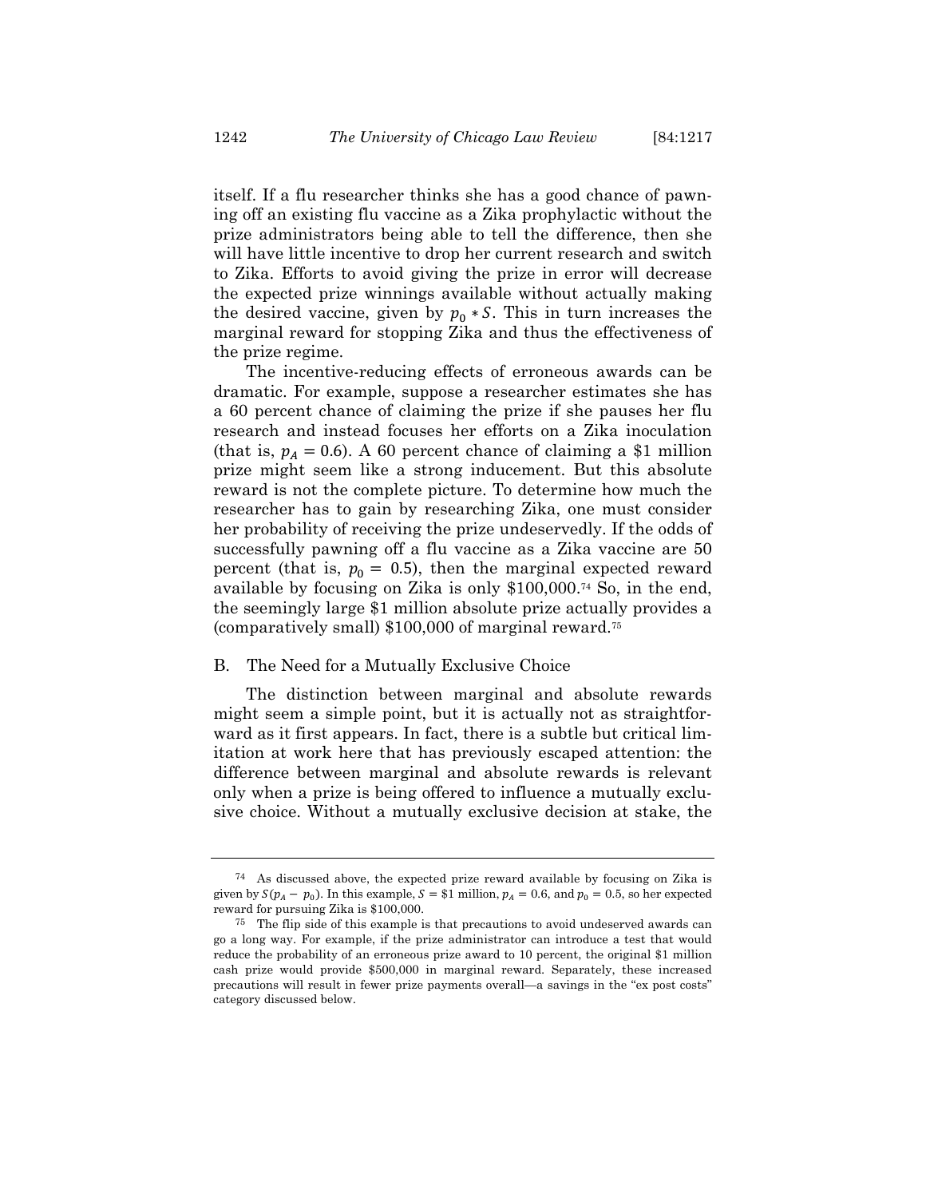itself. If a flu researcher thinks she has a good chance of pawning off an existing flu vaccine as a Zika prophylactic without the prize administrators being able to tell the difference, then she will have little incentive to drop her current research and switch to Zika. Efforts to avoid giving the prize in error will decrease the expected prize winnings available without actually making the desired vaccine, given by $p_0 * S$. This in turn increases the marginal reward for stopping Zika and thus the effectiveness of the prize regime.

The incentive-reducing effects of erroneous awards can be dramatic. For example, suppose a researcher estimates she has a 60 percent chance of claiming the prize if she pauses her flu research and instead focuses her efforts on a Zika inoculation (that is, $p_A = 0.6$). A 60 percent chance of claiming a $1 million prize might seem like a strong inducement. But this absolute reward is not the complete picture. To determine how much the researcher has to gain by researching Zika, one must consider her probability of receiving the prize undeservedly. If the odds of successfully pawning off a flu vaccine as a Zika vaccine are 50 percent (that is, $p_0 = 0.5$), then the marginal expected reward available by focusing on Zika is only $100,000.[74] So, in the end, the seemingly large $1 million absolute prize actually provides a (comparatively small) $100,000 of marginal reward.[75]

## B. The Need for a Mutually Exclusive Choice

The distinction between marginal and absolute rewards might seem a simple point, but it is actually not as straightforward as it first appears. In fact, there is a subtle but critical limitation at work here that has previously escaped attention: the difference between marginal and absolute rewards is relevant only when a prize is being offered to influence a mutually exclusive choice. Without a mutually exclusive decision at stake, the

---

[74] As discussed above, the expected prize reward available by focusing on Zika is given by $S(p_A - p_0)$. In this example, $S$ = $1 million, $p_A = 0.6$, and $p_0 = 0.5$, so her expected reward for pursuing Zika is $100,000.

[75] The flip side of this example is that precautions to avoid undeserved awards can go a long way. For example, if the prize administrator can introduce a test that would reduce the probability of an erroneous prize award to 10 percent, the original $1 million cash prize would provide $500,000 in marginal reward. Separately, these increased precautions will result in fewer prize payments overall—a savings in the "ex post costs" category discussed below.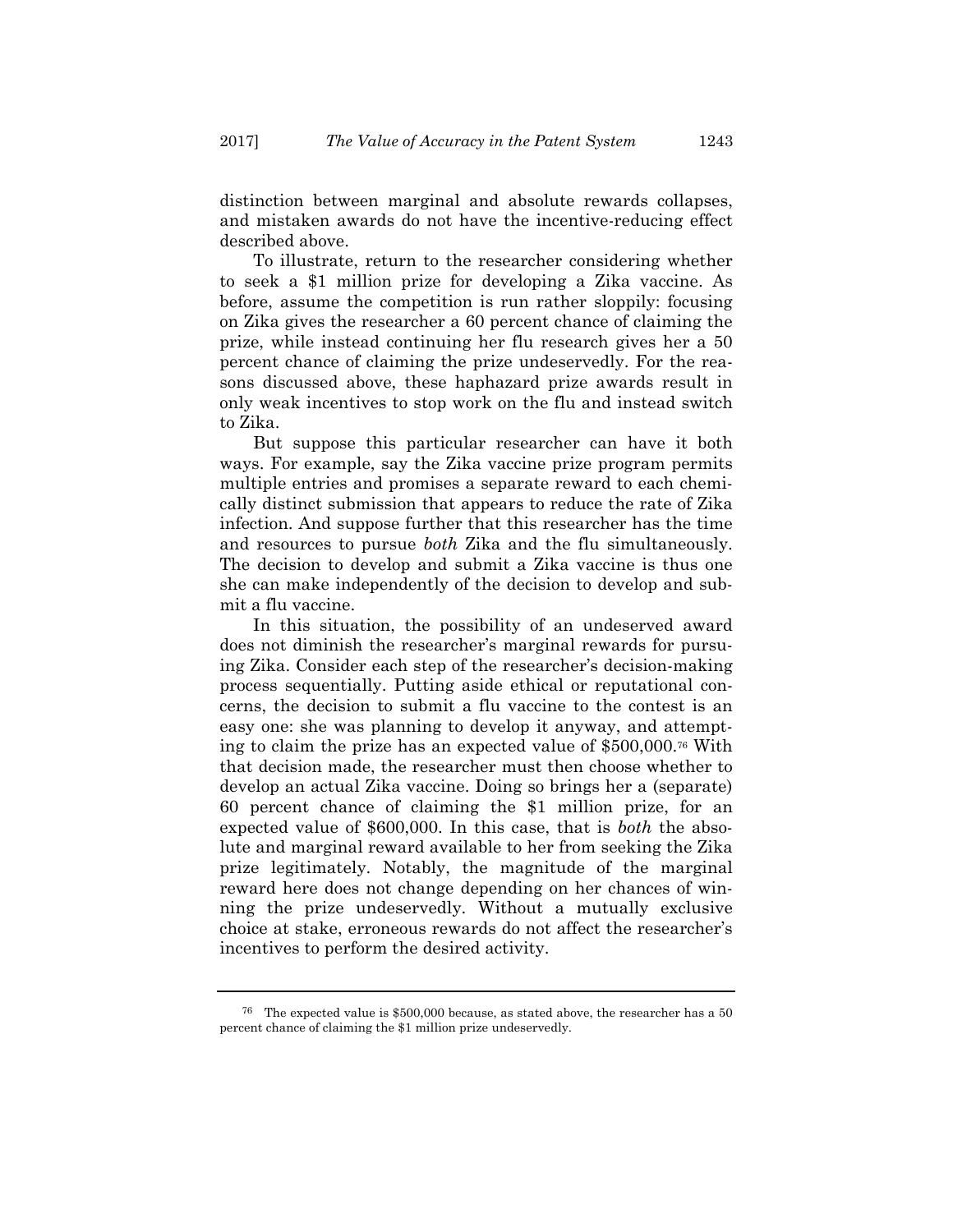distinction between marginal and absolute rewards collapses, and mistaken awards do not have the incentive-reducing effect described above.

To illustrate, return to the researcher considering whether to seek a $1 million prize for developing a Zika vaccine. As before, assume the competition is run rather sloppily: focusing on Zika gives the researcher a 60 percent chance of claiming the prize, while instead continuing her flu research gives her a 50 percent chance of claiming the prize undeservedly. For the reasons discussed above, these haphazard prize awards result in only weak incentives to stop work on the flu and instead switch to Zika.

But suppose this particular researcher can have it both ways. For example, say the Zika vaccine prize program permits multiple entries and promises a separate reward to each chemically distinct submission that appears to reduce the rate of Zika infection. And suppose further that this researcher has the time and resources to pursue *both* Zika and the flu simultaneously. The decision to develop and submit a Zika vaccine is thus one she can make independently of the decision to develop and submit a flu vaccine.

In this situation, the possibility of an undeserved award does not diminish the researcher's marginal rewards for pursuing Zika. Consider each step of the researcher's decision-making process sequentially. Putting aside ethical or reputational concerns, the decision to submit a flu vaccine to the contest is an easy one: she was planning to develop it anyway, and attempting to claim the prize has an expected value of $500,000.[76] With that decision made, the researcher must then choose whether to develop an actual Zika vaccine. Doing so brings her a (separate) 60 percent chance of claiming the $1 million prize, for an expected value of $600,000. In this case, that is *both* the absolute and marginal reward available to her from seeking the Zika prize legitimately. Notably, the magnitude of the marginal reward here does not change depending on her chances of winning the prize undeservedly. Without a mutually exclusive choice at stake, erroneous rewards do not affect the researcher's incentives to perform the desired activity.

---

[76] The expected value is $500,000 because, as stated above, the researcher has a 50 percent chance of claiming the $1 million prize undeservedly.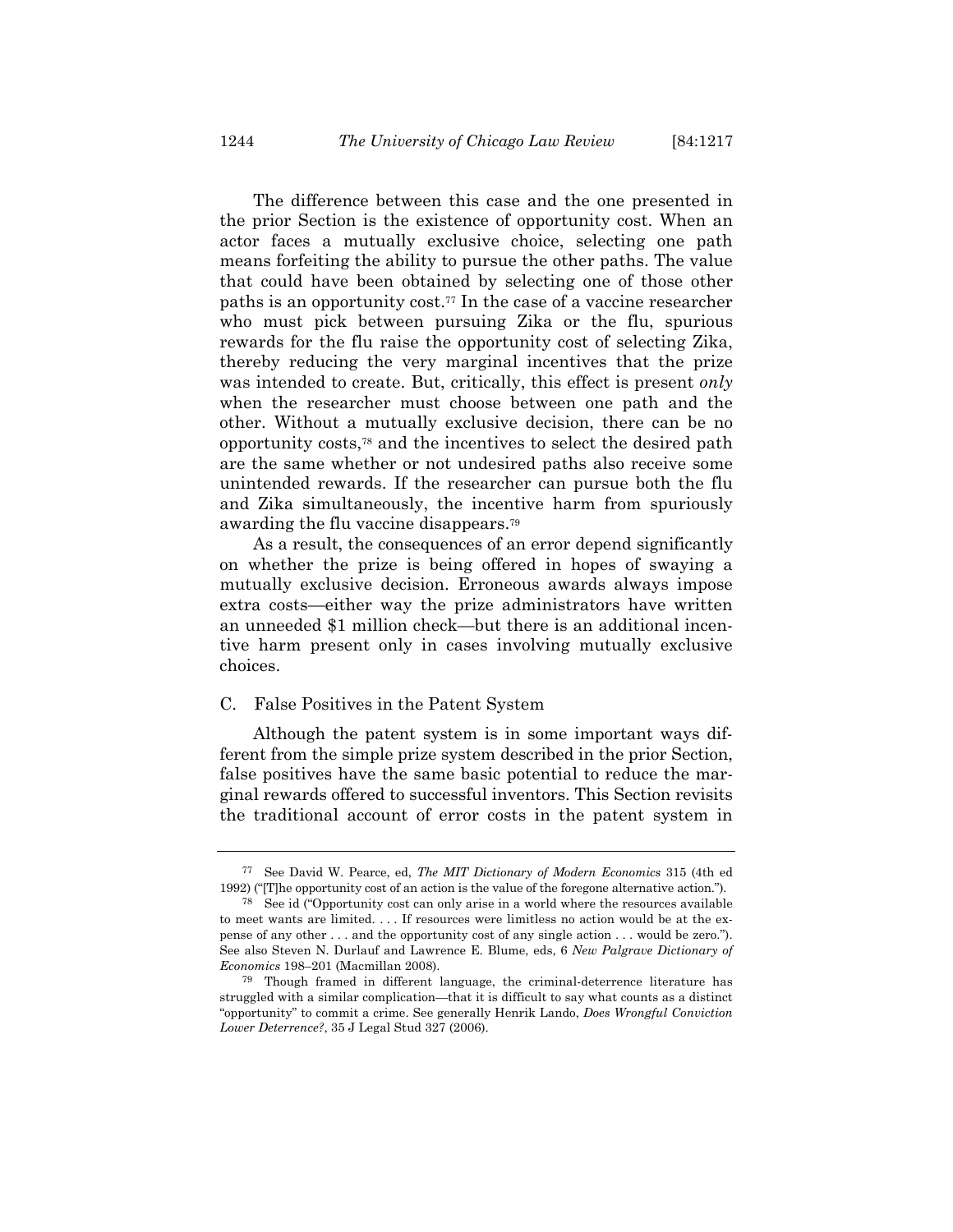The difference between this case and the one presented in the prior Section is the existence of opportunity cost. When an actor faces a mutually exclusive choice, selecting one path means forfeiting the ability to pursue the other paths. The value that could have been obtained by selecting one of those other paths is an opportunity cost.[77] In the case of a vaccine researcher who must pick between pursuing Zika or the flu, spurious rewards for the flu raise the opportunity cost of selecting Zika, thereby reducing the very marginal incentives that the prize was intended to create. But, critically, this effect is present *only* when the researcher must choose between one path and the other. Without a mutually exclusive decision, there can be no opportunity costs,[78] and the incentives to select the desired path are the same whether or not undesired paths also receive some unintended rewards. If the researcher can pursue both the flu and Zika simultaneously, the incentive harm from spuriously awarding the flu vaccine disappears.[79]

As a result, the consequences of an error depend significantly on whether the prize is being offered in hopes of swaying a mutually exclusive decision. Erroneous awards always impose extra costs—either way the prize administrators have written an unneeded $1 million check—but there is an additional incentive harm present only in cases involving mutually exclusive choices.

### C. False Positives in the Patent System

Although the patent system is in some important ways different from the simple prize system described in the prior Section, false positives have the same basic potential to reduce the marginal rewards offered to successful inventors. This Section revisits the traditional account of error costs in the patent system in

---

[77] See David W. Pearce, ed, *The MIT Dictionary of Modern Economics* 315 (4th ed 1992) ("[T]he opportunity cost of an action is the value of the foregone alternative action.").

[78] See id ("Opportunity cost can only arise in a world where the resources available to meet wants are limited. . . . If resources were limitless no action would be at the expense of any other . . . and the opportunity cost of any single action . . . would be zero."). See also Steven N. Durlauf and Lawrence E. Blume, eds, 6 *New Palgrave Dictionary of Economics* 198–201 (Macmillan 2008).

[79] Though framed in different language, the criminal-deterrence literature has struggled with a similar complication—that it is difficult to say what counts as a distinct "opportunity" to commit a crime. See generally Henrik Lando, *Does Wrongful Conviction Lower Deterrence?*, 35 J Legal Stud 327 (2006).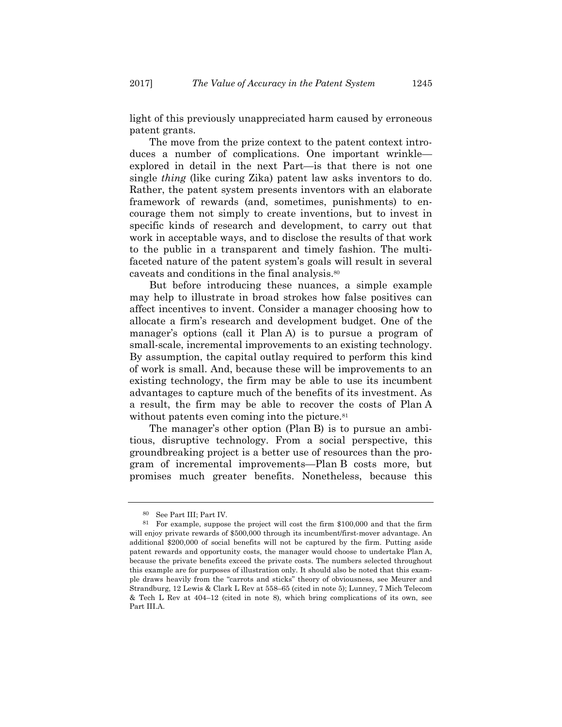light of this previously unappreciated harm caused by erroneous patent grants.

The move from the prize context to the patent context introduces a number of complications. One important wrinkle—explored in detail in the next Part—is that there is not one single *thing* (like curing Zika) patent law asks inventors to do. Rather, the patent system presents inventors with an elaborate framework of rewards (and, sometimes, punishments) to encourage them not simply to create inventions, but to invest in specific kinds of research and development, to carry out that work in acceptable ways, and to disclose the results of that work to the public in a transparent and timely fashion. The multifaceted nature of the patent system's goals will result in several caveats and conditions in the final analysis.[80]

But before introducing these nuances, a simple example may help to illustrate in broad strokes how false positives can affect incentives to invent. Consider a manager choosing how to allocate a firm's research and development budget. One of the manager's options (call it Plan A) is to pursue a program of small-scale, incremental improvements to an existing technology. By assumption, the capital outlay required to perform this kind of work is small. And, because these will be improvements to an existing technology, the firm may be able to use its incumbent advantages to capture much of the benefits of its investment. As a result, the firm may be able to recover the costs of Plan A without patents even coming into the picture.[81]

The manager's other option (Plan B) is to pursue an ambitious, disruptive technology. From a social perspective, this groundbreaking project is a better use of resources than the program of incremental improvements—Plan B costs more, but promises much greater benefits. Nonetheless, because this

---

[80] See Part III; Part IV.

[81] For example, suppose the project will cost the firm \$100,000 and that the firm will enjoy private rewards of \$500,000 through its incumbent/first-mover advantage. An additional \$200,000 of social benefits will not be captured by the firm. Putting aside patent rewards and opportunity costs, the manager would choose to undertake Plan A, because the private benefits exceed the private costs. The numbers selected throughout this example are for purposes of illustration only. It should also be noted that this example draws heavily from the "carrots and sticks" theory of obviousness, see Meurer and Strandburg, 12 Lewis & Clark L Rev at 558–65 (cited in note 5); Lunney, 7 Mich Telecom & Tech L Rev at 404–12 (cited in note 8), which bring complications of its own, see Part III.A.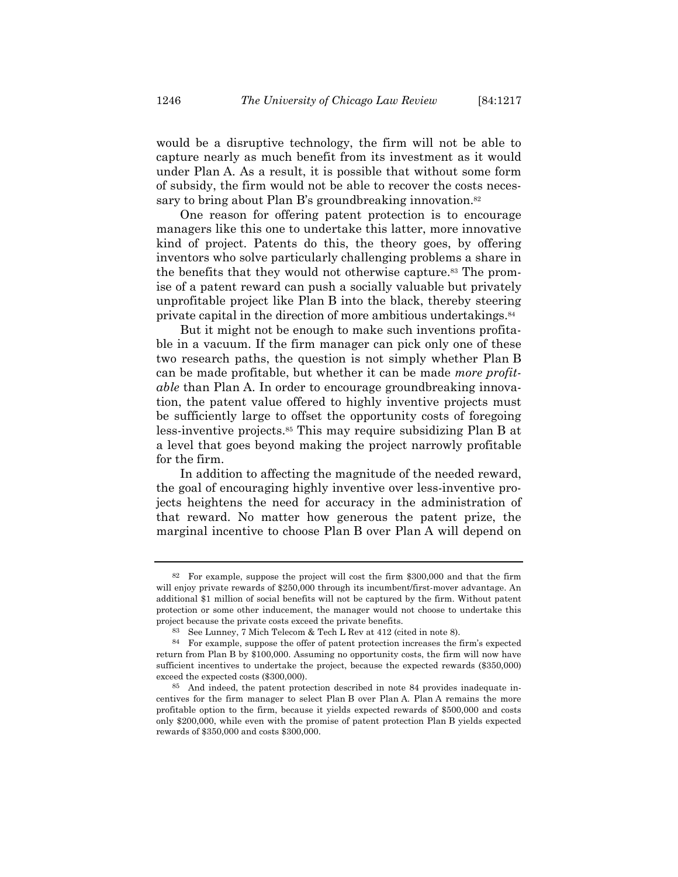would be a disruptive technology, the firm will not be able to capture nearly as much benefit from its investment as it would under Plan A. As a result, it is possible that without some form of subsidy, the firm would not be able to recover the costs necessary to bring about Plan B's groundbreaking innovation.[82]

One reason for offering patent protection is to encourage managers like this one to undertake this latter, more innovative kind of project. Patents do this, the theory goes, by offering inventors who solve particularly challenging problems a share in the benefits that they would not otherwise capture.[83] The promise of a patent reward can push a socially valuable but privately unprofitable project like Plan B into the black, thereby steering private capital in the direction of more ambitious undertakings.[84]

But it might not be enough to make such inventions profitable in a vacuum. If the firm manager can pick only one of these two research paths, the question is not simply whether Plan B can be made profitable, but whether it can be made *more profitable* than Plan A. In order to encourage groundbreaking innovation, the patent value offered to highly inventive projects must be sufficiently large to offset the opportunity costs of foregoing less-inventive projects.[85] This may require subsidizing Plan B at a level that goes beyond making the project narrowly profitable for the firm.

In addition to affecting the magnitude of the needed reward, the goal of encouraging highly inventive over less-inventive projects heightens the need for accuracy in the administration of that reward. No matter how generous the patent prize, the marginal incentive to choose Plan B over Plan A will depend on

---

[82] For example, suppose the project will cost the firm $300,000 and that the firm will enjoy private rewards of $250,000 through its incumbent/first-mover advantage. An additional $1 million of social benefits will not be captured by the firm. Without patent protection or some other inducement, the manager would not choose to undertake this project because the private costs exceed the private benefits.

[83] See Lunney, 7 Mich Telecom & Tech L Rev at 412 (cited in note 8).

[84] For example, suppose the offer of patent protection increases the firm's expected return from Plan B by $100,000. Assuming no opportunity costs, the firm will now have sufficient incentives to undertake the project, because the expected rewards ($350,000) exceed the expected costs ($300,000).

[85] And indeed, the patent protection described in note 84 provides inadequate incentives for the firm manager to select Plan B over Plan A. Plan A remains the more profitable option to the firm, because it yields expected rewards of $500,000 and costs only $200,000, while even with the promise of patent protection Plan B yields expected rewards of $350,000 and costs $300,000.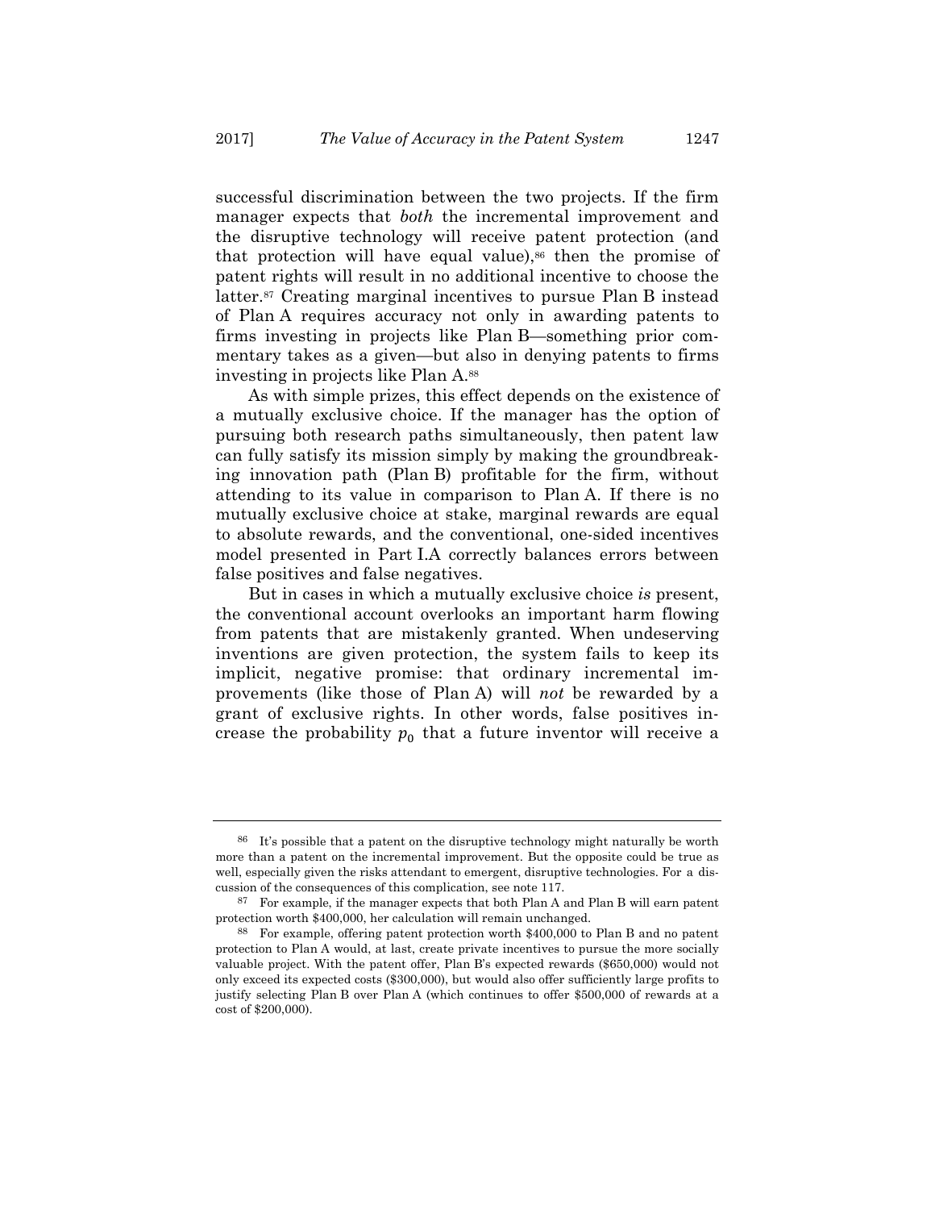successful discrimination between the two projects. If the firm manager expects that *both* the incremental improvement and the disruptive technology will receive patent protection (and that protection will have equal value),[86] then the promise of patent rights will result in no additional incentive to choose the latter.[87] Creating marginal incentives to pursue Plan B instead of Plan A requires accuracy not only in awarding patents to firms investing in projects like Plan B—something prior commentary takes as a given—but also in denying patents to firms investing in projects like Plan A.[88]

As with simple prizes, this effect depends on the existence of a mutually exclusive choice. If the manager has the option of pursuing both research paths simultaneously, then patent law can fully satisfy its mission simply by making the groundbreaking innovation path (Plan B) profitable for the firm, without attending to its value in comparison to Plan A. If there is no mutually exclusive choice at stake, marginal rewards are equal to absolute rewards, and the conventional, one-sided incentives model presented in Part I.A correctly balances errors between false positives and false negatives.

But in cases in which a mutually exclusive choice *is* present, the conventional account overlooks an important harm flowing from patents that are mistakenly granted. When undeserving inventions are given protection, the system fails to keep its implicit, negative promise: that ordinary incremental improvements (like those of Plan A) will *not* be rewarded by a grant of exclusive rights. In other words, false positives increase the probability $p_0$ that a future inventor will receive a

---

[86] It's possible that a patent on the disruptive technology might naturally be worth more than a patent on the incremental improvement. But the opposite could be true as well, especially given the risks attendant to emergent, disruptive technologies. For a discussion of the consequences of this complication, see note 117.

[87] For example, if the manager expects that both Plan A and Plan B will earn patent protection worth \$400,000, her calculation will remain unchanged.

[88] For example, offering patent protection worth \$400,000 to Plan B and no patent protection to Plan A would, at last, create private incentives to pursue the more socially valuable project. With the patent offer, Plan B's expected rewards (\$650,000) would not only exceed its expected costs (\$300,000), but would also offer sufficiently large profits to justify selecting Plan B over Plan A (which continues to offer \$500,000 of rewards at a cost of \$200,000).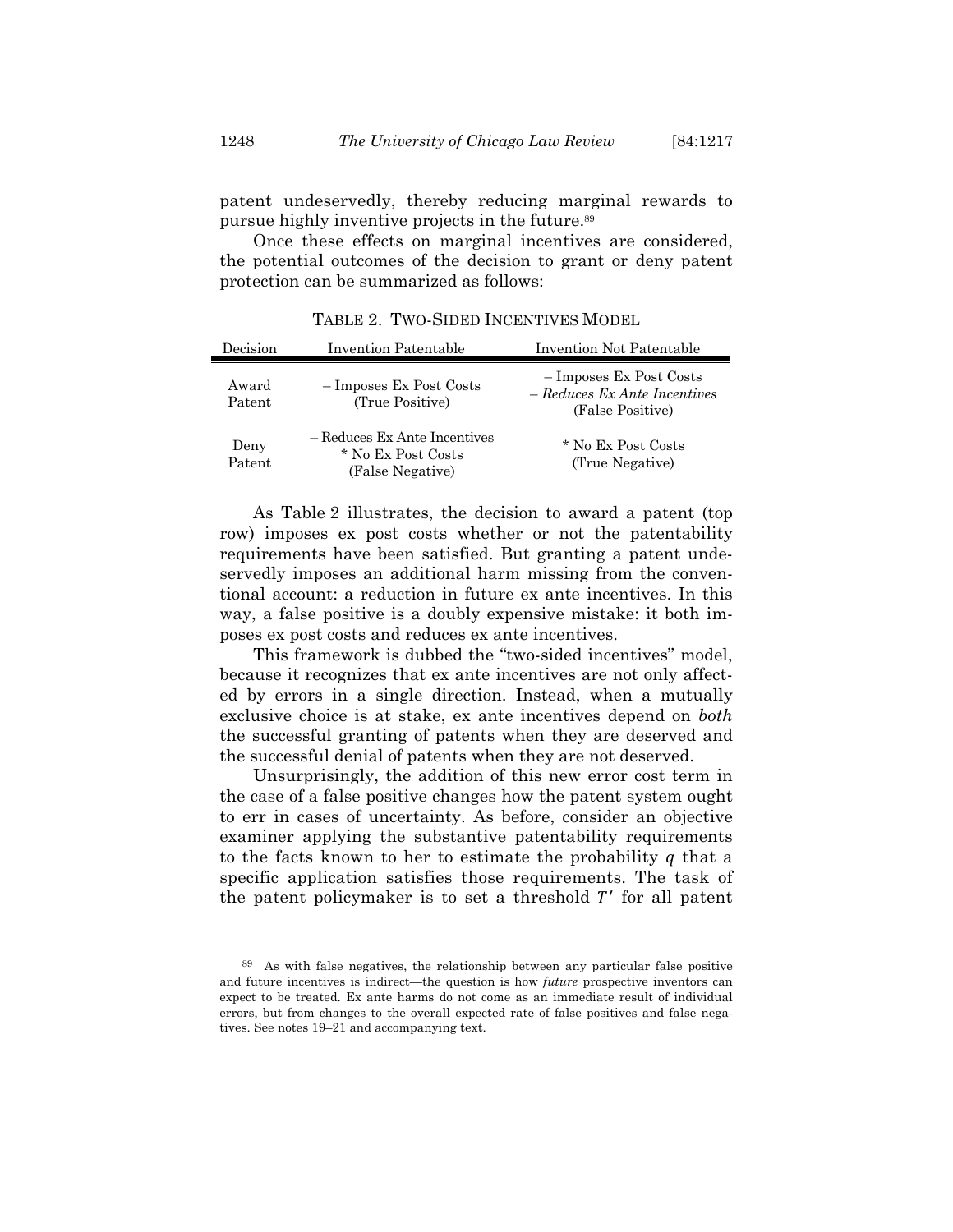patent undeservedly, thereby reducing marginal rewards to pursue highly inventive projects in the future.[89]

Once these effects on marginal incentives are considered, the potential outcomes of the decision to grant or deny patent protection can be summarized as follows:

TABLE 2. TWO-SIDED INCENTIVES MODEL

| Decision | Invention Patentable | Invention Not Patentable |
|---|---|---|
| Award Patent | – Imposes Ex Post Costs (True Positive) | – Imposes Ex Post Costs – *Reduces Ex Ante Incentives* (False Positive) |
| Deny Patent | – Reduces Ex Ante Incentives * No Ex Post Costs (False Negative) | * No Ex Post Costs (True Negative) |

As Table 2 illustrates, the decision to award a patent (top row) imposes ex post costs whether or not the patentability requirements have been satisfied. But granting a patent undeservedly imposes an additional harm missing from the conventional account: a reduction in future ex ante incentives. In this way, a false positive is a doubly expensive mistake: it both imposes ex post costs and reduces ex ante incentives.

This framework is dubbed the "two-sided incentives" model, because it recognizes that ex ante incentives are not only affected by errors in a single direction. Instead, when a mutually exclusive choice is at stake, ex ante incentives depend on *both* the successful granting of patents when they are deserved and the successful denial of patents when they are not deserved.

Unsurprisingly, the addition of this new error cost term in the case of a false positive changes how the patent system ought to err in cases of uncertainty. As before, consider an objective examiner applying the substantive patentability requirements to the facts known to her to estimate the probability $q$ that a specific application satisfies those requirements. The task of the patent policymaker is to set a threshold $T'$ for all patent

---

[89] As with false negatives, the relationship between any particular false positive and future incentives is indirect—the question is how *future* prospective inventors can expect to be treated. Ex ante harms do not come as an immediate result of individual errors, but from changes to the overall expected rate of false positives and false negatives. See notes 19–21 and accompanying text.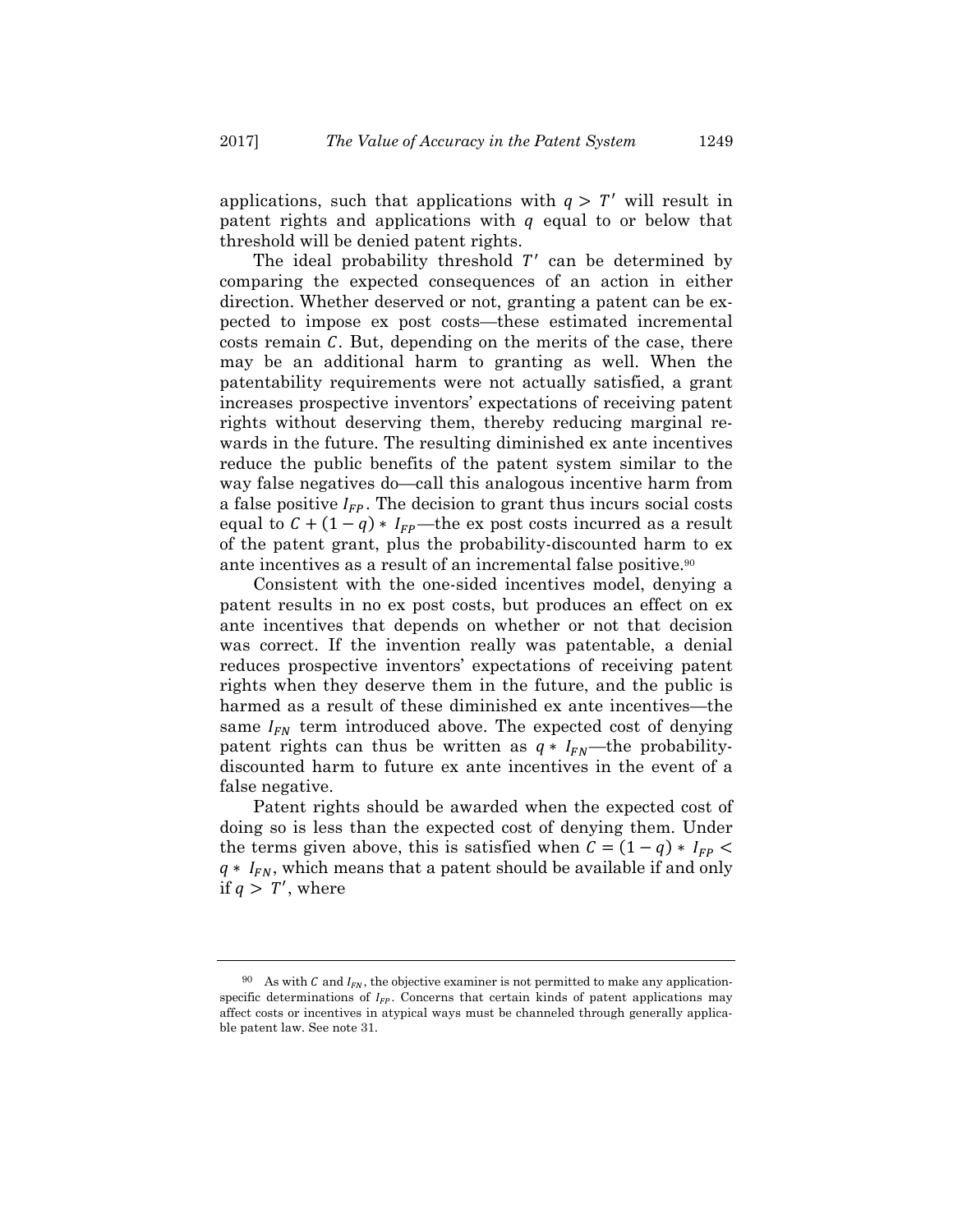applications, such that applications with $q > T'$ will result in patent rights and applications with $q$ equal to or below that threshold will be denied patent rights.

The ideal probability threshold $T'$ can be determined by comparing the expected consequences of an action in either direction. Whether deserved or not, granting a patent can be expected to impose ex post costs—these estimated incremental costs remain $C$. But, depending on the merits of the case, there may be an additional harm to granting as well. When the patentability requirements were not actually satisfied, a grant increases prospective inventors' expectations of receiving patent rights without deserving them, thereby reducing marginal rewards in the future. The resulting diminished ex ante incentives reduce the public benefits of the patent system similar to the way false negatives do—call this analogous incentive harm from a false positive $I_{FP}$. The decision to grant thus incurs social costs equal to $C + (1 - q) * I_{FP}$—the ex post costs incurred as a result of the patent grant, plus the probability-discounted harm to ex ante incentives as a result of an incremental false positive.[90]

Consistent with the one-sided incentives model, denying a patent results in no ex post costs, but produces an effect on ex ante incentives that depends on whether or not that decision was correct. If the invention really was patentable, a denial reduces prospective inventors' expectations of receiving patent rights when they deserve them in the future, and the public is harmed as a result of these diminished ex ante incentives—the same $I_{FN}$ term introduced above. The expected cost of denying patent rights can thus be written as $q * I_{FN}$—the probability-discounted harm to future ex ante incentives in the event of a false negative.

Patent rights should be awarded when the expected cost of doing so is less than the expected cost of denying them. Under the terms given above, this is satisfied when $C = (1 - q) * I_{FP} < q * I_{FN}$, which means that a patent should be available if and only if $q > T'$, where

---

[90] As with $C$ and $I_{FN}$, the objective examiner is not permitted to make any application-specific determinations of $I_{FP}$. Concerns that certain kinds of patent applications may affect costs or incentives in atypical ways must be channeled through generally applicable patent law. See note 31.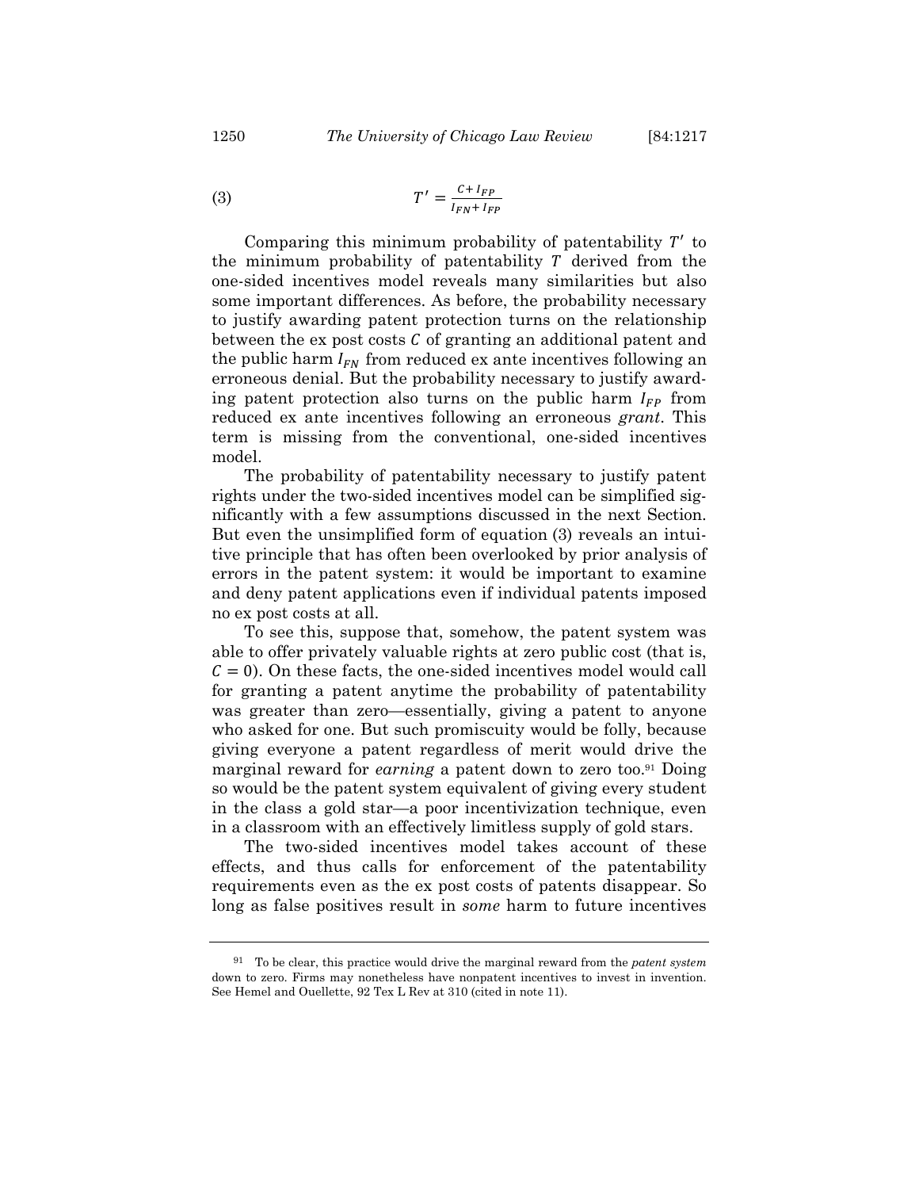$$T' = \frac{C + I_{FP}}{I_{FN} + I_{FP}} \quad (3)$$

Comparing this minimum probability of patentability $T'$ to the minimum probability of patentability $T$ derived from the one-sided incentives model reveals many similarities but also some important differences. As before, the probability necessary to justify awarding patent protection turns on the relationship between the ex post costs $C$ of granting an additional patent and the public harm $I_{FN}$ from reduced ex ante incentives following an erroneous denial. But the probability necessary to justify awarding patent protection also turns on the public harm $I_{FP}$ from reduced ex ante incentives following an erroneous *grant*. This term is missing from the conventional, one-sided incentives model.

The probability of patentability necessary to justify patent rights under the two-sided incentives model can be simplified significantly with a few assumptions discussed in the next Section. But even the unsimplified form of equation (3) reveals an intuitive principle that has often been overlooked by prior analysis of errors in the patent system: it would be important to examine and deny patent applications even if individual patents imposed no ex post costs at all.

To see this, suppose that, somehow, the patent system was able to offer privately valuable rights at zero public cost (that is, $C = 0$). On these facts, the one-sided incentives model would call for granting a patent anytime the probability of patentability was greater than zero—essentially, giving a patent to anyone who asked for one. But such promiscuity would be folly, because giving everyone a patent regardless of merit would drive the marginal reward for *earning* a patent down to zero too.[91] Doing so would be the patent system equivalent of giving every student in the class a gold star—a poor incentivization technique, even in a classroom with an effectively limitless supply of gold stars.

The two-sided incentives model takes account of these effects, and thus calls for enforcement of the patentability requirements even as the ex post costs of patents disappear. So long as false positives result in *some* harm to future incentives

[91] To be clear, this practice would drive the marginal reward from the *patent system* down to zero. Firms may nonetheless have nonpatent incentives to invest in invention. See Hemel and Ouellette, 92 Tex L Rev at 310 (cited in note 11).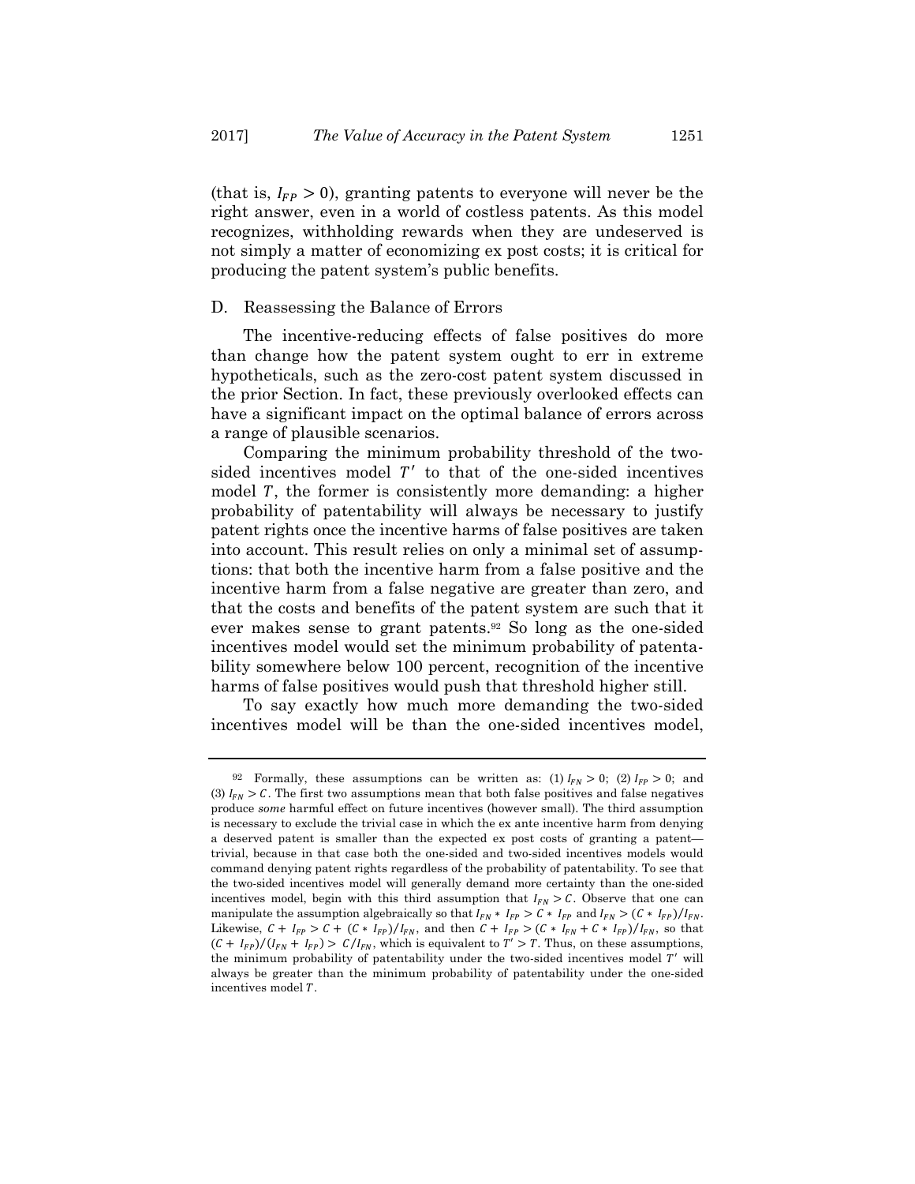(that is, $I_{FP} > 0$), granting patents to everyone will never be the right answer, even in a world of costless patents. As this model recognizes, withholding rewards when they are undeserved is not simply a matter of economizing ex post costs; it is critical for producing the patent system's public benefits.

## D. Reassessing the Balance of Errors

The incentive-reducing effects of false positives do more than change how the patent system ought to err in extreme hypotheticals, such as the zero-cost patent system discussed in the prior Section. In fact, these previously overlooked effects can have a significant impact on the optimal balance of errors across a range of plausible scenarios.

Comparing the minimum probability threshold of the two-sided incentives model $T'$ to that of the one-sided incentives model $T$, the former is consistently more demanding: a higher probability of patentability will always be necessary to justify patent rights once the incentive harms of false positives are taken into account. This result relies on only a minimal set of assumptions: that both the incentive harm from a false positive and the incentive harm from a false negative are greater than zero, and that the costs and benefits of the patent system are such that it ever makes sense to grant patents.[92] So long as the one-sided incentives model would set the minimum probability of patentability somewhere below 100 percent, recognition of the incentive harms of false positives would push that threshold higher still.

To say exactly how much more demanding the two-sided incentives model will be than the one-sided incentives model,

---

[92] Formally, these assumptions can be written as: (1) $I_{FN} > 0$; (2) $I_{FP} > 0$; and (3) $I_{FN} > C$. The first two assumptions mean that both false positives and false negatives produce *some* harmful effect on future incentives (however small). The third assumption is necessary to exclude the trivial case in which the ex ante incentive harm from denying a deserved patent is smaller than the expected ex post costs of granting a patent—trivial, because in that case both the one-sided and two-sided incentives models would command denying patent rights regardless of the probability of patentability. To see that the two-sided incentives model will generally demand more certainty than the one-sided incentives model, begin with this third assumption that $I_{FN} > C$. Observe that one can manipulate the assumption algebraically so that $I_{FN} * I_{FP} > C * I_{FP}$ and $I_{FN} > (C * I_{FP})/I_{FN}$. Likewise, $C + I_{FP} > C + (C * I_{FP})/I_{FN}$, and then $C + I_{FP} > (C * I_{FN} + C * I_{FP})/I_{FN}$, so that $(C + I_{FP})/(I_{FN} + I_{FP}) > C/I_{FN}$, which is equivalent to $T' > T$. Thus, on these assumptions, the minimum probability of patentability under the two-sided incentives model $T'$ will always be greater than the minimum probability of patentability under the one-sided incentives model $T$.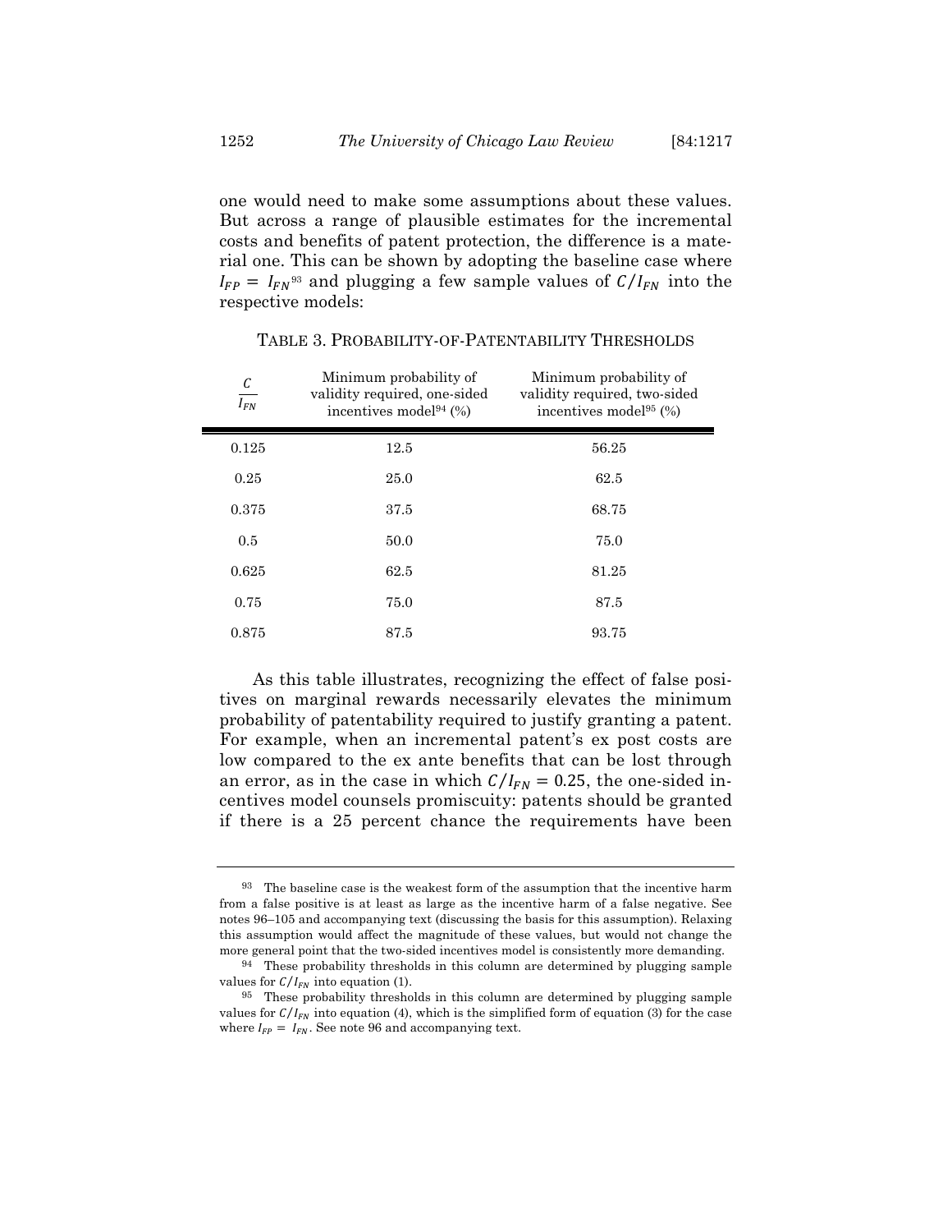one would need to make some assumptions about these values. But across a range of plausible estimates for the incremental costs and benefits of patent protection, the difference is a material one. This can be shown by adopting the baseline case where $I_{FP} = I_{FN}$[93] and plugging a few sample values of $C/I_{FN}$ into the respective models:

TABLE 3. PROBABILITY-OF-PATENTABILITY THRESHOLDS

| $\frac{C}{I_{FN}}$ | Minimum probability of validity required, one-sided incentives model[94] (%) | Minimum probability of validity required, two-sided incentives model[95] (%) |
|---|---|---|
| 0.125 | 12.5 | 56.25 |
| 0.25 | 25.0 | 62.5 |
| 0.375 | 37.5 | 68.75 |
| 0.5 | 50.0 | 75.0 |
| 0.625 | 62.5 | 81.25 |
| 0.75 | 75.0 | 87.5 |
| 0.875 | 87.5 | 93.75 |

As this table illustrates, recognizing the effect of false positives on marginal rewards necessarily elevates the minimum probability of patentability required to justify granting a patent. For example, when an incremental patent's ex post costs are low compared to the ex ante benefits that can be lost through an error, as in the case in which $C/I_{FN} = 0.25$, the one-sided incentives model counsels promiscuity: patents should be granted if there is a 25 percent chance the requirements have been

---

[93] The baseline case is the weakest form of the assumption that the incentive harm from a false positive is at least as large as the incentive harm of a false negative. See notes 96–105 and accompanying text (discussing the basis for this assumption). Relaxing this assumption would affect the magnitude of these values, but would not change the more general point that the two-sided incentives model is consistently more demanding.

[94] These probability thresholds in this column are determined by plugging sample values for $C/I_{FN}$ into equation (1).

[95] These probability thresholds in this column are determined by plugging sample values for $C/I_{FN}$ into equation (4), which is the simplified form of equation (3) for the case where $I_{FP} = I_{FN}$. See note 96 and accompanying text.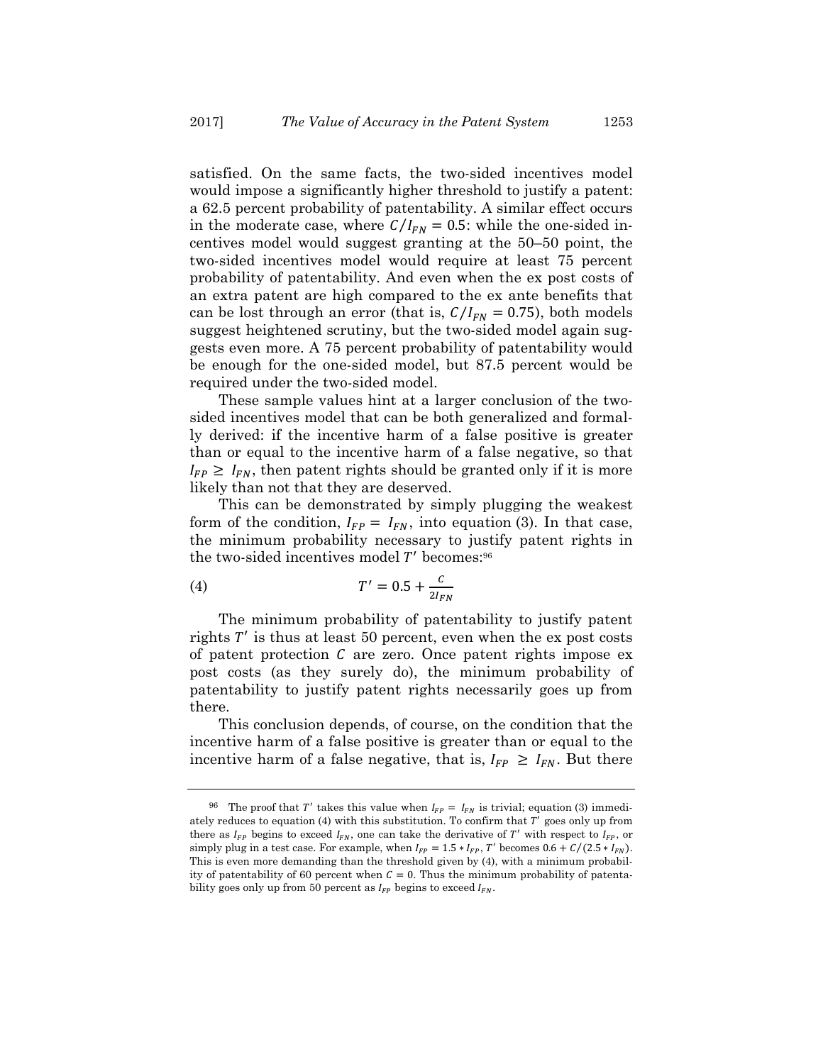satisfied. On the same facts, the two-sided incentives model would impose a significantly higher threshold to justify a patent: a 62.5 percent probability of patentability. A similar effect occurs in the moderate case, where $C/I_{FN} = 0.5$: while the one-sided incentives model would suggest granting at the 50–50 point, the two-sided incentives model would require at least 75 percent probability of patentability. And even when the ex post costs of an extra patent are high compared to the ex ante benefits that can be lost through an error (that is, $C/I_{FN} = 0.75$), both models suggest heightened scrutiny, but the two-sided model again suggests even more. A 75 percent probability of patentability would be enough for the one-sided model, but 87.5 percent would be required under the two-sided model.

These sample values hint at a larger conclusion of the two-sided incentives model that can be both generalized and formally derived: if the incentive harm of a false positive is greater than or equal to the incentive harm of a false negative, so that $I_{FP} \geq I_{FN}$, then patent rights should be granted only if it is more likely than not that they are deserved.

This can be demonstrated by simply plugging the weakest form of the condition, $I_{FP} = I_{FN}$, into equation (3). In that case, the minimum probability necessary to justify patent rights in the two-sided incentives model $T'$ becomes:[96]

$$(4) \qquad T' = 0.5 + \frac{C}{2I_{FN}}$$

The minimum probability of patentability to justify patent rights $T'$ is thus at least 50 percent, even when the ex post costs of patent protection $C$ are zero. Once patent rights impose ex post costs (as they surely do), the minimum probability of patentability to justify patent rights necessarily goes up from there.

This conclusion depends, of course, on the condition that the incentive harm of a false positive is greater than or equal to the incentive harm of a false negative, that is, $I_{FP} \geq I_{FN}$. But there

---

[96] The proof that $T'$ takes this value when $I_{FP} = I_{FN}$ is trivial; equation (3) immediately reduces to equation (4) with this substitution. To confirm that $T'$ goes only up from there as $I_{FP}$ begins to exceed $I_{FN}$, one can take the derivative of $T'$ with respect to $I_{FP}$, or simply plug in a test case. For example, when $I_{FP} = 1.5 * I_{FP}$, $T'$ becomes $0.6 + C/(2.5 * I_{FN})$. This is even more demanding than the threshold given by (4), with a minimum probability of patentability of 60 percent when $C = 0$. Thus the minimum probability of patentability goes only up from 50 percent as $I_{FP}$ begins to exceed $I_{FN}$.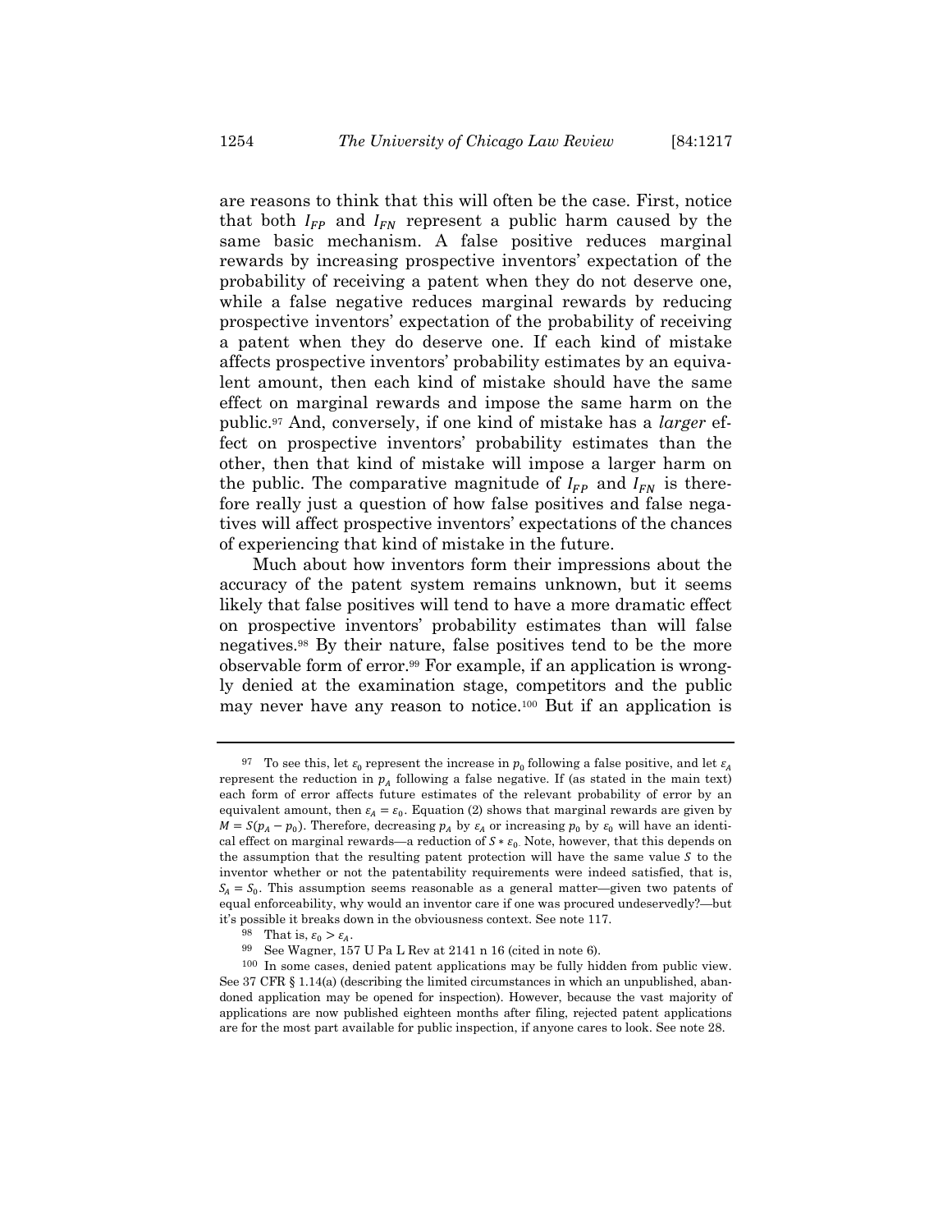are reasons to think that this will often be the case. First, notice that both $I_{FP}$ and $I_{FN}$ represent a public harm caused by the same basic mechanism. A false positive reduces marginal rewards by increasing prospective inventors' expectation of the probability of receiving a patent when they do not deserve one, while a false negative reduces marginal rewards by reducing prospective inventors' expectation of the probability of receiving a patent when they do deserve one. If each kind of mistake affects prospective inventors' probability estimates by an equivalent amount, then each kind of mistake should have the same effect on marginal rewards and impose the same harm on the public.[97] And, conversely, if one kind of mistake has a *larger* effect on prospective inventors' probability estimates than the other, then that kind of mistake will impose a larger harm on the public. The comparative magnitude of $I_{FP}$ and $I_{FN}$ is therefore really just a question of how false positives and false negatives will affect prospective inventors' expectations of the chances of experiencing that kind of mistake in the future.

Much about how inventors form their impressions about the accuracy of the patent system remains unknown, but it seems likely that false positives will tend to have a more dramatic effect on prospective inventors' probability estimates than will false negatives.[98] By their nature, false positives tend to be the more observable form of error.[99] For example, if an application is wrongly denied at the examination stage, competitors and the public may never have any reason to notice.[100] But if an application is

---

[97] To see this, let $\varepsilon_0$ represent the increase in $p_0$ following a false positive, and let $\varepsilon_A$ represent the reduction in $p_A$ following a false negative. If (as stated in the main text) each form of error affects future estimates of the relevant probability of error by an equivalent amount, then $\varepsilon_A = \varepsilon_0$. Equation (2) shows that marginal rewards are given by $M = S(p_A - p_0)$. Therefore, decreasing $p_A$ by $\varepsilon_A$ or increasing $p_0$ by $\varepsilon_0$ will have an identical effect on marginal rewards—a reduction of $S * \varepsilon_0$. Note, however, that this depends on the assumption that the resulting patent protection will have the same value $S$ to the inventor whether or not the patentability requirements were indeed satisfied, that is, $S_A = S_0$. This assumption seems reasonable as a general matter—given two patents of equal enforceability, why would an inventor care if one was procured undeservedly?—but it's possible it breaks down in the obviousness context. See note 117.

[98] That is, $\varepsilon_0 > \varepsilon_A$.

[99] See Wagner, 157 U Pa L Rev at 2141 n 16 (cited in note 6).

[100] In some cases, denied patent applications may be fully hidden from public view. See 37 CFR § 1.14(a) (describing the limited circumstances in which an unpublished, abandoned application may be opened for inspection). However, because the vast majority of applications are now published eighteen months after filing, rejected patent applications are for the most part available for public inspection, if anyone cares to look. See note 28.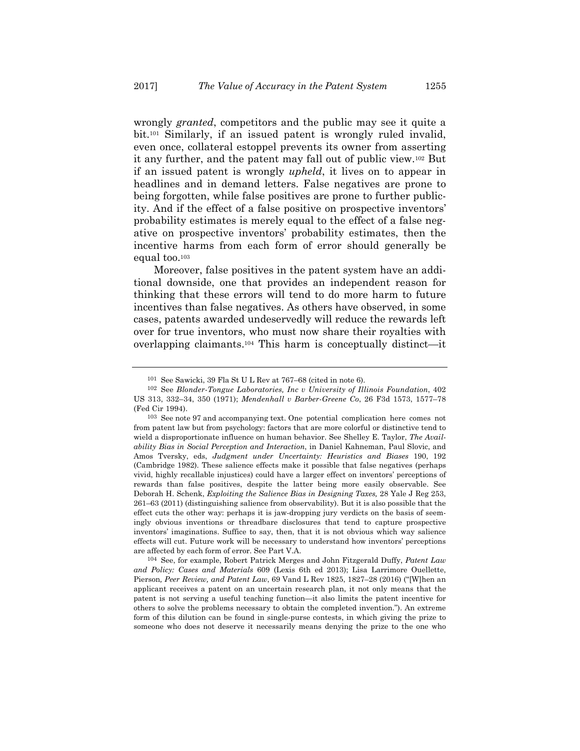wrongly *granted*, competitors and the public may see it quite a bit.[101] Similarly, if an issued patent is wrongly ruled invalid, even once, collateral estoppel prevents its owner from asserting it any further, and the patent may fall out of public view.[102] But if an issued patent is wrongly *upheld*, it lives on to appear in headlines and in demand letters. False negatives are prone to being forgotten, while false positives are prone to further publicity. And if the effect of a false positive on prospective inventors' probability estimates is merely equal to the effect of a false negative on prospective inventors' probability estimates, then the incentive harms from each form of error should generally be equal too.[103]

Moreover, false positives in the patent system have an additional downside, one that provides an independent reason for thinking that these errors will tend to do more harm to future incentives than false negatives. As others have observed, in some cases, patents awarded undeservedly will reduce the rewards left over for true inventors, who must now share their royalties with overlapping claimants.[104] This harm is conceptually distinct—it

---

[101] See Sawicki, 39 Fla St U L Rev at 767–68 (cited in note 6).

[102] See *Blonder-Tongue Laboratories, Inc v University of Illinois Foundation*, 402 US 313, 332–34, 350 (1971); *Mendenhall v Barber-Greene Co*, 26 F3d 1573, 1577–78 (Fed Cir 1994).

[103] See note 97 and accompanying text. One potential complication here comes not from patent law but from psychology: factors that are more colorful or distinctive tend to wield a disproportionate influence on human behavior. See Shelley E. Taylor, *The Availability Bias in Social Perception and Interaction*, in Daniel Kahneman, Paul Slovic, and Amos Tversky, eds, *Judgment under Uncertainty: Heuristics and Biases* 190, 192 (Cambridge 1982). These salience effects make it possible that false negatives (perhaps vivid, highly recallable injustices) could have a larger effect on inventors' perceptions of rewards than false positives, despite the latter being more easily observable. See Deborah H. Schenk, *Exploiting the Salience Bias in Designing Taxes,* 28 Yale J Reg 253, 261–63 (2011) (distinguishing salience from observability). But it is also possible that the effect cuts the other way: perhaps it is jaw-dropping jury verdicts on the basis of seemingly obvious inventions or threadbare disclosures that tend to capture prospective inventors' imaginations. Suffice to say, then, that it is not obvious which way salience effects will cut. Future work will be necessary to understand how inventors' perceptions are affected by each form of error. See Part V.A.

[104] See, for example, Robert Patrick Merges and John Fitzgerald Duffy, *Patent Law and Policy: Cases and Materials* 609 (Lexis 6th ed 2013); Lisa Larrimore Ouellette, Pierson*, Peer Review, and Patent Law*, 69 Vand L Rev 1825, 1827–28 (2016) ("[W]hen an applicant receives a patent on an uncertain research plan, it not only means that the patent is not serving a useful teaching function—it also limits the patent incentive for others to solve the problems necessary to obtain the completed invention."). An extreme form of this dilution can be found in single-purse contests, in which giving the prize to someone who does not deserve it necessarily means denying the prize to the one who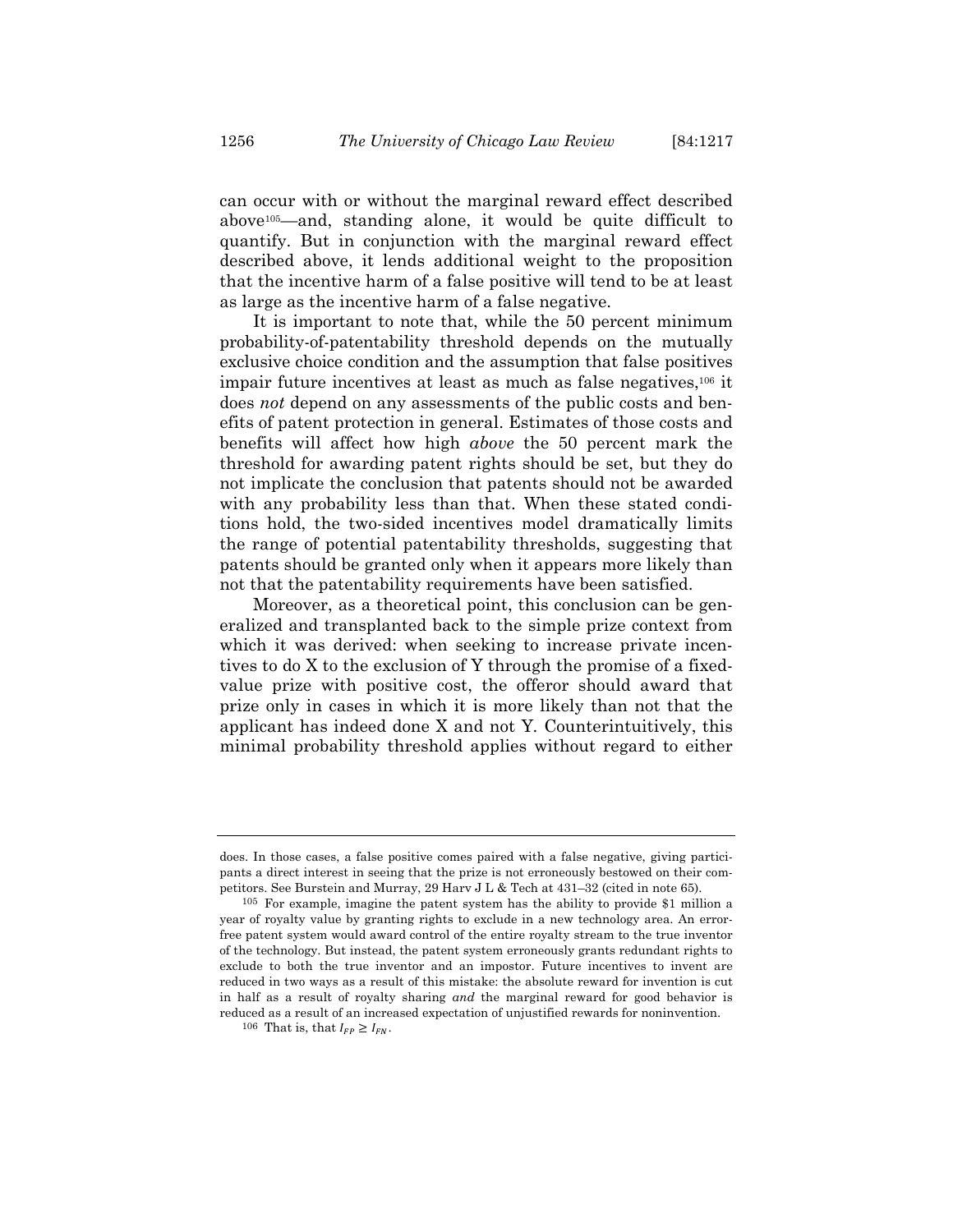can occur with or without the marginal reward effect described above[105]—and, standing alone, it would be quite difficult to quantify. But in conjunction with the marginal reward effect described above, it lends additional weight to the proposition that the incentive harm of a false positive will tend to be at least as large as the incentive harm of a false negative.

It is important to note that, while the 50 percent minimum probability-of-patentability threshold depends on the mutually exclusive choice condition and the assumption that false positives impair future incentives at least as much as false negatives,[106] it does *not* depend on any assessments of the public costs and benefits of patent protection in general. Estimates of those costs and benefits will affect how high *above* the 50 percent mark the threshold for awarding patent rights should be set, but they do not implicate the conclusion that patents should not be awarded with any probability less than that. When these stated conditions hold, the two-sided incentives model dramatically limits the range of potential patentability thresholds, suggesting that patents should be granted only when it appears more likely than not that the patentability requirements have been satisfied.

Moreover, as a theoretical point, this conclusion can be generalized and transplanted back to the simple prize context from which it was derived: when seeking to increase private incentives to do X to the exclusion of Y through the promise of a fixed-value prize with positive cost, the offeror should award that prize only in cases in which it is more likely than not that the applicant has indeed done X and not Y. Counterintuitively, this minimal probability threshold applies without regard to either

---

does. In those cases, a false positive comes paired with a false negative, giving participants a direct interest in seeing that the prize is not erroneously bestowed on their competitors. See Burstein and Murray, 29 Harv J L & Tech at 431–32 (cited in note 65).

[105] For example, imagine the patent system has the ability to provide \$1 million a year of royalty value by granting rights to exclude in a new technology area. An error-free patent system would award control of the entire royalty stream to the true inventor of the technology. But instead, the patent system erroneously grants redundant rights to exclude to both the true inventor and an impostor. Future incentives to invent are reduced in two ways as a result of this mistake: the absolute reward for invention is cut in half as a result of royalty sharing *and* the marginal reward for good behavior is reduced as a result of an increased expectation of unjustified rewards for noninvention.

[106] That is, that $I_{FP} \geq I_{FN}$.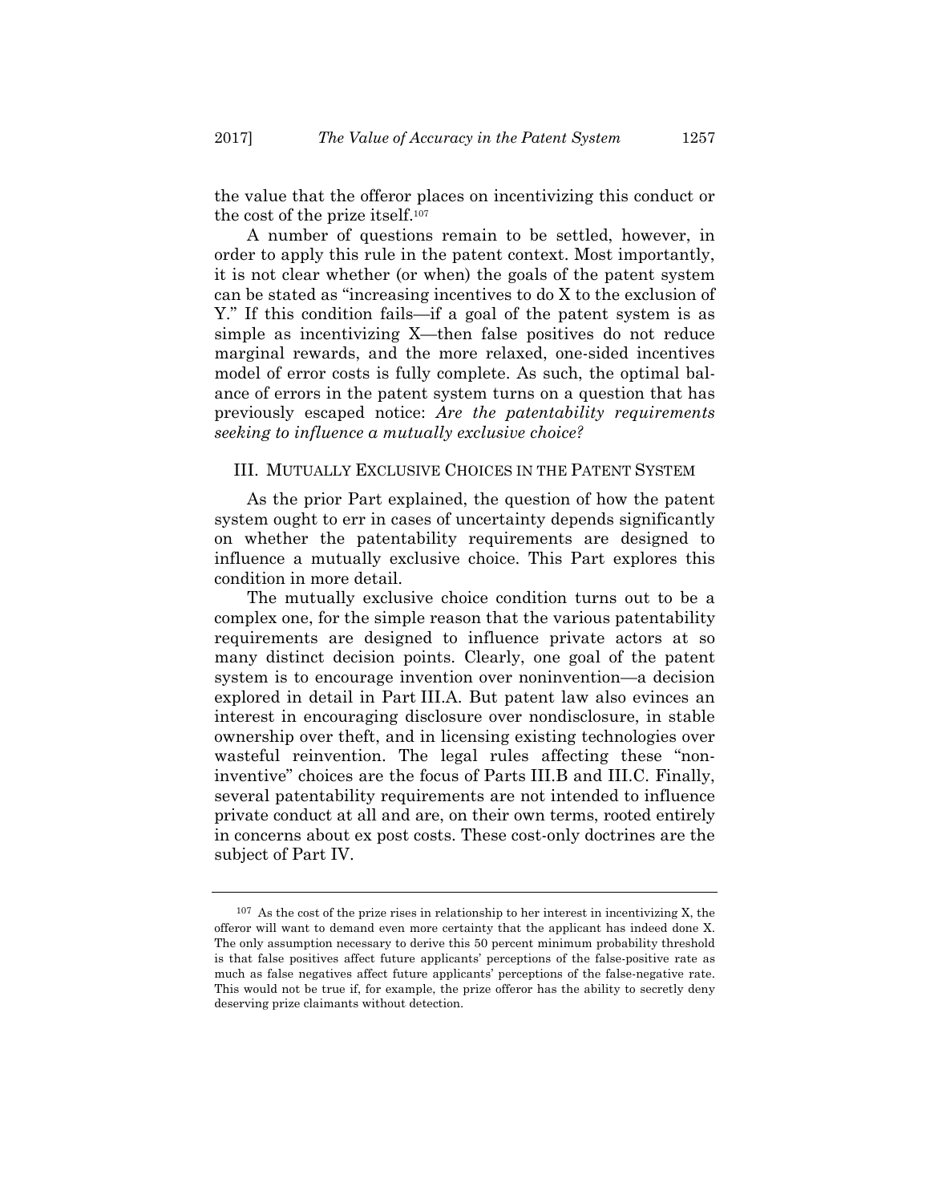the value that the offeror places on incentivizing this conduct or the cost of the prize itself.[107]

A number of questions remain to be settled, however, in order to apply this rule in the patent context. Most importantly, it is not clear whether (or when) the goals of the patent system can be stated as "increasing incentives to do X to the exclusion of Y." If this condition fails—if a goal of the patent system is as simple as incentivizing X—then false positives do not reduce marginal rewards, and the more relaxed, one-sided incentives model of error costs is fully complete. As such, the optimal balance of errors in the patent system turns on a question that has previously escaped notice: *Are the patentability requirements seeking to influence a mutually exclusive choice?*

## III. MUTUALLY EXCLUSIVE CHOICES IN THE PATENT SYSTEM

As the prior Part explained, the question of how the patent system ought to err in cases of uncertainty depends significantly on whether the patentability requirements are designed to influence a mutually exclusive choice. This Part explores this condition in more detail.

The mutually exclusive choice condition turns out to be a complex one, for the simple reason that the various patentability requirements are designed to influence private actors at so many distinct decision points. Clearly, one goal of the patent system is to encourage invention over noninvention—a decision explored in detail in Part III.A. But patent law also evinces an interest in encouraging disclosure over nondisclosure, in stable ownership over theft, and in licensing existing technologies over wasteful reinvention. The legal rules affecting these "non-inventive" choices are the focus of Parts III.B and III.C. Finally, several patentability requirements are not intended to influence private conduct at all and are, on their own terms, rooted entirely in concerns about ex post costs. These cost-only doctrines are the subject of Part IV.

---

[107] As the cost of the prize rises in relationship to her interest in incentivizing X, the offeror will want to demand even more certainty that the applicant has indeed done X. The only assumption necessary to derive this 50 percent minimum probability threshold is that false positives affect future applicants' perceptions of the false-positive rate as much as false negatives affect future applicants' perceptions of the false-negative rate. This would not be true if, for example, the prize offeror has the ability to secretly deny deserving prize claimants without detection.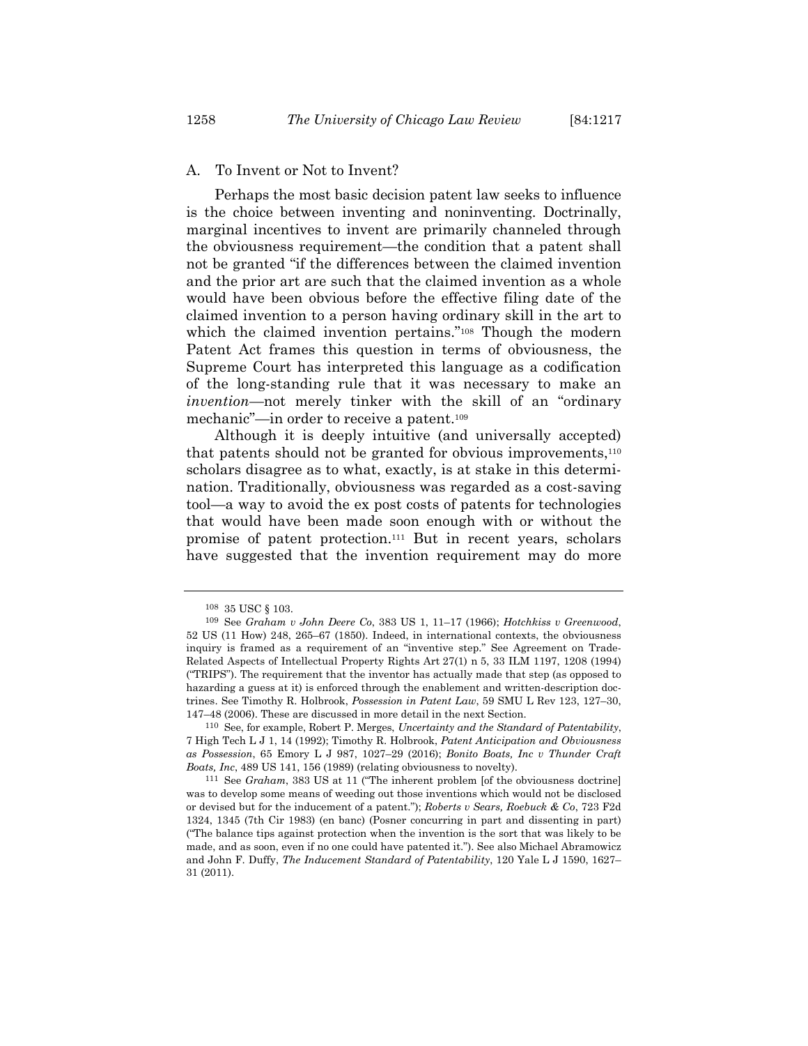### A. To Invent or Not to Invent?

Perhaps the most basic decision patent law seeks to influence is the choice between inventing and noninventing. Doctrinally, marginal incentives to invent are primarily channeled through the obviousness requirement—the condition that a patent shall not be granted "if the differences between the claimed invention and the prior art are such that the claimed invention as a whole would have been obvious before the effective filing date of the claimed invention to a person having ordinary skill in the art to which the claimed invention pertains."[108] Though the modern Patent Act frames this question in terms of obviousness, the Supreme Court has interpreted this language as a codification of the long-standing rule that it was necessary to make an *invention*—not merely tinker with the skill of an "ordinary mechanic"—in order to receive a patent.[109]

Although it is deeply intuitive (and universally accepted) that patents should not be granted for obvious improvements,[110] scholars disagree as to what, exactly, is at stake in this determination. Traditionally, obviousness was regarded as a cost-saving tool—a way to avoid the ex post costs of patents for technologies that would have been made soon enough with or without the promise of patent protection.[111] But in recent years, scholars have suggested that the invention requirement may do more

---

[108] 35 USC § 103.

[109] See *Graham v John Deere Co*, 383 US 1, 11–17 (1966); *Hotchkiss v Greenwood*, 52 US (11 How) 248, 265–67 (1850). Indeed, in international contexts, the obviousness inquiry is framed as a requirement of an "inventive step." See Agreement on Trade-Related Aspects of Intellectual Property Rights Art 27(1) n 5, 33 ILM 1197, 1208 (1994) ("TRIPS"). The requirement that the inventor has actually made that step (as opposed to hazarding a guess at it) is enforced through the enablement and written-description doctrines. See Timothy R. Holbrook, *Possession in Patent Law*, 59 SMU L Rev 123, 127–30, 147–48 (2006). These are discussed in more detail in the next Section.

[110] See, for example, Robert P. Merges, *Uncertainty and the Standard of Patentability*, 7 High Tech L J 1, 14 (1992); Timothy R. Holbrook, *Patent Anticipation and Obviousness as Possession*, 65 Emory L J 987, 1027–29 (2016); *Bonito Boats, Inc v Thunder Craft Boats, Inc*, 489 US 141, 156 (1989) (relating obviousness to novelty).

[111] See *Graham*, 383 US at 11 ("The inherent problem [of the obviousness doctrine] was to develop some means of weeding out those inventions which would not be disclosed or devised but for the inducement of a patent."); *Roberts v Sears, Roebuck & Co*, 723 F2d 1324, 1345 (7th Cir 1983) (en banc) (Posner concurring in part and dissenting in part) ("The balance tips against protection when the invention is the sort that was likely to be made, and as soon, even if no one could have patented it."). See also Michael Abramowicz and John F. Duffy, *The Inducement Standard of Patentability*, 120 Yale L J 1590, 1627–31 (2011).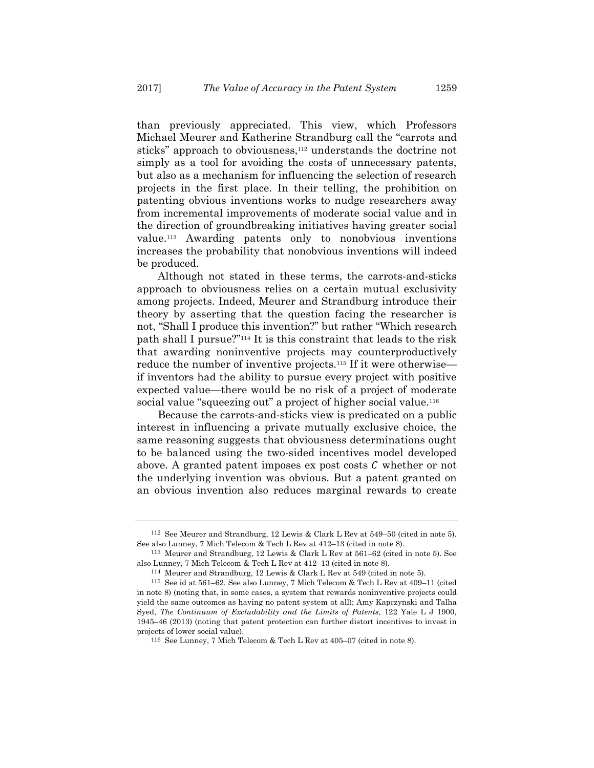than previously appreciated. This view, which Professors Michael Meurer and Katherine Strandburg call the "carrots and sticks" approach to obviousness,[112] understands the doctrine not simply as a tool for avoiding the costs of unnecessary patents, but also as a mechanism for influencing the selection of research projects in the first place. In their telling, the prohibition on patenting obvious inventions works to nudge researchers away from incremental improvements of moderate social value and in the direction of groundbreaking initiatives having greater social value.[113] Awarding patents only to nonobvious inventions increases the probability that nonobvious inventions will indeed be produced.

Although not stated in these terms, the carrots-and-sticks approach to obviousness relies on a certain mutual exclusivity among projects. Indeed, Meurer and Strandburg introduce their theory by asserting that the question facing the researcher is not, "Shall I produce this invention?" but rather "Which research path shall I pursue?"[114] It is this constraint that leads to the risk that awarding noninventive projects may counterproductively reduce the number of inventive projects.[115] If it were otherwise—if inventors had the ability to pursue every project with positive expected value—there would be no risk of a project of moderate social value "squeezing out" a project of higher social value.[116]

Because the carrots-and-sticks view is predicated on a public interest in influencing a private mutually exclusive choice, the same reasoning suggests that obviousness determinations ought to be balanced using the two-sided incentives model developed above. A granted patent imposes ex post costs $C$ whether or not the underlying invention was obvious. But a patent granted on an obvious invention also reduces marginal rewards to create

---

[112] See Meurer and Strandburg, 12 Lewis & Clark L Rev at 549–50 (cited in note 5). See also Lunney, 7 Mich Telecom & Tech L Rev at 412–13 (cited in note 8).

[113] Meurer and Strandburg, 12 Lewis & Clark L Rev at 561–62 (cited in note 5). See also Lunney, 7 Mich Telecom & Tech L Rev at 412–13 (cited in note 8).

[114] Meurer and Strandburg, 12 Lewis & Clark L Rev at 549 (cited in note 5).

[115] See id at 561–62. See also Lunney, 7 Mich Telecom & Tech L Rev at 409–11 (cited in note 8) (noting that, in some cases, a system that rewards noninventive projects could yield the same outcomes as having no patent system at all); Amy Kapczynski and Talha Syed, *The Continuum of Excludability and the Limits of Patents*, 122 Yale L J 1900, 1945–46 (2013) (noting that patent protection can further distort incentives to invest in projects of lower social value).

[116] See Lunney, 7 Mich Telecom & Tech L Rev at 405–07 (cited in note 8).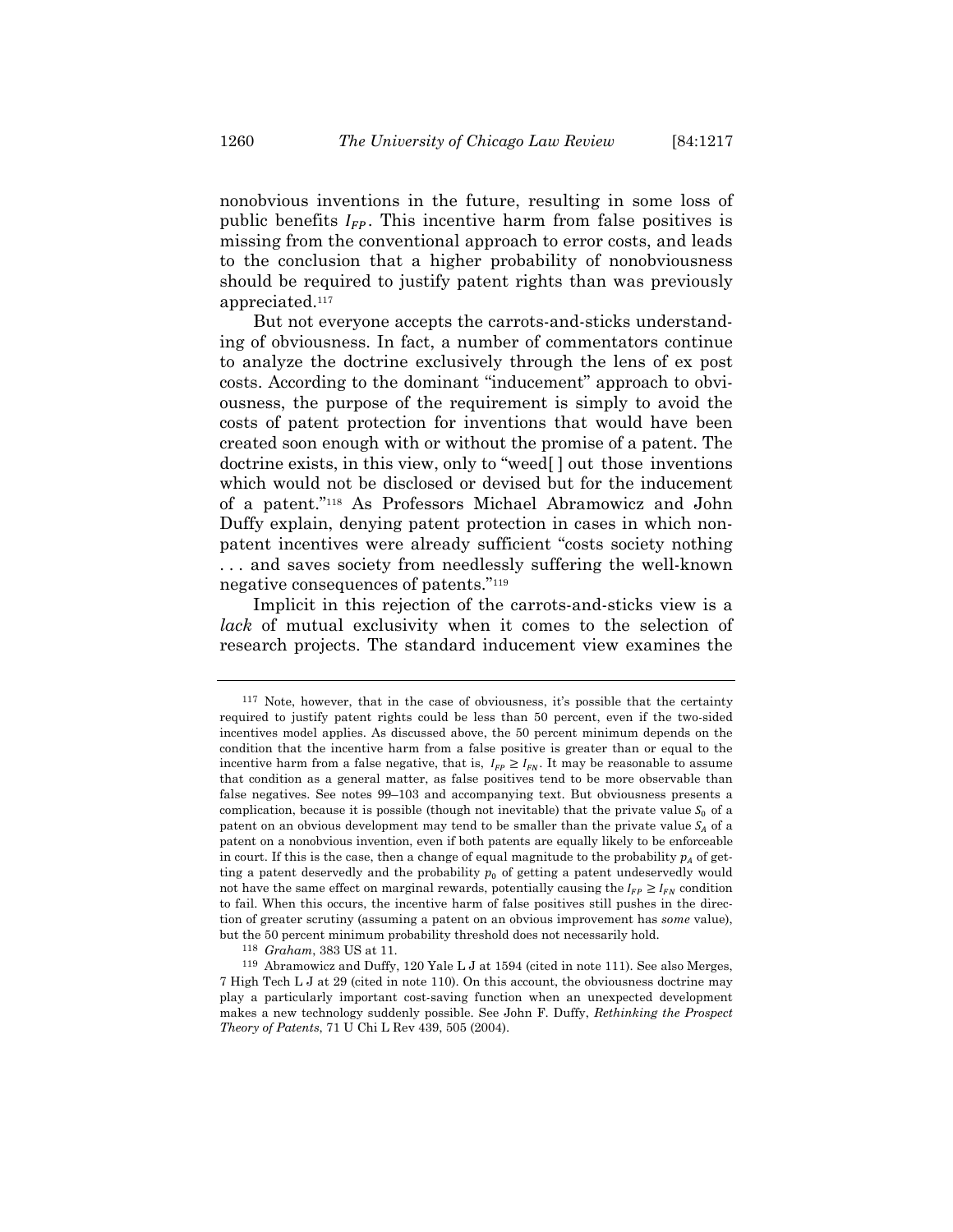nonobvious inventions in the future, resulting in some loss of public benefits $I_{FP}$. This incentive harm from false positives is missing from the conventional approach to error costs, and leads to the conclusion that a higher probability of nonobviousness should be required to justify patent rights than was previously appreciated.[117]

But not everyone accepts the carrots-and-sticks understanding of obviousness. In fact, a number of commentators continue to analyze the doctrine exclusively through the lens of ex post costs. According to the dominant "inducement" approach to obviousness, the purpose of the requirement is simply to avoid the costs of patent protection for inventions that would have been created soon enough with or without the promise of a patent. The doctrine exists, in this view, only to "weed[ ] out those inventions which would not be disclosed or devised but for the inducement of a patent."[118] As Professors Michael Abramowicz and John Duffy explain, denying patent protection in cases in which nonpatent incentives were already sufficient "costs society nothing . . . and saves society from needlessly suffering the well-known negative consequences of patents."[119]

Implicit in this rejection of the carrots-and-sticks view is a *lack* of mutual exclusivity when it comes to the selection of research projects. The standard inducement view examines the

---

[117] Note, however, that in the case of obviousness, it's possible that the certainty required to justify patent rights could be less than 50 percent, even if the two-sided incentives model applies. As discussed above, the 50 percent minimum depends on the condition that the incentive harm from a false positive is greater than or equal to the incentive harm from a false negative, that is, $I_{FP} \geq I_{FN}$. It may be reasonable to assume that condition as a general matter, as false positives tend to be more observable than false negatives. See notes 99–103 and accompanying text. But obviousness presents a complication, because it is possible (though not inevitable) that the private value $S_0$ of a patent on an obvious development may tend to be smaller than the private value $S_A$ of a patent on a nonobvious invention, even if both patents are equally likely to be enforceable in court. If this is the case, then a change of equal magnitude to the probability $p_A$ of getting a patent deservedly and the probability $p_0$ of getting a patent undeservedly would not have the same effect on marginal rewards, potentially causing the $I_{FP} \geq I_{FN}$ condition to fail. When this occurs, the incentive harm of false positives still pushes in the direction of greater scrutiny (assuming a patent on an obvious improvement has *some* value), but the 50 percent minimum probability threshold does not necessarily hold.

[118] *Graham*, 383 US at 11.

[119] Abramowicz and Duffy, 120 Yale L J at 1594 (cited in note 111). See also Merges, 7 High Tech L J at 29 (cited in note 110). On this account, the obviousness doctrine may play a particularly important cost-saving function when an unexpected development makes a new technology suddenly possible. See John F. Duffy, *Rethinking the Prospect Theory of Patents*, 71 U Chi L Rev 439, 505 (2004).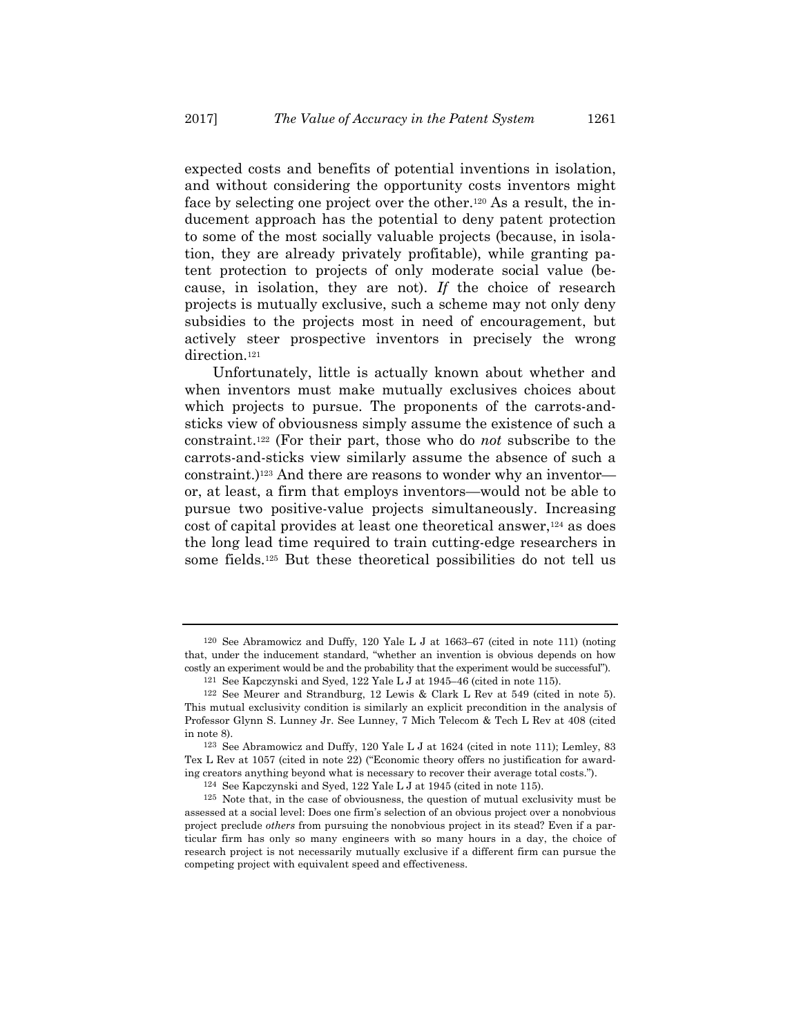expected costs and benefits of potential inventions in isolation, and without considering the opportunity costs inventors might face by selecting one project over the other.[120] As a result, the inducement approach has the potential to deny patent protection to some of the most socially valuable projects (because, in isolation, they are already privately profitable), while granting patent protection to projects of only moderate social value (because, in isolation, they are not). *If* the choice of research projects is mutually exclusive, such a scheme may not only deny subsidies to the projects most in need of encouragement, but actively steer prospective inventors in precisely the wrong direction.[121]

Unfortunately, little is actually known about whether and when inventors must make mutually exclusives choices about which projects to pursue. The proponents of the carrots-and-sticks view of obviousness simply assume the existence of such a constraint.[122] (For their part, those who do *not* subscribe to the carrots-and-sticks view similarly assume the absence of such a constraint.)[123] And there are reasons to wonder why an inventor—or, at least, a firm that employs inventors—would not be able to pursue two positive-value projects simultaneously. Increasing cost of capital provides at least one theoretical answer,[124] as does the long lead time required to train cutting-edge researchers in some fields.[125] But these theoretical possibilities do not tell us

---

[120] See Abramowicz and Duffy, 120 Yale L J at 1663–67 (cited in note 111) (noting that, under the inducement standard, "whether an invention is obvious depends on how costly an experiment would be and the probability that the experiment would be successful").

[121] See Kapczynski and Syed, 122 Yale L J at 1945–46 (cited in note 115).

[122] See Meurer and Strandburg, 12 Lewis & Clark L Rev at 549 (cited in note 5). This mutual exclusivity condition is similarly an explicit precondition in the analysis of Professor Glynn S. Lunney Jr. See Lunney, 7 Mich Telecom & Tech L Rev at 408 (cited in note 8).

[123] See Abramowicz and Duffy, 120 Yale L J at 1624 (cited in note 111); Lemley, 83 Tex L Rev at 1057 (cited in note 22) ("Economic theory offers no justification for awarding creators anything beyond what is necessary to recover their average total costs.").

[124] See Kapczynski and Syed, 122 Yale L J at 1945 (cited in note 115).

[125] Note that, in the case of obviousness, the question of mutual exclusivity must be assessed at a social level: Does one firm's selection of an obvious project over a nonobvious project preclude *others* from pursuing the nonobvious project in its stead? Even if a particular firm has only so many engineers with so many hours in a day, the choice of research project is not necessarily mutually exclusive if a different firm can pursue the competing project with equivalent speed and effectiveness.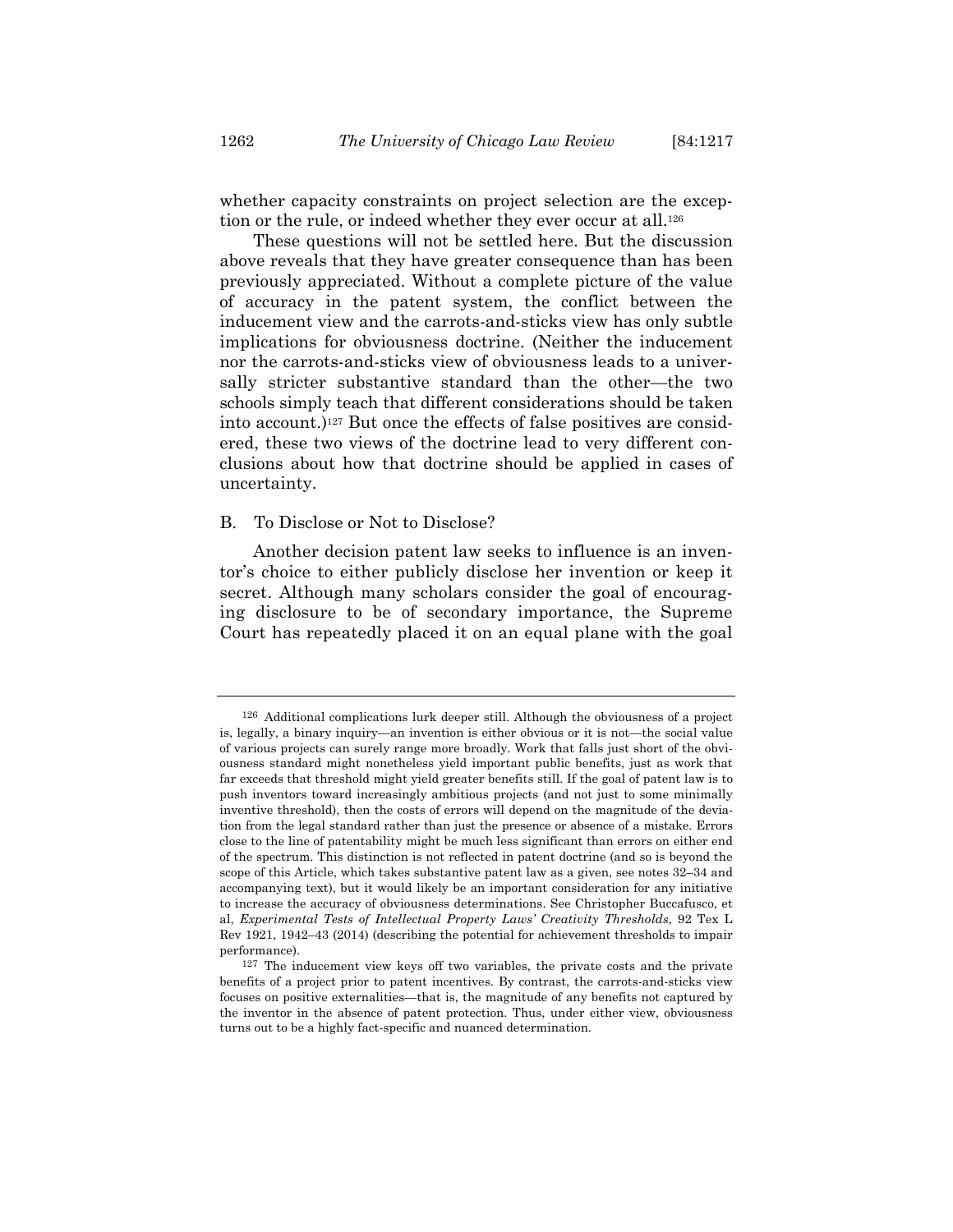whether capacity constraints on project selection are the exception or the rule, or indeed whether they ever occur at all.[126]

These questions will not be settled here. But the discussion above reveals that they have greater consequence than has been previously appreciated. Without a complete picture of the value of accuracy in the patent system, the conflict between the inducement view and the carrots-and-sticks view has only subtle implications for obviousness doctrine. (Neither the inducement nor the carrots-and-sticks view of obviousness leads to a universally stricter substantive standard than the other—the two schools simply teach that different considerations should be taken into account.)[127] But once the effects of false positives are considered, these two views of the doctrine lead to very different conclusions about how that doctrine should be applied in cases of uncertainty.

## B. To Disclose or Not to Disclose?

Another decision patent law seeks to influence is an inventor's choice to either publicly disclose her invention or keep it secret. Although many scholars consider the goal of encouraging disclosure to be of secondary importance, the Supreme Court has repeatedly placed it on an equal plane with the goal

---

[126] Additional complications lurk deeper still. Although the obviousness of a project is, legally, a binary inquiry—an invention is either obvious or it is not—the social value of various projects can surely range more broadly. Work that falls just short of the obviousness standard might nonetheless yield important public benefits, just as work that far exceeds that threshold might yield greater benefits still. If the goal of patent law is to push inventors toward increasingly ambitious projects (and not just to some minimally inventive threshold), then the costs of errors will depend on the magnitude of the deviation from the legal standard rather than just the presence or absence of a mistake. Errors close to the line of patentability might be much less significant than errors on either end of the spectrum. This distinction is not reflected in patent doctrine (and so is beyond the scope of this Article, which takes substantive patent law as a given, see notes 32–34 and accompanying text), but it would likely be an important consideration for any initiative to increase the accuracy of obviousness determinations. See Christopher Buccafusco, et al, *Experimental Tests of Intellectual Property Laws' Creativity Thresholds*, 92 Tex L Rev 1921, 1942–43 (2014) (describing the potential for achievement thresholds to impair performance).

[127] The inducement view keys off two variables, the private costs and the private benefits of a project prior to patent incentives. By contrast, the carrots-and-sticks view focuses on positive externalities—that is, the magnitude of any benefits not captured by the inventor in the absence of patent protection. Thus, under either view, obviousness turns out to be a highly fact-specific and nuanced determination.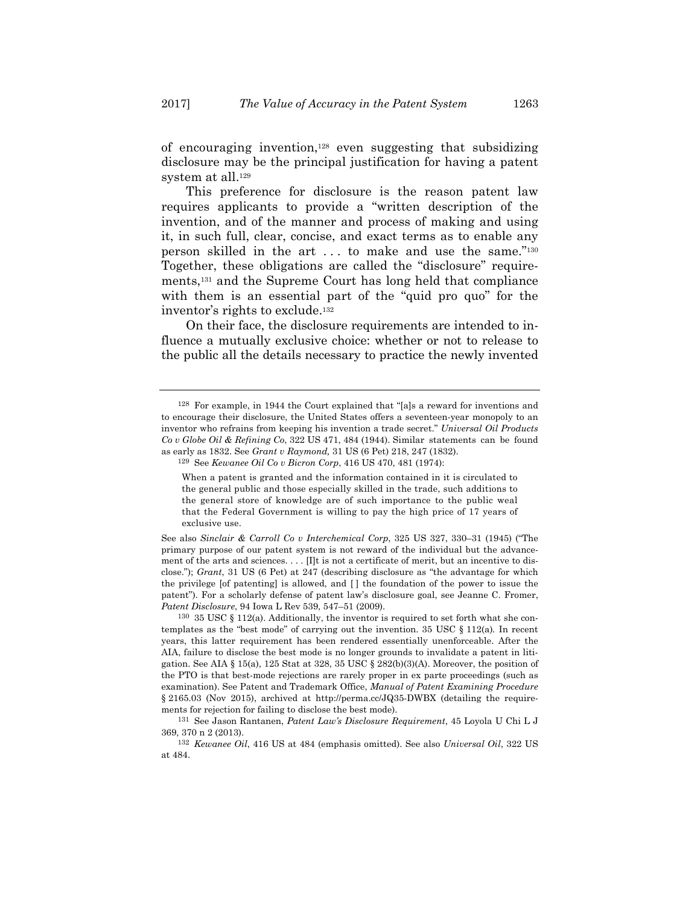of encouraging invention,[128] even suggesting that subsidizing disclosure may be the principal justification for having a patent system at all.[129]

This preference for disclosure is the reason patent law requires applicants to provide a "written description of the invention, and of the manner and process of making and using it, in such full, clear, concise, and exact terms as to enable any person skilled in the art . . . to make and use the same."[130] Together, these obligations are called the "disclosure" requirements,[131] and the Supreme Court has long held that compliance with them is an essential part of the "quid pro quo" for the inventor's rights to exclude.[132]

On their face, the disclosure requirements are intended to influence a mutually exclusive choice: whether or not to release to the public all the details necessary to practice the newly invented

---

[128] For example, in 1944 the Court explained that "[a]s a reward for inventions and to encourage their disclosure, the United States offers a seventeen-year monopoly to an inventor who refrains from keeping his invention a trade secret." *Universal Oil Products Co v Globe Oil & Refining Co*, 322 US 471, 484 (1944). Similar statements can be found as early as 1832. See *Grant v Raymond,* 31 US (6 Pet) 218, 247 (1832).

[129] See *Kewanee Oil Co v Bicron Corp*, 416 US 470, 481 (1974):

> When a patent is granted and the information contained in it is circulated to the general public and those especially skilled in the trade, such additions to the general store of knowledge are of such importance to the public weal that the Federal Government is willing to pay the high price of 17 years of exclusive use.

See also *Sinclair & Carroll Co v Interchemical Corp*, 325 US 327, 330–31 (1945) ("The primary purpose of our patent system is not reward of the individual but the advancement of the arts and sciences. . . . [I]t is not a certificate of merit, but an incentive to disclose."); *Grant*, 31 US (6 Pet) at 247 (describing disclosure as "the advantage for which the privilege [of patenting] is allowed, and [ ] the foundation of the power to issue the patent"). For a scholarly defense of patent law's disclosure goal, see Jeanne C. Fromer, *Patent Disclosure*, 94 Iowa L Rev 539, 547–51 (2009).

[130] 35 USC § 112(a). Additionally, the inventor is required to set forth what she contemplates as the "best mode" of carrying out the invention. 35 USC § 112(a). In recent years, this latter requirement has been rendered essentially unenforceable. After the AIA, failure to disclose the best mode is no longer grounds to invalidate a patent in litigation. See AIA § 15(a), 125 Stat at 328, 35 USC § 282(b)(3)(A). Moreover, the position of the PTO is that best-mode rejections are rarely proper in ex parte proceedings (such as examination). See Patent and Trademark Office, *Manual of Patent Examining Procedure* § 2165.03 (Nov 2015), archived at http://perma.cc/JQ35-DWBX (detailing the requirements for rejection for failing to disclose the best mode).

[131] See Jason Rantanen, *Patent Law's Disclosure Requirement*, 45 Loyola U Chi L J 369, 370 n 2 (2013).

[132] *Kewanee Oil*, 416 US at 484 (emphasis omitted). See also *Universal Oil*, 322 US at 484.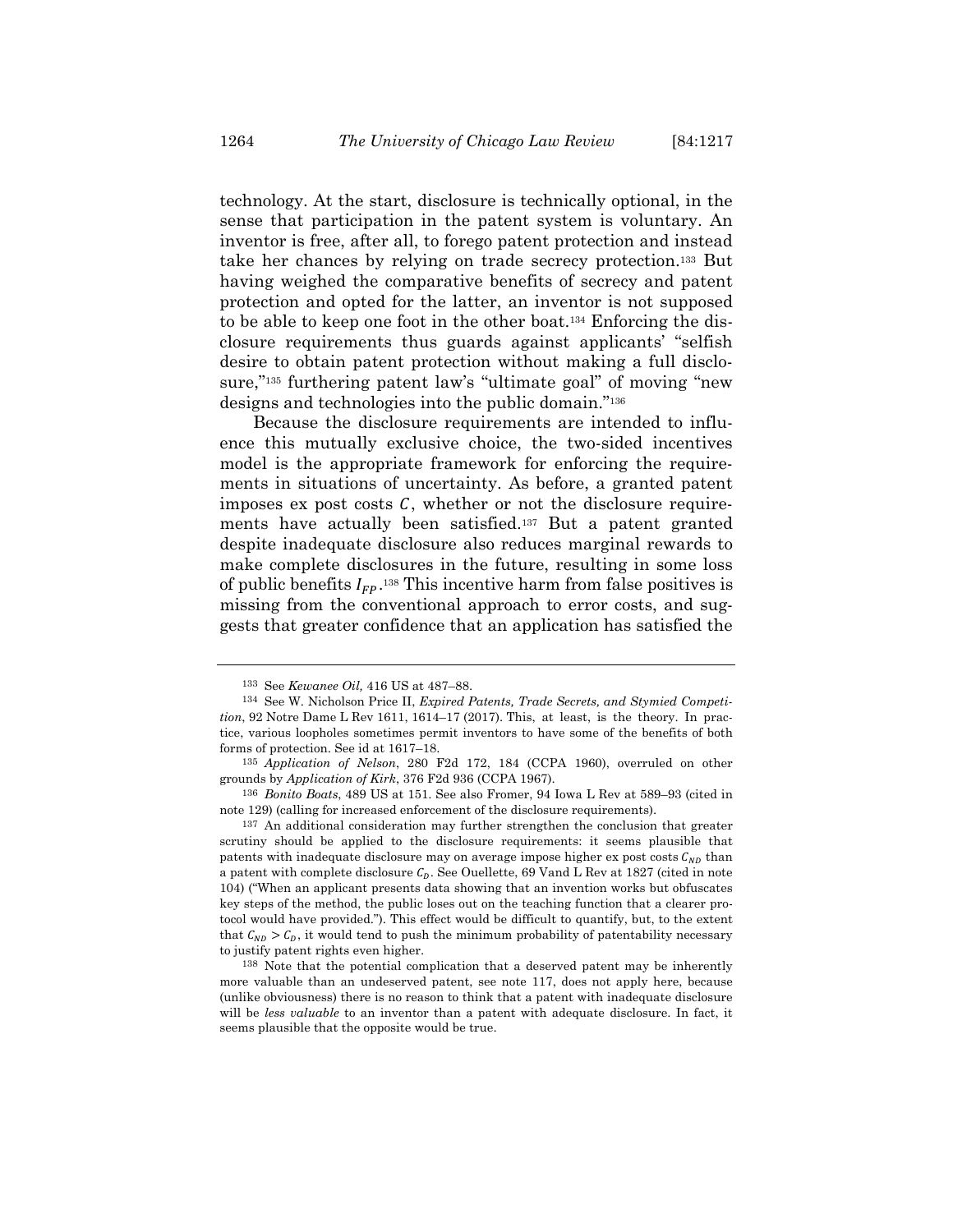technology. At the start, disclosure is technically optional, in the sense that participation in the patent system is voluntary. An inventor is free, after all, to forego patent protection and instead take her chances by relying on trade secrecy protection.[133] But having weighed the comparative benefits of secrecy and patent protection and opted for the latter, an inventor is not supposed to be able to keep one foot in the other boat.[134] Enforcing the disclosure requirements thus guards against applicants' "selfish desire to obtain patent protection without making a full disclosure,"[135] furthering patent law's "ultimate goal" of moving "new designs and technologies into the public domain."[136]

Because the disclosure requirements are intended to influence this mutually exclusive choice, the two-sided incentives model is the appropriate framework for enforcing the requirements in situations of uncertainty. As before, a granted patent imposes ex post costs $C$, whether or not the disclosure requirements have actually been satisfied.[137] But a patent granted despite inadequate disclosure also reduces marginal rewards to make complete disclosures in the future, resulting in some loss of public benefits $I_{FP}$.[138] This incentive harm from false positives is missing from the conventional approach to error costs, and suggests that greater confidence that an application has satisfied the

---

[133] See *Kewanee Oil*, 416 US at 487–88.

[134] See W. Nicholson Price II, *Expired Patents, Trade Secrets, and Stymied Competition*, 92 Notre Dame L Rev 1611, 1614–17 (2017). This, at least, is the theory. In practice, various loopholes sometimes permit inventors to have some of the benefits of both forms of protection. See id at 1617–18.

[135] *Application of Nelson*, 280 F2d 172, 184 (CCPA 1960), overruled on other grounds by *Application of Kirk*, 376 F2d 936 (CCPA 1967).

[136] *Bonito Boats*, 489 US at 151. See also Fromer, 94 Iowa L Rev at 589–93 (cited in note 129) (calling for increased enforcement of the disclosure requirements).

[137] An additional consideration may further strengthen the conclusion that greater scrutiny should be applied to the disclosure requirements: it seems plausible that patents with inadequate disclosure may on average impose higher ex post costs $C_{ND}$ than a patent with complete disclosure $C_D$. See Ouellette, 69 Vand L Rev at 1827 (cited in note 104) ("When an applicant presents data showing that an invention works but obfuscates key steps of the method, the public loses out on the teaching function that a clearer protocol would have provided."). This effect would be difficult to quantify, but, to the extent that $C_{ND} > C_D$, it would tend to push the minimum probability of patentability necessary to justify patent rights even higher.

[138] Note that the potential complication that a deserved patent may be inherently more valuable than an undeserved patent, see note 117, does not apply here, because (unlike obviousness) there is no reason to think that a patent with inadequate disclosure will be *less valuable* to an inventor than a patent with adequate disclosure. In fact, it seems plausible that the opposite would be true.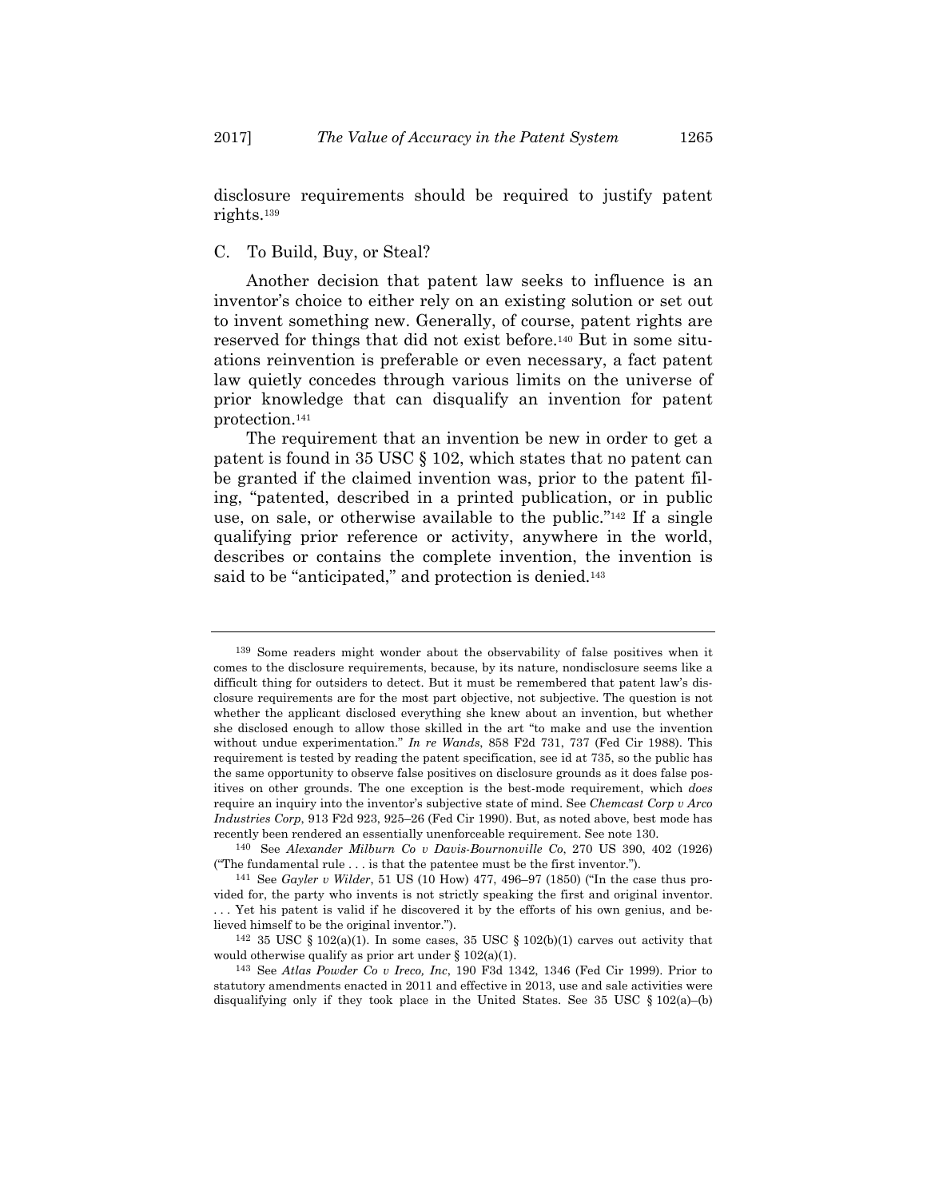disclosure requirements should be required to justify patent rights.[139]

### C. To Build, Buy, or Steal?

Another decision that patent law seeks to influence is an inventor's choice to either rely on an existing solution or set out to invent something new. Generally, of course, patent rights are reserved for things that did not exist before.[140] But in some situations reinvention is preferable or even necessary, a fact patent law quietly concedes through various limits on the universe of prior knowledge that can disqualify an invention for patent protection.[141]

The requirement that an invention be new in order to get a patent is found in 35 USC § 102, which states that no patent can be granted if the claimed invention was, prior to the patent filing, "patented, described in a printed publication, or in public use, on sale, or otherwise available to the public."[142] If a single qualifying prior reference or activity, anywhere in the world, describes or contains the complete invention, the invention is said to be "anticipated," and protection is denied.[143]

---

[139] Some readers might wonder about the observability of false positives when it comes to the disclosure requirements, because, by its nature, nondisclosure seems like a difficult thing for outsiders to detect. But it must be remembered that patent law's disclosure requirements are for the most part objective, not subjective. The question is not whether the applicant disclosed everything she knew about an invention, but whether she disclosed enough to allow those skilled in the art "to make and use the invention without undue experimentation." *In re Wands*, 858 F2d 731, 737 (Fed Cir 1988). This requirement is tested by reading the patent specification, see id at 735, so the public has the same opportunity to observe false positives on disclosure grounds as it does false positives on other grounds. The one exception is the best-mode requirement, which *does* require an inquiry into the inventor's subjective state of mind. See *Chemcast Corp v Arco Industries Corp*, 913 F2d 923, 925–26 (Fed Cir 1990). But, as noted above, best mode has recently been rendered an essentially unenforceable requirement. See note 130.

[140] See *Alexander Milburn Co v Davis-Bournonville Co*, 270 US 390, 402 (1926) ("The fundamental rule . . . is that the patentee must be the first inventor.").

[141] See *Gayler v Wilder*, 51 US (10 How) 477, 496–97 (1850) ("In the case thus provided for, the party who invents is not strictly speaking the first and original inventor. . . . Yet his patent is valid if he discovered it by the efforts of his own genius, and believed himself to be the original inventor.").

[142] 35 USC § 102(a)(1). In some cases, 35 USC § 102(b)(1) carves out activity that would otherwise qualify as prior art under § 102(a)(1).

[143] See *Atlas Powder Co v Ireco, Inc*, 190 F3d 1342, 1346 (Fed Cir 1999). Prior to statutory amendments enacted in 2011 and effective in 2013, use and sale activities were disqualifying only if they took place in the United States. See 35 USC § 102(a)–(b)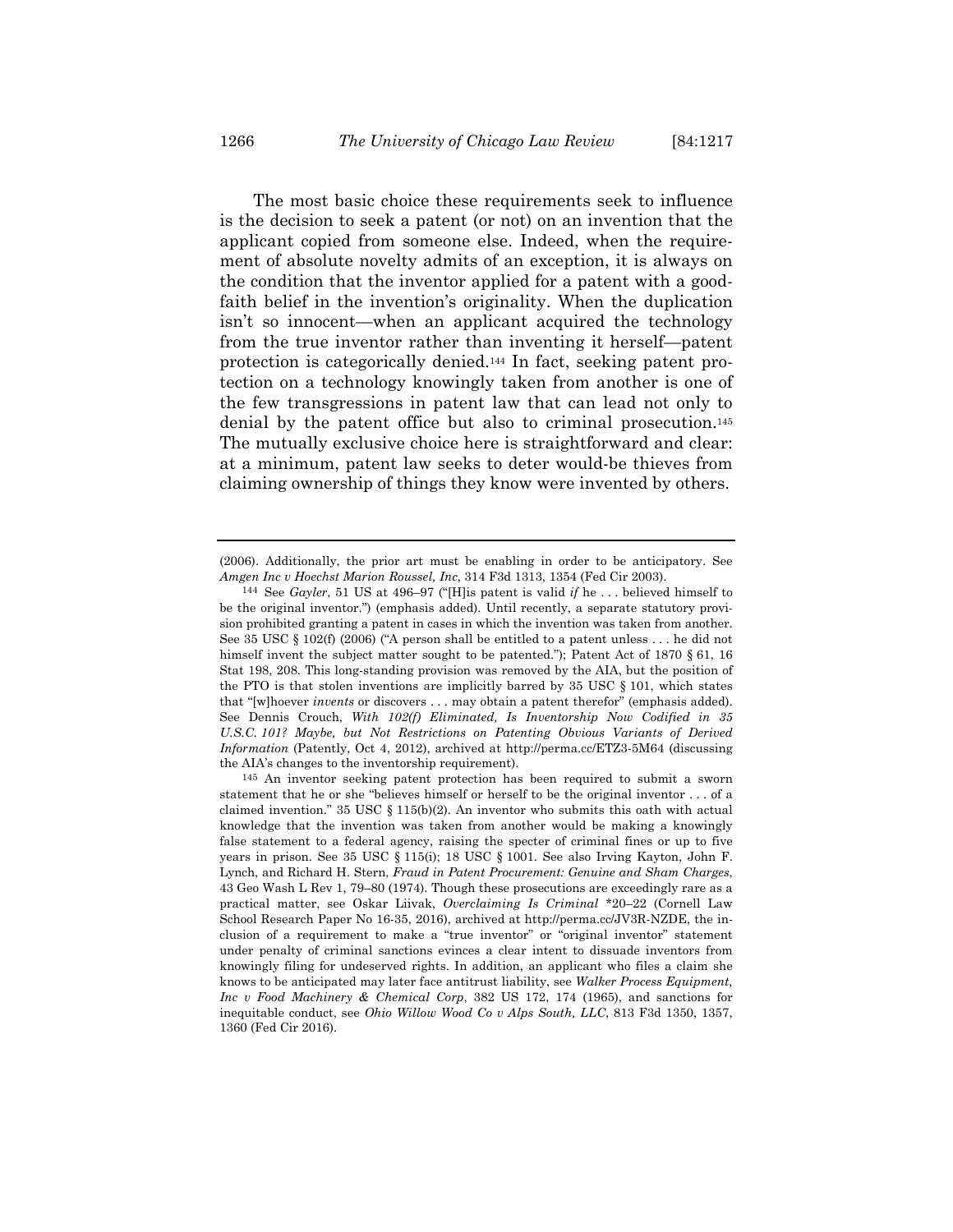The most basic choice these requirements seek to influence is the decision to seek a patent (or not) on an invention that the applicant copied from someone else. Indeed, when the requirement of absolute novelty admits of an exception, it is always on the condition that the inventor applied for a patent with a good-faith belief in the invention's originality. When the duplication isn't so innocent—when an applicant acquired the technology from the true inventor rather than inventing it herself—patent protection is categorically denied.[144] In fact, seeking patent protection on a technology knowingly taken from another is one of the few transgressions in patent law that can lead not only to denial by the patent office but also to criminal prosecution.[145] The mutually exclusive choice here is straightforward and clear: at a minimum, patent law seeks to deter would-be thieves from claiming ownership of things they know were invented by others.

---

(2006). Additionally, the prior art must be enabling in order to be anticipatory. See *Amgen Inc v Hoechst Marion Roussel, Inc*, 314 F3d 1313, 1354 (Fed Cir 2003).

[144] See *Gayler*, 51 US at 496–97 ("[H]is patent is valid *if* he . . . believed himself to be the original inventor.") (emphasis added). Until recently, a separate statutory provision prohibited granting a patent in cases in which the invention was taken from another. See 35 USC § 102(f) (2006) ("A person shall be entitled to a patent unless . . . he did not himself invent the subject matter sought to be patented."); Patent Act of 1870 § 61, 16 Stat 198, 208. This long-standing provision was removed by the AIA, but the position of the PTO is that stolen inventions are implicitly barred by 35 USC § 101, which states that "[w]hoever *invents* or discovers . . . may obtain a patent therefor" (emphasis added). See Dennis Crouch, *With 102(f) Eliminated, Is Inventorship Now Codified in 35 U.S.C. 101? Maybe, but Not Restrictions on Patenting Obvious Variants of Derived Information* (Patently, Oct 4, 2012), archived at http://perma.cc/ETZ3-5M64 (discussing the AIA's changes to the inventorship requirement).

[145] An inventor seeking patent protection has been required to submit a sworn statement that he or she "believes himself or herself to be the original inventor . . . of a claimed invention." 35 USC § 115(b)(2). An inventor who submits this oath with actual knowledge that the invention was taken from another would be making a knowingly false statement to a federal agency, raising the specter of criminal fines or up to five years in prison. See 35 USC § 115(i); 18 USC § 1001. See also Irving Kayton, John F. Lynch, and Richard H. Stern, *Fraud in Patent Procurement: Genuine and Sham Charges*, 43 Geo Wash L Rev 1, 79–80 (1974). Though these prosecutions are exceedingly rare as a practical matter, see Oskar Liivak, *Overclaiming Is Criminal* *20–22 (Cornell Law School Research Paper No 16-35, 2016), archived at http://perma.cc/JV3R-NZDE, the inclusion of a requirement to make a "true inventor" or "original inventor" statement under penalty of criminal sanctions evinces a clear intent to dissuade inventors from knowingly filing for undeserved rights. In addition, an applicant who files a claim she knows to be anticipated may later face antitrust liability, see *Walker Process Equipment, Inc v Food Machinery & Chemical Corp*, 382 US 172, 174 (1965), and sanctions for inequitable conduct, see *Ohio Willow Wood Co v Alps South, LLC*, 813 F3d 1350, 1357, 1360 (Fed Cir 2016).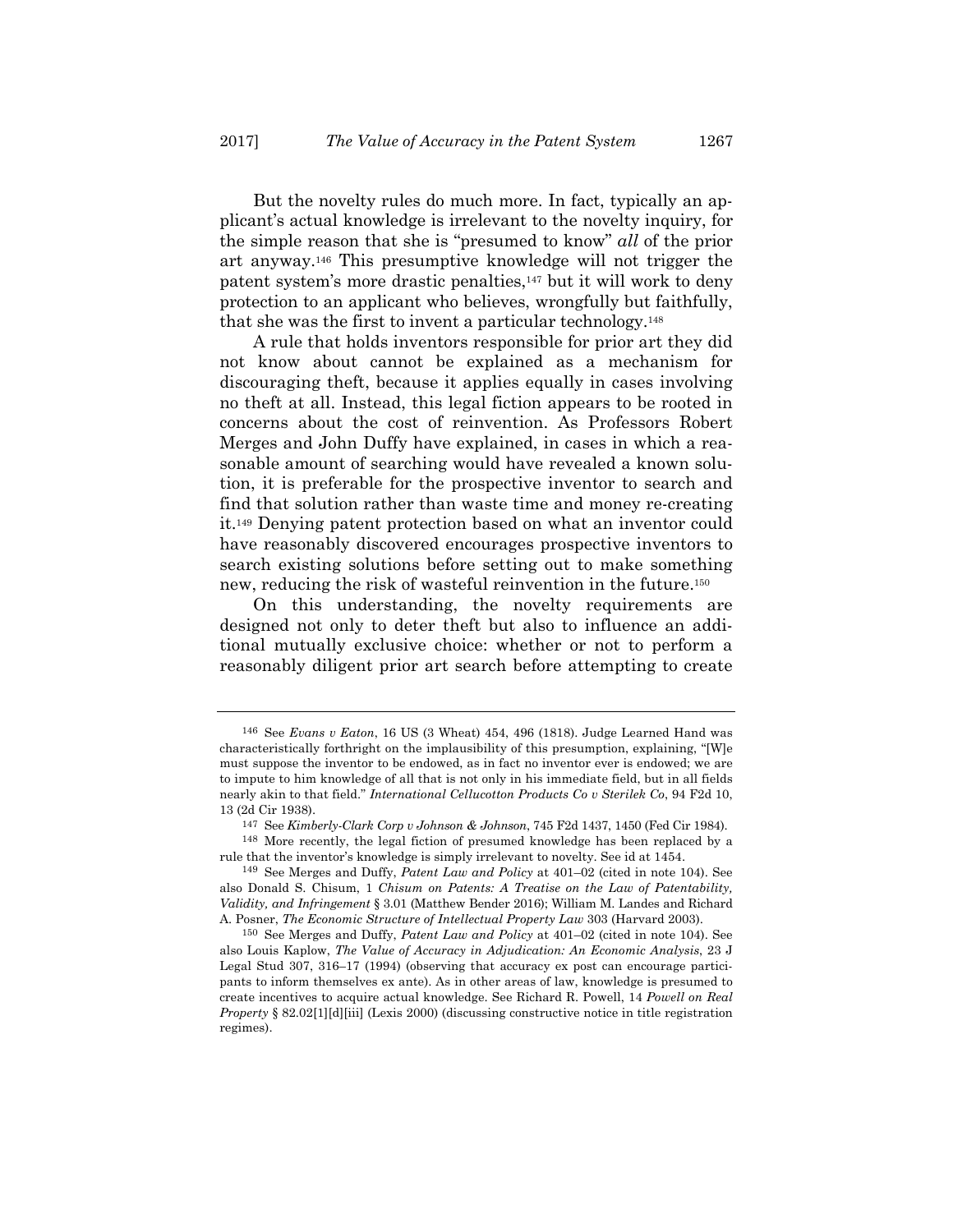But the novelty rules do much more. In fact, typically an applicant's actual knowledge is irrelevant to the novelty inquiry, for the simple reason that she is "presumed to know" *all* of the prior art anyway.[146] This presumptive knowledge will not trigger the patent system's more drastic penalties,[147] but it will work to deny protection to an applicant who believes, wrongfully but faithfully, that she was the first to invent a particular technology.[148]

A rule that holds inventors responsible for prior art they did not know about cannot be explained as a mechanism for discouraging theft, because it applies equally in cases involving no theft at all. Instead, this legal fiction appears to be rooted in concerns about the cost of reinvention. As Professors Robert Merges and John Duffy have explained, in cases in which a reasonable amount of searching would have revealed a known solution, it is preferable for the prospective inventor to search and find that solution rather than waste time and money re-creating it.[149] Denying patent protection based on what an inventor could have reasonably discovered encourages prospective inventors to search existing solutions before setting out to make something new, reducing the risk of wasteful reinvention in the future.[150]

On this understanding, the novelty requirements are designed not only to deter theft but also to influence an additional mutually exclusive choice: whether or not to perform a reasonably diligent prior art search before attempting to create

---

[146] See *Evans v Eaton*, 16 US (3 Wheat) 454, 496 (1818). Judge Learned Hand was characteristically forthright on the implausibility of this presumption, explaining, "[W]e must suppose the inventor to be endowed, as in fact no inventor ever is endowed; we are to impute to him knowledge of all that is not only in his immediate field, but in all fields nearly akin to that field." *International Cellucotton Products Co v Sterilek Co*, 94 F2d 10, 13 (2d Cir 1938).

[147] See *Kimberly-Clark Corp v Johnson & Johnson*, 745 F2d 1437, 1450 (Fed Cir 1984).

[148] More recently, the legal fiction of presumed knowledge has been replaced by a rule that the inventor's knowledge is simply irrelevant to novelty. See id at 1454.

[149] See Merges and Duffy, *Patent Law and Policy* at 401–02 (cited in note 104). See also Donald S. Chisum, 1 *Chisum on Patents: A Treatise on the Law of Patentability, Validity, and Infringement* § 3.01 (Matthew Bender 2016); William M. Landes and Richard A. Posner, *The Economic Structure of Intellectual Property Law* 303 (Harvard 2003).

[150] See Merges and Duffy, *Patent Law and Policy* at 401–02 (cited in note 104). See also Louis Kaplow, *The Value of Accuracy in Adjudication: An Economic Analysis*, 23 J Legal Stud 307, 316–17 (1994) (observing that accuracy ex post can encourage participants to inform themselves ex ante). As in other areas of law, knowledge is presumed to create incentives to acquire actual knowledge. See Richard R. Powell, 14 *Powell on Real Property* § 82.02[1][d][iii] (Lexis 2000) (discussing constructive notice in title registration regimes).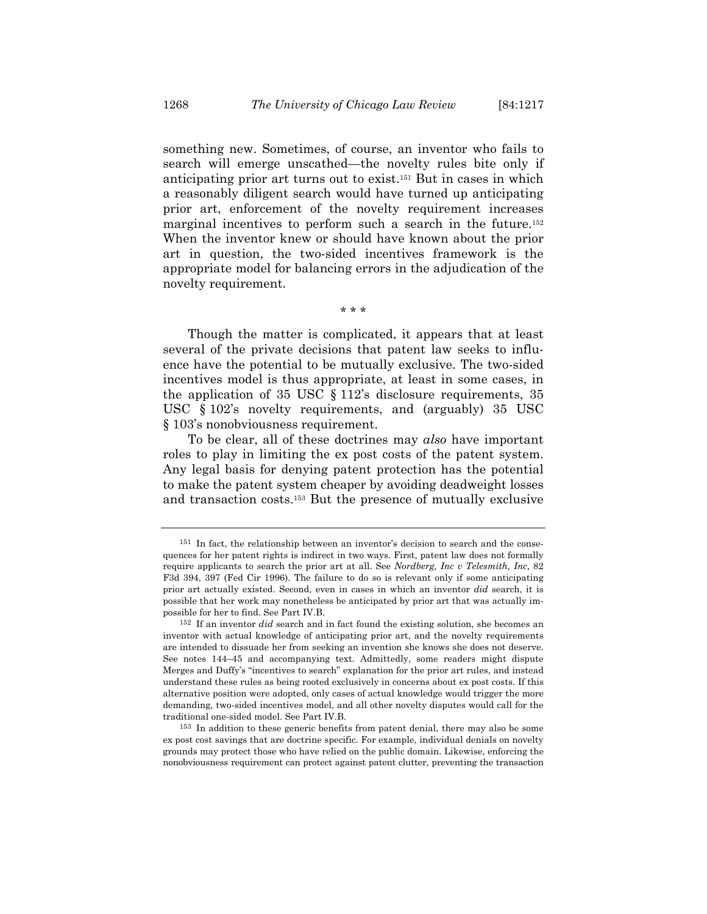something new. Sometimes, of course, an inventor who fails to search will emerge unscathed—the novelty rules bite only if anticipating prior art turns out to exist.[151] But in cases in which a reasonably diligent search would have turned up anticipating prior art, enforcement of the novelty requirement increases marginal incentives to perform such a search in the future.[152] When the inventor knew or should have known about the prior art in question, the two-sided incentives framework is the appropriate model for balancing errors in the adjudication of the novelty requirement.

\* \* \*

Though the matter is complicated, it appears that at least several of the private decisions that patent law seeks to influence have the potential to be mutually exclusive. The two-sided incentives model is thus appropriate, at least in some cases, in the application of 35 USC § 112's disclosure requirements, 35 USC § 102's novelty requirements, and (arguably) 35 USC § 103's nonobviousness requirement.

To be clear, all of these doctrines may *also* have important roles to play in limiting the ex post costs of the patent system. Any legal basis for denying patent protection has the potential to make the patent system cheaper by avoiding deadweight losses and transaction costs.[153] But the presence of mutually exclusive

---

[151] In fact, the relationship between an inventor's decision to search and the consequences for her patent rights is indirect in two ways. First, patent law does not formally require applicants to search the prior art at all. See *Nordberg, Inc v Telesmith, Inc*, 82 F3d 394, 397 (Fed Cir 1996). The failure to do so is relevant only if some anticipating prior art actually existed. Second, even in cases in which an inventor *did* search, it is possible that her work may nonetheless be anticipated by prior art that was actually impossible for her to find. See Part IV.B.

[152] If an inventor *did* search and in fact found the existing solution, she becomes an inventor with actual knowledge of anticipating prior art, and the novelty requirements are intended to dissuade her from seeking an invention she knows she does not deserve. See notes 144–45 and accompanying text. Admittedly, some readers might dispute Merges and Duffy's "incentives to search" explanation for the prior art rules, and instead understand these rules as being rooted exclusively in concerns about ex post costs. If this alternative position were adopted, only cases of actual knowledge would trigger the more demanding, two-sided incentives model, and all other novelty disputes would call for the traditional one-sided model. See Part IV.B.

[153] In addition to these generic benefits from patent denial, there may also be some ex post cost savings that are doctrine specific. For example, individual denials on novelty grounds may protect those who have relied on the public domain. Likewise, enforcing the nonobviousness requirement can protect against patent clutter, preventing the transaction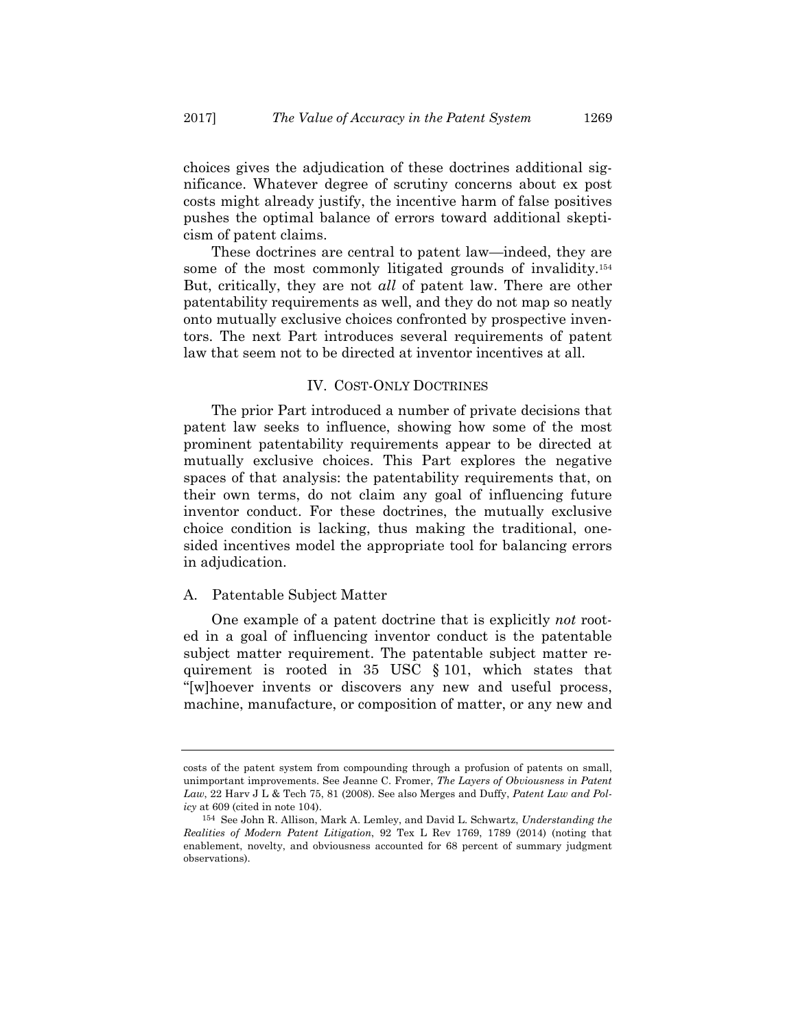choices gives the adjudication of these doctrines additional significance. Whatever degree of scrutiny concerns about ex post costs might already justify, the incentive harm of false positives pushes the optimal balance of errors toward additional skepticism of patent claims.

These doctrines are central to patent law—indeed, they are some of the most commonly litigated grounds of invalidity.[154] But, critically, they are not *all* of patent law. There are other patentability requirements as well, and they do not map so neatly onto mutually exclusive choices confronted by prospective inventors. The next Part introduces several requirements of patent law that seem not to be directed at inventor incentives at all.

## IV. Cost-Only Doctrines

The prior Part introduced a number of private decisions that patent law seeks to influence, showing how some of the most prominent patentability requirements appear to be directed at mutually exclusive choices. This Part explores the negative spaces of that analysis: the patentability requirements that, on their own terms, do not claim any goal of influencing future inventor conduct. For these doctrines, the mutually exclusive choice condition is lacking, thus making the traditional, one-sided incentives model the appropriate tool for balancing errors in adjudication.

### A. Patentable Subject Matter

One example of a patent doctrine that is explicitly *not* rooted in a goal of influencing inventor conduct is the patentable subject matter requirement. The patentable subject matter requirement is rooted in 35 USC § 101, which states that "[w]hoever invents or discovers any new and useful process, machine, manufacture, or composition of matter, or any new and

---

costs of the patent system from compounding through a profusion of patents on small, unimportant improvements. See Jeanne C. Fromer, *The Layers of Obviousness in Patent Law*, 22 Harv J L & Tech 75, 81 (2008). See also Merges and Duffy, *Patent Law and Policy* at 609 (cited in note 104).

[154] See John R. Allison, Mark A. Lemley, and David L. Schwartz, *Understanding the Realities of Modern Patent Litigation*, 92 Tex L Rev 1769, 1789 (2014) (noting that enablement, novelty, and obviousness accounted for 68 percent of summary judgment observations).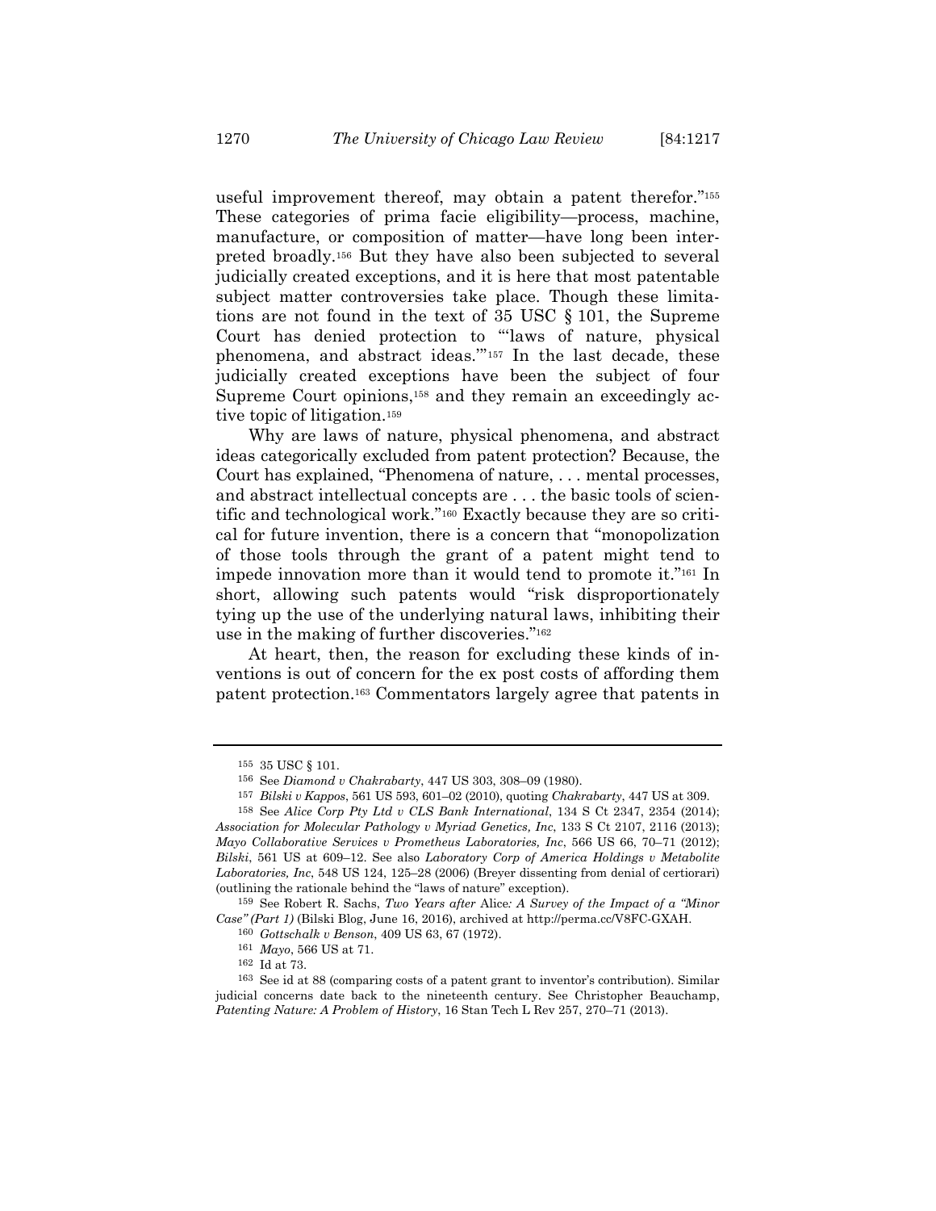useful improvement thereof, may obtain a patent therefor."[155] These categories of prima facie eligibility—process, machine, manufacture, or composition of matter—have long been interpreted broadly.[156] But they have also been subjected to several judicially created exceptions, and it is here that most patentable subject matter controversies take place. Though these limitations are not found in the text of 35 USC § 101, the Supreme Court has denied protection to "'laws of nature, physical phenomena, and abstract ideas.'"[157] In the last decade, these judicially created exceptions have been the subject of four Supreme Court opinions,[158] and they remain an exceedingly active topic of litigation.[159]

Why are laws of nature, physical phenomena, and abstract ideas categorically excluded from patent protection? Because, the Court has explained, "Phenomena of nature, . . . mental processes, and abstract intellectual concepts are . . . the basic tools of scientific and technological work."[160] Exactly because they are so critical for future invention, there is a concern that "monopolization of those tools through the grant of a patent might tend to impede innovation more than it would tend to promote it."[161] In short, allowing such patents would "risk disproportionately tying up the use of the underlying natural laws, inhibiting their use in the making of further discoveries."[162]

At heart, then, the reason for excluding these kinds of inventions is out of concern for the ex post costs of affording them patent protection.[163] Commentators largely agree that patents in

---

[155] 35 USC § 101.

[156] See *Diamond v Chakrabarty*, 447 US 303, 308–09 (1980).

[157] *Bilski v Kappos*, 561 US 593, 601–02 (2010), quoting *Chakrabarty*, 447 US at 309.

[158] See *Alice Corp Pty Ltd v CLS Bank International*, 134 S Ct 2347, 2354 (2014); *Association for Molecular Pathology v Myriad Genetics, Inc*, 133 S Ct 2107, 2116 (2013); *Mayo Collaborative Services v Prometheus Laboratories, Inc*, 566 US 66, 70–71 (2012); *Bilski*, 561 US at 609–12. See also *Laboratory Corp of America Holdings v Metabolite Laboratories, Inc*, 548 US 124, 125–28 (2006) (Breyer dissenting from denial of certiorari) (outlining the rationale behind the "laws of nature" exception).

[159] See Robert R. Sachs, *Two Years after* Alice*: A Survey of the Impact of a "Minor Case" (Part 1)* (Bilski Blog, June 16, 2016), archived at http://perma.cc/V8FC-GXAH.

[160] *Gottschalk v Benson*, 409 US 63, 67 (1972).

[161] *Mayo*, 566 US at 71.

[162] Id at 73.

[163] See id at 88 (comparing costs of a patent grant to inventor's contribution). Similar judicial concerns date back to the nineteenth century. See Christopher Beauchamp, *Patenting Nature: A Problem of History*, 16 Stan Tech L Rev 257, 270–71 (2013).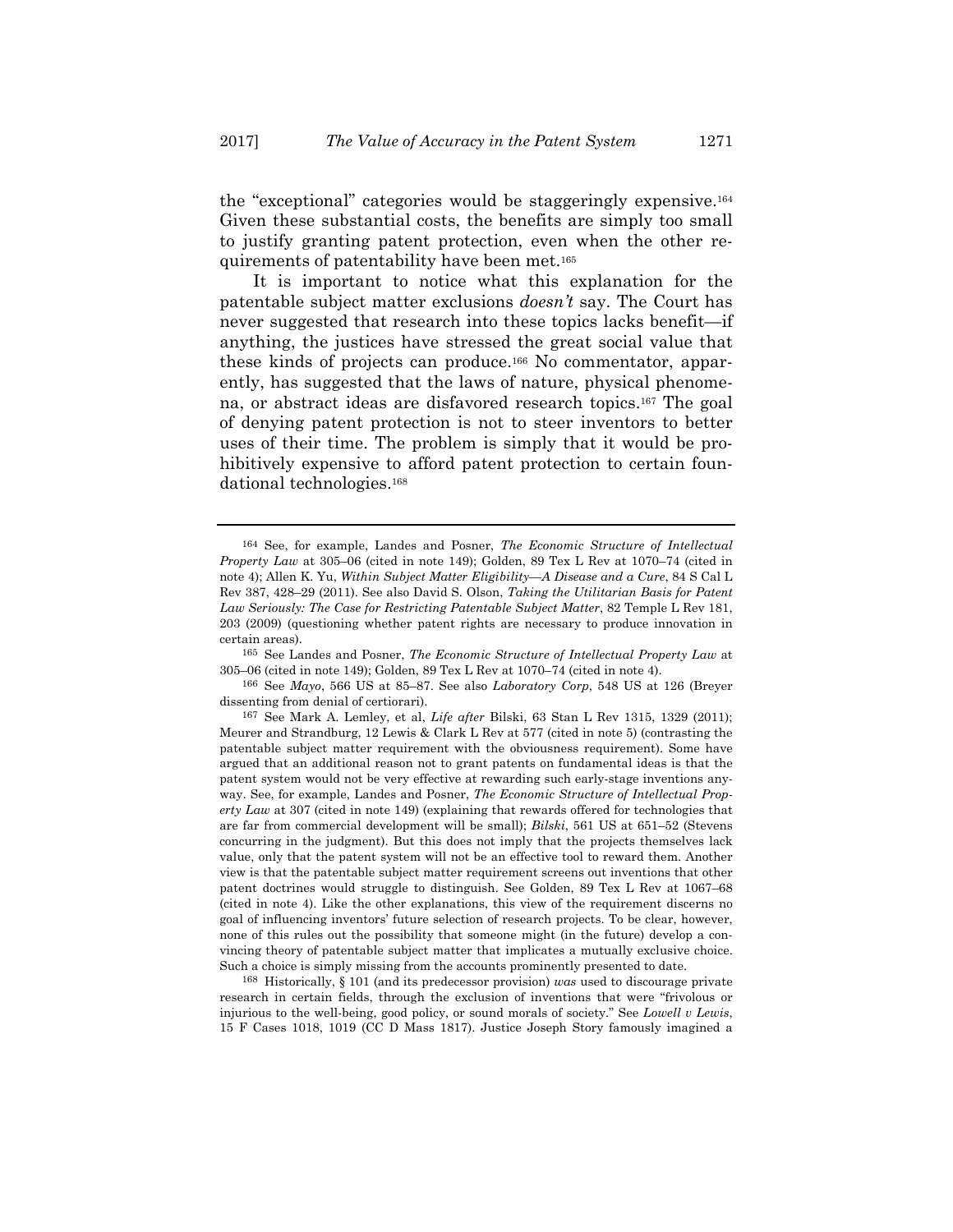the "exceptional" categories would be staggeringly expensive.[164] Given these substantial costs, the benefits are simply too small to justify granting patent protection, even when the other requirements of patentability have been met.[165]

It is important to notice what this explanation for the patentable subject matter exclusions *doesn't* say. The Court has never suggested that research into these topics lacks benefit—if anything, the justices have stressed the great social value that these kinds of projects can produce.[166] No commentator, apparently, has suggested that the laws of nature, physical phenomena, or abstract ideas are disfavored research topics.[167] The goal of denying patent protection is not to steer inventors to better uses of their time. The problem is simply that it would be prohibitively expensive to afford patent protection to certain foundational technologies.[168]

---

[164] See, for example, Landes and Posner, *The Economic Structure of Intellectual Property Law* at 305–06 (cited in note 149); Golden, 89 Tex L Rev at 1070–74 (cited in note 4); Allen K. Yu, *Within Subject Matter Eligibility—A Disease and a Cure*, 84 S Cal L Rev 387, 428–29 (2011). See also David S. Olson, *Taking the Utilitarian Basis for Patent Law Seriously: The Case for Restricting Patentable Subject Matter*, 82 Temple L Rev 181, 203 (2009) (questioning whether patent rights are necessary to produce innovation in certain areas).

[165] See Landes and Posner, *The Economic Structure of Intellectual Property Law* at 305–06 (cited in note 149); Golden, 89 Tex L Rev at 1070–74 (cited in note 4).

[166] See *Mayo*, 566 US at 85–87. See also *Laboratory Corp*, 548 US at 126 (Breyer dissenting from denial of certiorari).

[167] See Mark A. Lemley, et al, *Life after* Bilski, 63 Stan L Rev 1315, 1329 (2011); Meurer and Strandburg, 12 Lewis & Clark L Rev at 577 (cited in note 5) (contrasting the patentable subject matter requirement with the obviousness requirement). Some have argued that an additional reason not to grant patents on fundamental ideas is that the patent system would not be very effective at rewarding such early-stage inventions anyway. See, for example, Landes and Posner, *The Economic Structure of Intellectual Property Law* at 307 (cited in note 149) (explaining that rewards offered for technologies that are far from commercial development will be small); *Bilski*, 561 US at 651–52 (Stevens concurring in the judgment). But this does not imply that the projects themselves lack value, only that the patent system will not be an effective tool to reward them. Another view is that the patentable subject matter requirement screens out inventions that other patent doctrines would struggle to distinguish. See Golden, 89 Tex L Rev at 1067–68 (cited in note 4). Like the other explanations, this view of the requirement discerns no goal of influencing inventors' future selection of research projects. To be clear, however, none of this rules out the possibility that someone might (in the future) develop a convincing theory of patentable subject matter that implicates a mutually exclusive choice. Such a choice is simply missing from the accounts prominently presented to date.

[168] Historically, § 101 (and its predecessor provision) *was* used to discourage private research in certain fields, through the exclusion of inventions that were "frivolous or injurious to the well-being, good policy, or sound morals of society." See *Lowell v Lewis*, 15 F Cases 1018, 1019 (CC D Mass 1817). Justice Joseph Story famously imagined a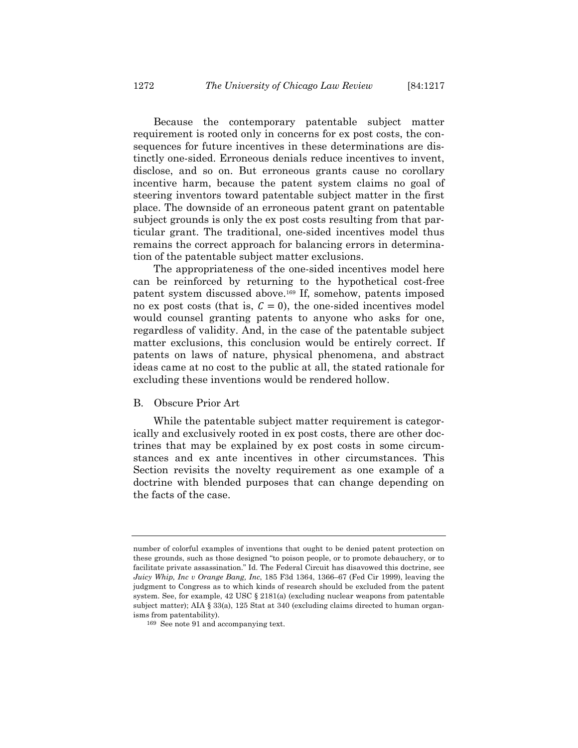Because the contemporary patentable subject matter requirement is rooted only in concerns for ex post costs, the consequences for future incentives in these determinations are distinctly one-sided. Erroneous denials reduce incentives to invent, disclose, and so on. But erroneous grants cause no corollary incentive harm, because the patent system claims no goal of steering inventors toward patentable subject matter in the first place. The downside of an erroneous patent grant on patentable subject grounds is only the ex post costs resulting from that particular grant. The traditional, one-sided incentives model thus remains the correct approach for balancing errors in determination of the patentable subject matter exclusions.

The appropriateness of the one-sided incentives model here can be reinforced by returning to the hypothetical cost-free patent system discussed above.[169] If, somehow, patents imposed no ex post costs (that is, $C = 0$), the one-sided incentives model would counsel granting patents to anyone who asks for one, regardless of validity. And, in the case of the patentable subject matter exclusions, this conclusion would be entirely correct. If patents on laws of nature, physical phenomena, and abstract ideas came at no cost to the public at all, the stated rationale for excluding these inventions would be rendered hollow.

### B. Obscure Prior Art

While the patentable subject matter requirement is categorically and exclusively rooted in ex post costs, there are other doctrines that may be explained by ex post costs in some circumstances and ex ante incentives in other circumstances. This Section revisits the novelty requirement as one example of a doctrine with blended purposes that can change depending on the facts of the case.

---

number of colorful examples of inventions that ought to be denied patent protection on these grounds, such as those designed "to poison people, or to promote debauchery, or to facilitate private assassination." Id. The Federal Circuit has disavowed this doctrine, see *Juicy Whip, Inc v Orange Bang, Inc*, 185 F3d 1364, 1366–67 (Fed Cir 1999), leaving the judgment to Congress as to which kinds of research should be excluded from the patent system. See, for example, 42 USC § 2181(a) (excluding nuclear weapons from patentable subject matter); AIA § 33(a), 125 Stat at 340 (excluding claims directed to human organisms from patentability).

[169] See note 91 and accompanying text.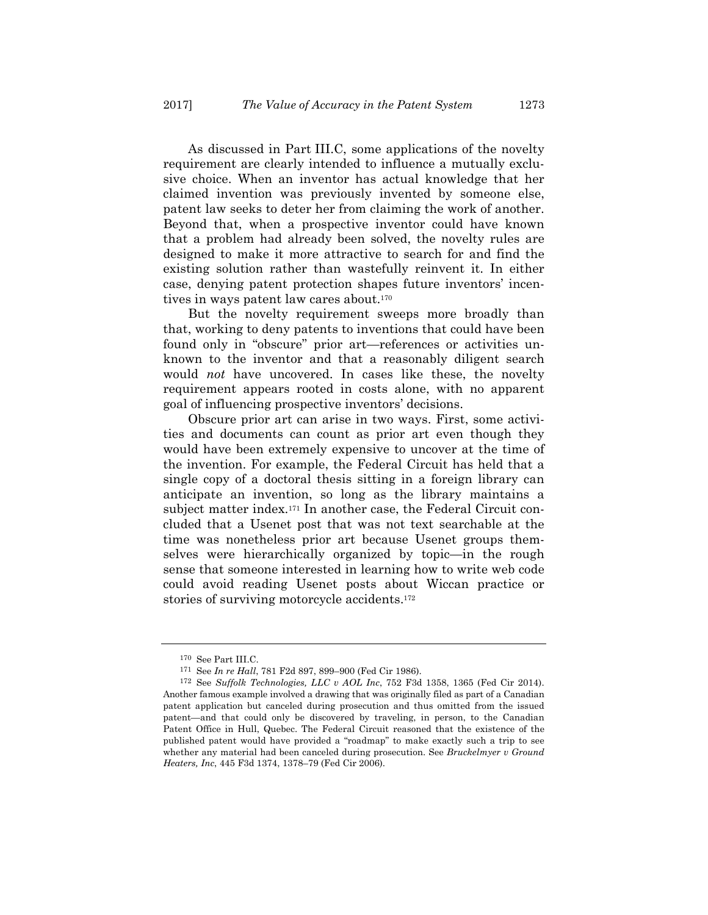As discussed in Part III.C, some applications of the novelty requirement are clearly intended to influence a mutually exclusive choice. When an inventor has actual knowledge that her claimed invention was previously invented by someone else, patent law seeks to deter her from claiming the work of another. Beyond that, when a prospective inventor could have known that a problem had already been solved, the novelty rules are designed to make it more attractive to search for and find the existing solution rather than wastefully reinvent it. In either case, denying patent protection shapes future inventors' incentives in ways patent law cares about.[170]

But the novelty requirement sweeps more broadly than that, working to deny patents to inventions that could have been found only in "obscure" prior art—references or activities unknown to the inventor and that a reasonably diligent search would *not* have uncovered. In cases like these, the novelty requirement appears rooted in costs alone, with no apparent goal of influencing prospective inventors' decisions.

Obscure prior art can arise in two ways. First, some activities and documents can count as prior art even though they would have been extremely expensive to uncover at the time of the invention. For example, the Federal Circuit has held that a single copy of a doctoral thesis sitting in a foreign library can anticipate an invention, so long as the library maintains a subject matter index.[171] In another case, the Federal Circuit concluded that a Usenet post that was not text searchable at the time was nonetheless prior art because Usenet groups themselves were hierarchically organized by topic—in the rough sense that someone interested in learning how to write web code could avoid reading Usenet posts about Wiccan practice or stories of surviving motorcycle accidents.[172]

---

[170] See Part III.C.

[171] See *In re Hall*, 781 F2d 897, 899–900 (Fed Cir 1986).

[172] See *Suffolk Technologies, LLC v AOL Inc*, 752 F3d 1358, 1365 (Fed Cir 2014). Another famous example involved a drawing that was originally filed as part of a Canadian patent application but canceled during prosecution and thus omitted from the issued patent—and that could only be discovered by traveling, in person, to the Canadian Patent Office in Hull, Quebec. The Federal Circuit reasoned that the existence of the published patent would have provided a "roadmap" to make exactly such a trip to see whether any material had been canceled during prosecution. See *Bruckelmyer v Ground Heaters, Inc*, 445 F3d 1374, 1378–79 (Fed Cir 2006).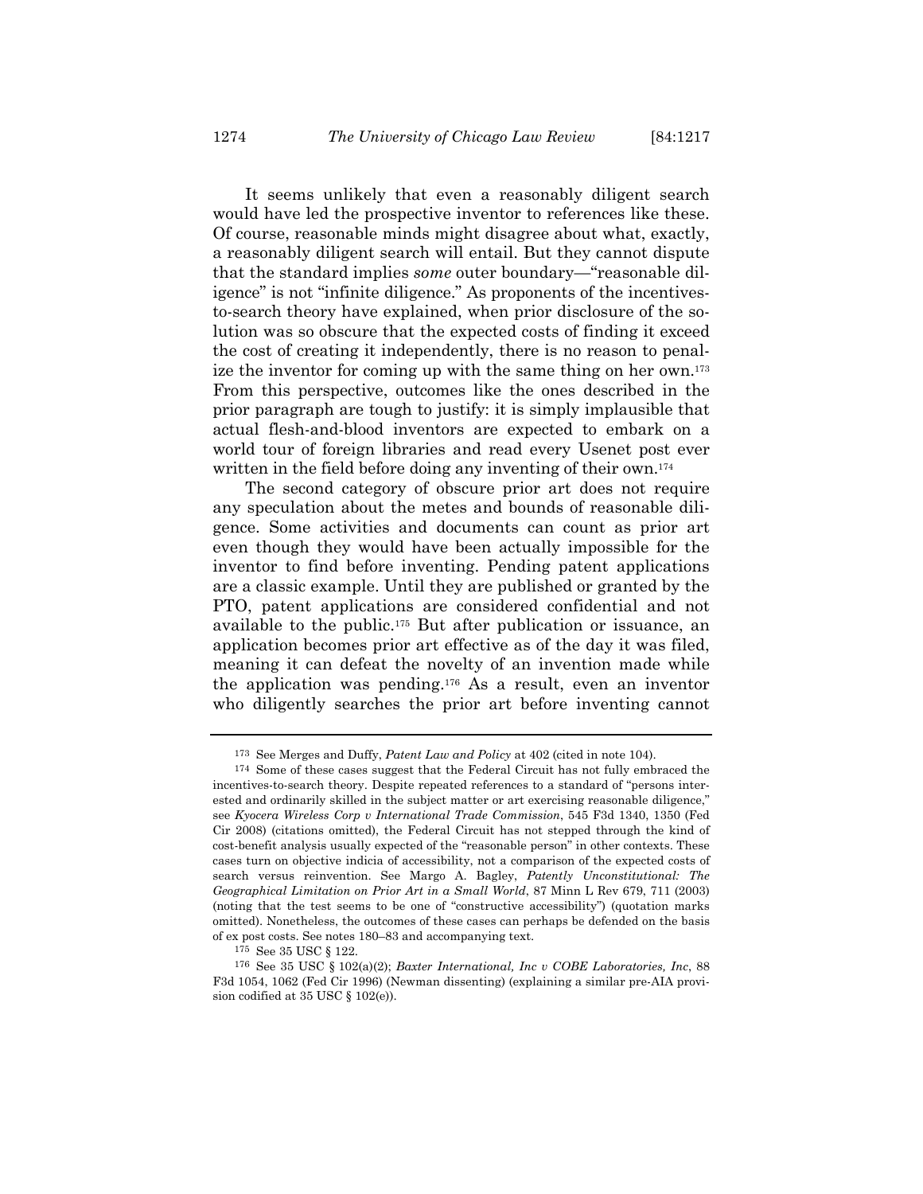It seems unlikely that even a reasonably diligent search would have led the prospective inventor to references like these. Of course, reasonable minds might disagree about what, exactly, a reasonably diligent search will entail. But they cannot dispute that the standard implies *some* outer boundary—"reasonable diligence" is not "infinite diligence." As proponents of the incentives-to-search theory have explained, when prior disclosure of the solution was so obscure that the expected costs of finding it exceed the cost of creating it independently, there is no reason to penalize the inventor for coming up with the same thing on her own.[173] From this perspective, outcomes like the ones described in the prior paragraph are tough to justify: it is simply implausible that actual flesh-and-blood inventors are expected to embark on a world tour of foreign libraries and read every Usenet post ever written in the field before doing any inventing of their own.[174]

The second category of obscure prior art does not require any speculation about the metes and bounds of reasonable diligence. Some activities and documents can count as prior art even though they would have been actually impossible for the inventor to find before inventing. Pending patent applications are a classic example. Until they are published or granted by the PTO, patent applications are considered confidential and not available to the public.[175] But after publication or issuance, an application becomes prior art effective as of the day it was filed, meaning it can defeat the novelty of an invention made while the application was pending.[176] As a result, even an inventor who diligently searches the prior art before inventing cannot

---

[173] See Merges and Duffy, *Patent Law and Policy* at 402 (cited in note 104).

[174] Some of these cases suggest that the Federal Circuit has not fully embraced the incentives-to-search theory. Despite repeated references to a standard of "persons interested and ordinarily skilled in the subject matter or art exercising reasonable diligence," see *Kyocera Wireless Corp v International Trade Commission*, 545 F3d 1340, 1350 (Fed Cir 2008) (citations omitted), the Federal Circuit has not stepped through the kind of cost-benefit analysis usually expected of the "reasonable person" in other contexts. These cases turn on objective indicia of accessibility, not a comparison of the expected costs of search versus reinvention. See Margo A. Bagley, *Patently Unconstitutional: The Geographical Limitation on Prior Art in a Small World*, 87 Minn L Rev 679, 711 (2003) (noting that the test seems to be one of "constructive accessibility") (quotation marks omitted). Nonetheless, the outcomes of these cases can perhaps be defended on the basis of ex post costs. See notes 180–83 and accompanying text.

[175] See 35 USC § 122.

[176] See 35 USC § 102(a)(2); *Baxter International, Inc v COBE Laboratories, Inc*, 88 F3d 1054, 1062 (Fed Cir 1996) (Newman dissenting) (explaining a similar pre-AIA provision codified at 35 USC § 102(e)).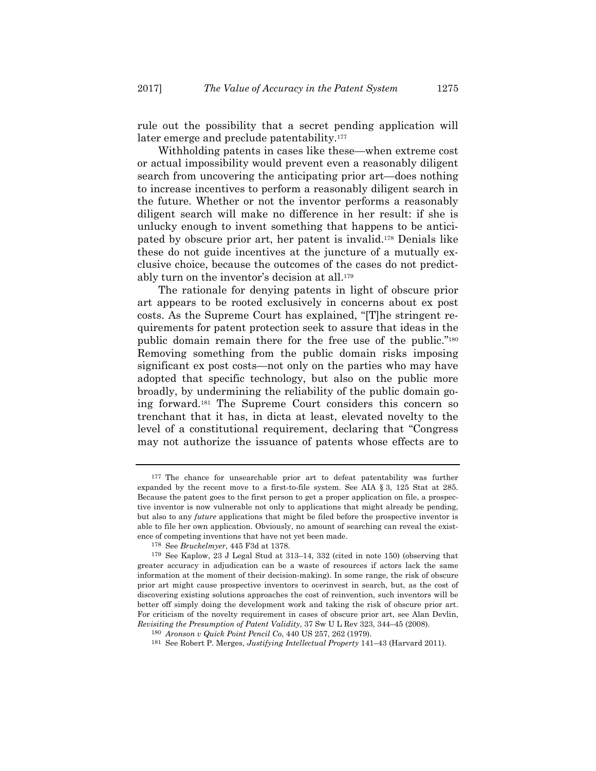rule out the possibility that a secret pending application will later emerge and preclude patentability.[177]

Withholding patents in cases like these—when extreme cost or actual impossibility would prevent even a reasonably diligent search from uncovering the anticipating prior art—does nothing to increase incentives to perform a reasonably diligent search in the future. Whether or not the inventor performs a reasonably diligent search will make no difference in her result: if she is unlucky enough to invent something that happens to be anticipated by obscure prior art, her patent is invalid.[178] Denials like these do not guide incentives at the juncture of a mutually exclusive choice, because the outcomes of the cases do not predictably turn on the inventor's decision at all.[179]

The rationale for denying patents in light of obscure prior art appears to be rooted exclusively in concerns about ex post costs. As the Supreme Court has explained, "[T]he stringent requirements for patent protection seek to assure that ideas in the public domain remain there for the free use of the public."[180] Removing something from the public domain risks imposing significant ex post costs—not only on the parties who may have adopted that specific technology, but also on the public more broadly, by undermining the reliability of the public domain going forward.[181] The Supreme Court considers this concern so trenchant that it has, in dicta at least, elevated novelty to the level of a constitutional requirement, declaring that "Congress may not authorize the issuance of patents whose effects are to

---

177 The chance for unsearchable prior art to defeat patentability was further expanded by the recent move to a first-to-file system. See AIA § 3, 125 Stat at 285. Because the patent goes to the first person to get a proper application on file, a prospective inventor is now vulnerable not only to applications that might already be pending, but also to any *future* applications that might be filed before the prospective inventor is able to file her own application. Obviously, no amount of searching can reveal the existence of competing inventions that have not yet been made.

178 See *Bruckelmyer*, 445 F3d at 1378.

179 See Kaplow, 23 J Legal Stud at 313–14, 332 (cited in note 150) (observing that greater accuracy in adjudication can be a waste of resources if actors lack the same information at the moment of their decision-making). In some range, the risk of obscure prior art might cause prospective inventors to *over*invest in search, but, as the cost of discovering existing solutions approaches the cost of reinvention, such inventors will be better off simply doing the development work and taking the risk of obscure prior art. For criticism of the novelty requirement in cases of obscure prior art, see Alan Devlin, *Revisiting the Presumption of Patent Validity*, 37 Sw U L Rev 323, 344–45 (2008).

180 *Aronson v Quick Point Pencil Co*, 440 US 257, 262 (1979).

181 See Robert P. Merges, *Justifying Intellectual Property* 141–43 (Harvard 2011).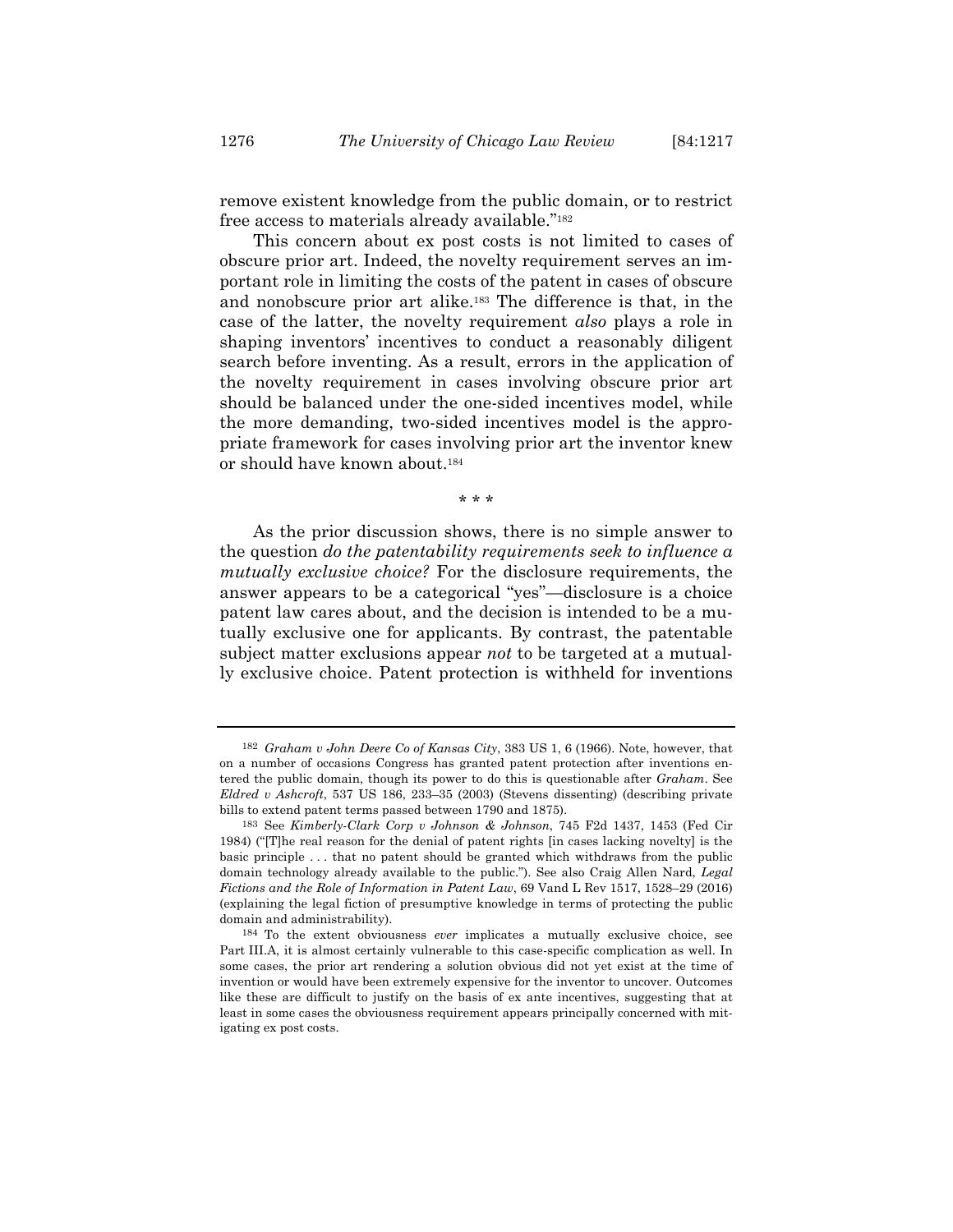remove existent knowledge from the public domain, or to restrict free access to materials already available."[182]

This concern about ex post costs is not limited to cases of obscure prior art. Indeed, the novelty requirement serves an important role in limiting the costs of the patent in cases of obscure and nonobscure prior art alike.[183] The difference is that, in the case of the latter, the novelty requirement *also* plays a role in shaping inventors' incentives to conduct a reasonably diligent search before inventing. As a result, errors in the application of the novelty requirement in cases involving obscure prior art should be balanced under the one-sided incentives model, while the more demanding, two-sided incentives model is the appropriate framework for cases involving prior art the inventor knew or should have known about.[184]

\* \* \*

As the prior discussion shows, there is no simple answer to the question *do the patentability requirements seek to influence a mutually exclusive choice?* For the disclosure requirements, the answer appears to be a categorical "yes"—disclosure is a choice patent law cares about, and the decision is intended to be a mutually exclusive one for applicants. By contrast, the patentable subject matter exclusions appear *not* to be targeted at a mutually exclusive choice. Patent protection is withheld for inventions

---

[182] *Graham v John Deere Co of Kansas City*, 383 US 1, 6 (1966). Note, however, that on a number of occasions Congress has granted patent protection after inventions entered the public domain, though its power to do this is questionable after *Graham*. See *Eldred v Ashcroft*, 537 US 186, 233–35 (2003) (Stevens dissenting) (describing private bills to extend patent terms passed between 1790 and 1875).

[183] See *Kimberly-Clark Corp v Johnson & Johnson*, 745 F2d 1437, 1453 (Fed Cir 1984) ("[T]he real reason for the denial of patent rights [in cases lacking novelty] is the basic principle . . . that no patent should be granted which withdraws from the public domain technology already available to the public."). See also Craig Allen Nard, *Legal Fictions and the Role of Information in Patent Law*, 69 Vand L Rev 1517, 1528–29 (2016) (explaining the legal fiction of presumptive knowledge in terms of protecting the public domain and administrability).

[184] To the extent obviousness *ever* implicates a mutually exclusive choice, see Part III.A, it is almost certainly vulnerable to this case-specific complication as well. In some cases, the prior art rendering a solution obvious did not yet exist at the time of invention or would have been extremely expensive for the inventor to uncover. Outcomes like these are difficult to justify on the basis of ex ante incentives, suggesting that at least in some cases the obviousness requirement appears principally concerned with mitigating ex post costs.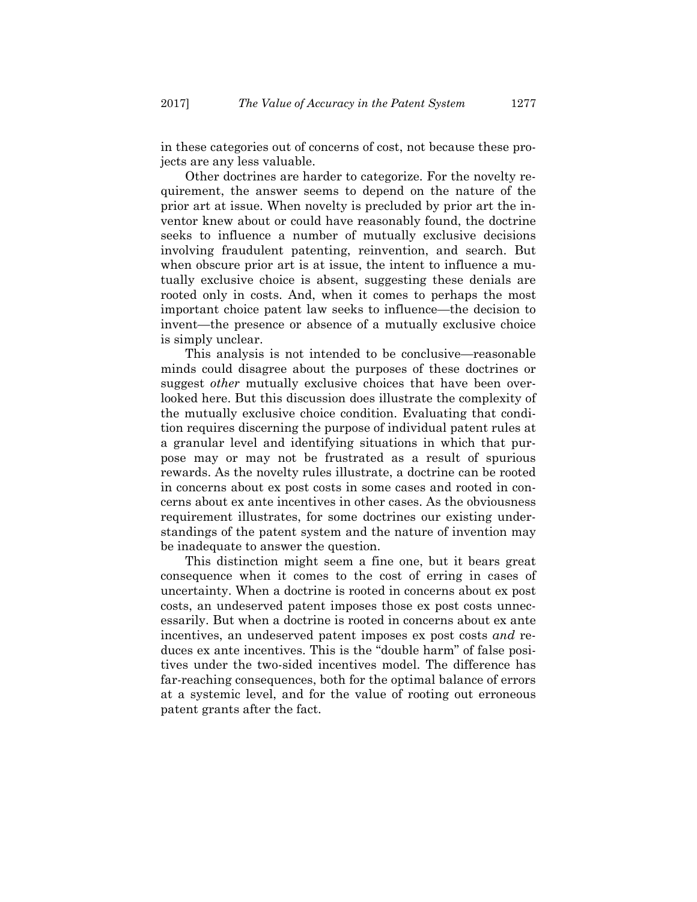in these categories out of concerns of cost, not because these projects are any less valuable.

Other doctrines are harder to categorize. For the novelty requirement, the answer seems to depend on the nature of the prior art at issue. When novelty is precluded by prior art the inventor knew about or could have reasonably found, the doctrine seeks to influence a number of mutually exclusive decisions involving fraudulent patenting, reinvention, and search. But when obscure prior art is at issue, the intent to influence a mutually exclusive choice is absent, suggesting these denials are rooted only in costs. And, when it comes to perhaps the most important choice patent law seeks to influence—the decision to invent—the presence or absence of a mutually exclusive choice is simply unclear.

This analysis is not intended to be conclusive—reasonable minds could disagree about the purposes of these doctrines or suggest *other* mutually exclusive choices that have been overlooked here. But this discussion does illustrate the complexity of the mutually exclusive choice condition. Evaluating that condition requires discerning the purpose of individual patent rules at a granular level and identifying situations in which that purpose may or may not be frustrated as a result of spurious rewards. As the novelty rules illustrate, a doctrine can be rooted in concerns about ex post costs in some cases and rooted in concerns about ex ante incentives in other cases. As the obviousness requirement illustrates, for some doctrines our existing understandings of the patent system and the nature of invention may be inadequate to answer the question.

This distinction might seem a fine one, but it bears great consequence when it comes to the cost of erring in cases of uncertainty. When a doctrine is rooted in concerns about ex post costs, an undeserved patent imposes those ex post costs unnecessarily. But when a doctrine is rooted in concerns about ex ante incentives, an undeserved patent imposes ex post costs *and* reduces ex ante incentives. This is the "double harm" of false positives under the two-sided incentives model. The difference has far-reaching consequences, both for the optimal balance of errors at a systemic level, and for the value of rooting out erroneous patent grants after the fact.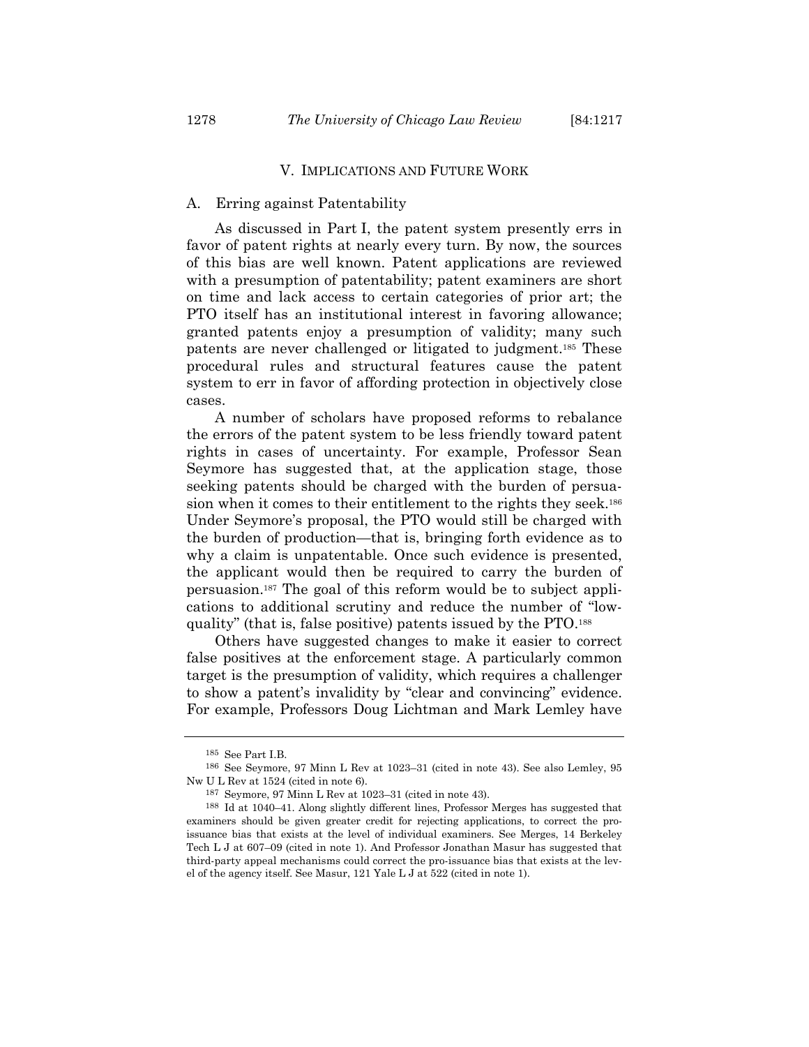## V. IMPLICATIONS AND FUTURE WORK

### A. Erring against Patentability

As discussed in Part I, the patent system presently errs in favor of patent rights at nearly every turn. By now, the sources of this bias are well known. Patent applications are reviewed with a presumption of patentability; patent examiners are short on time and lack access to certain categories of prior art; the PTO itself has an institutional interest in favoring allowance; granted patents enjoy a presumption of validity; many such patents are never challenged or litigated to judgment.[185] These procedural rules and structural features cause the patent system to err in favor of affording protection in objectively close cases.

A number of scholars have proposed reforms to rebalance the errors of the patent system to be less friendly toward patent rights in cases of uncertainty. For example, Professor Sean Seymore has suggested that, at the application stage, those seeking patents should be charged with the burden of persuasion when it comes to their entitlement to the rights they seek.[186] Under Seymore's proposal, the PTO would still be charged with the burden of production—that is, bringing forth evidence as to why a claim is unpatentable. Once such evidence is presented, the applicant would then be required to carry the burden of persuasion.[187] The goal of this reform would be to subject applications to additional scrutiny and reduce the number of "low-quality" (that is, false positive) patents issued by the PTO.[188]

Others have suggested changes to make it easier to correct false positives at the enforcement stage. A particularly common target is the presumption of validity, which requires a challenger to show a patent's invalidity by "clear and convincing" evidence. For example, Professors Doug Lichtman and Mark Lemley have

---

[185] See Part I.B.

[186] See Seymore, 97 Minn L Rev at 1023–31 (cited in note 43). See also Lemley, 95 Nw U L Rev at 1524 (cited in note 6).

[187] Seymore, 97 Minn L Rev at 1023–31 (cited in note 43).

[188] Id at 1040–41. Along slightly different lines, Professor Merges has suggested that examiners should be given greater credit for rejecting applications, to correct the pro-issuance bias that exists at the level of individual examiners. See Merges, 14 Berkeley Tech L J at 607–09 (cited in note 1). And Professor Jonathan Masur has suggested that third-party appeal mechanisms could correct the pro-issuance bias that exists at the level of the agency itself. See Masur, 121 Yale L J at 522 (cited in note 1).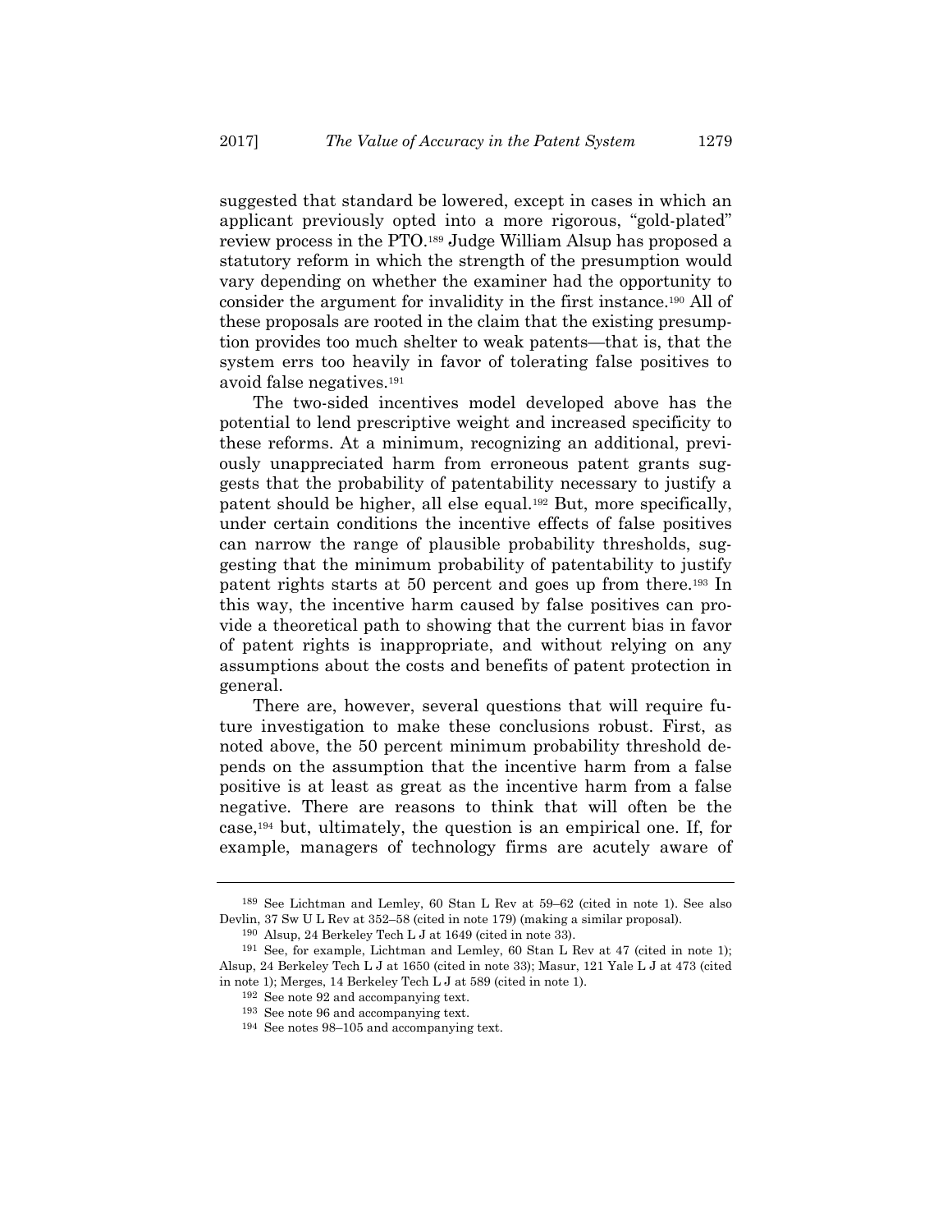suggested that standard be lowered, except in cases in which an applicant previously opted into a more rigorous, "gold-plated" review process in the PTO.[189] Judge William Alsup has proposed a statutory reform in which the strength of the presumption would vary depending on whether the examiner had the opportunity to consider the argument for invalidity in the first instance.[190] All of these proposals are rooted in the claim that the existing presumption provides too much shelter to weak patents—that is, that the system errs too heavily in favor of tolerating false positives to avoid false negatives.[191]

The two-sided incentives model developed above has the potential to lend prescriptive weight and increased specificity to these reforms. At a minimum, recognizing an additional, previously unappreciated harm from erroneous patent grants suggests that the probability of patentability necessary to justify a patent should be higher, all else equal.[192] But, more specifically, under certain conditions the incentive effects of false positives can narrow the range of plausible probability thresholds, suggesting that the minimum probability of patentability to justify patent rights starts at 50 percent and goes up from there.[193] In this way, the incentive harm caused by false positives can provide a theoretical path to showing that the current bias in favor of patent rights is inappropriate, and without relying on any assumptions about the costs and benefits of patent protection in general.

There are, however, several questions that will require future investigation to make these conclusions robust. First, as noted above, the 50 percent minimum probability threshold depends on the assumption that the incentive harm from a false positive is at least as great as the incentive harm from a false negative. There are reasons to think that will often be the case,[194] but, ultimately, the question is an empirical one. If, for example, managers of technology firms are acutely aware of

---

[189] See Lichtman and Lemley, 60 Stan L Rev at 59–62 (cited in note 1). See also Devlin, 37 Sw U L Rev at 352–58 (cited in note 179) (making a similar proposal).

[190] Alsup, 24 Berkeley Tech L J at 1649 (cited in note 33).

[191] See, for example, Lichtman and Lemley, 60 Stan L Rev at 47 (cited in note 1); Alsup, 24 Berkeley Tech L J at 1650 (cited in note 33); Masur, 121 Yale L J at 473 (cited in note 1); Merges, 14 Berkeley Tech L J at 589 (cited in note 1).

[192] See note 92 and accompanying text.

[193] See note 96 and accompanying text.

[194] See notes 98–105 and accompanying text.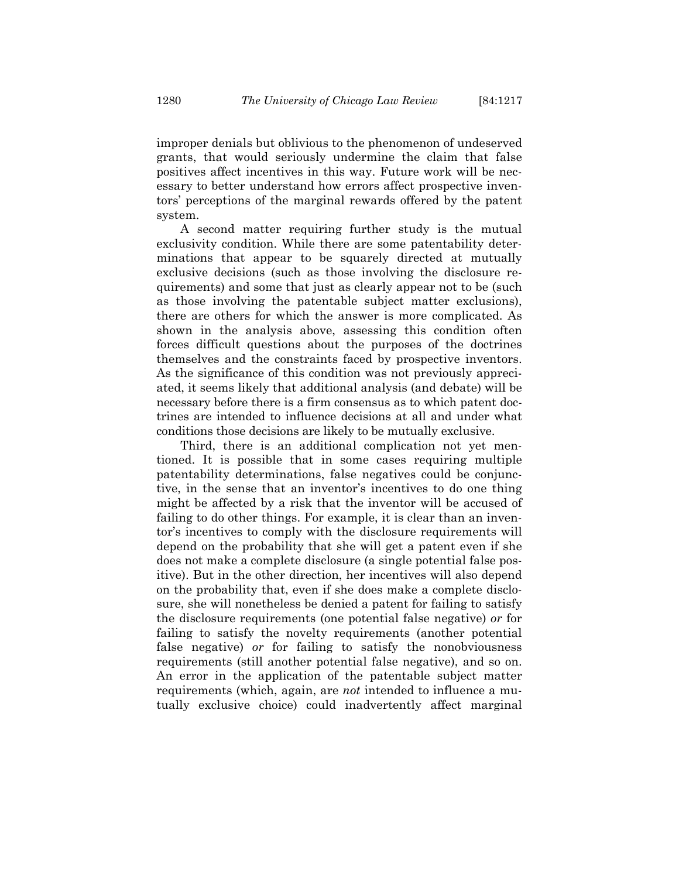improper denials but oblivious to the phenomenon of undeserved grants, that would seriously undermine the claim that false positives affect incentives in this way. Future work will be necessary to better understand how errors affect prospective inventors' perceptions of the marginal rewards offered by the patent system.

A second matter requiring further study is the mutual exclusivity condition. While there are some patentability determinations that appear to be squarely directed at mutually exclusive decisions (such as those involving the disclosure requirements) and some that just as clearly appear not to be (such as those involving the patentable subject matter exclusions), there are others for which the answer is more complicated. As shown in the analysis above, assessing this condition often forces difficult questions about the purposes of the doctrines themselves and the constraints faced by prospective inventors. As the significance of this condition was not previously appreciated, it seems likely that additional analysis (and debate) will be necessary before there is a firm consensus as to which patent doctrines are intended to influence decisions at all and under what conditions those decisions are likely to be mutually exclusive.

Third, there is an additional complication not yet mentioned. It is possible that in some cases requiring multiple patentability determinations, false negatives could be conjunctive, in the sense that an inventor's incentives to do one thing might be affected by a risk that the inventor will be accused of failing to do other things. For example, it is clear than an inventor's incentives to comply with the disclosure requirements will depend on the probability that she will get a patent even if she does not make a complete disclosure (a single potential false positive). But in the other direction, her incentives will also depend on the probability that, even if she does make a complete disclosure, she will nonetheless be denied a patent for failing to satisfy the disclosure requirements (one potential false negative) *or* for failing to satisfy the novelty requirements (another potential false negative) *or* for failing to satisfy the nonobviousness requirements (still another potential false negative), and so on. An error in the application of the patentable subject matter requirements (which, again, are *not* intended to influence a mutually exclusive choice) could inadvertently affect marginal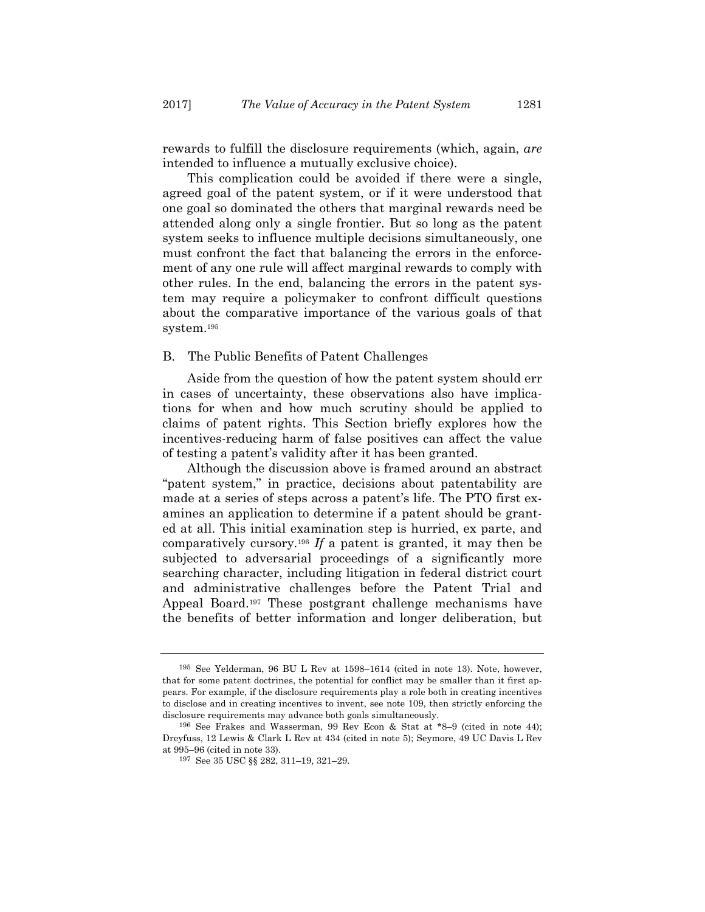rewards to fulfill the disclosure requirements (which, again, *are* intended to influence a mutually exclusive choice).

This complication could be avoided if there were a single, agreed goal of the patent system, or if it were understood that one goal so dominated the others that marginal rewards need be attended along only a single frontier. But so long as the patent system seeks to influence multiple decisions simultaneously, one must confront the fact that balancing the errors in the enforcement of any one rule will affect marginal rewards to comply with other rules. In the end, balancing the errors in the patent system may require a policymaker to confront difficult questions about the comparative importance of the various goals of that system.[195]

## B. The Public Benefits of Patent Challenges

Aside from the question of how the patent system should err in cases of uncertainty, these observations also have implications for when and how much scrutiny should be applied to claims of patent rights. This Section briefly explores how the incentives-reducing harm of false positives can affect the value of testing a patent's validity after it has been granted.

Although the discussion above is framed around an abstract "patent system," in practice, decisions about patentability are made at a series of steps across a patent's life. The PTO first examines an application to determine if a patent should be granted at all. This initial examination step is hurried, ex parte, and comparatively cursory.[196] *If* a patent is granted, it may then be subjected to adversarial proceedings of a significantly more searching character, including litigation in federal district court and administrative challenges before the Patent Trial and Appeal Board.[197] These postgrant challenge mechanisms have the benefits of better information and longer deliberation, but

---

[195] See Yelderman, 96 BU L Rev at 1598–1614 (cited in note 13). Note, however, that for some patent doctrines, the potential for conflict may be smaller than it first appears. For example, if the disclosure requirements play a role both in creating incentives to disclose and in creating incentives to invent, see note 109, then strictly enforcing the disclosure requirements may advance both goals simultaneously.

[196] See Frakes and Wasserman, 99 Rev Econ & Stat at *8–9 (cited in note 44); Dreyfuss, 12 Lewis & Clark L Rev at 434 (cited in note 5); Seymore, 49 UC Davis L Rev at 995–96 (cited in note 33).

[197] See 35 USC §§ 282, 311–19, 321–29.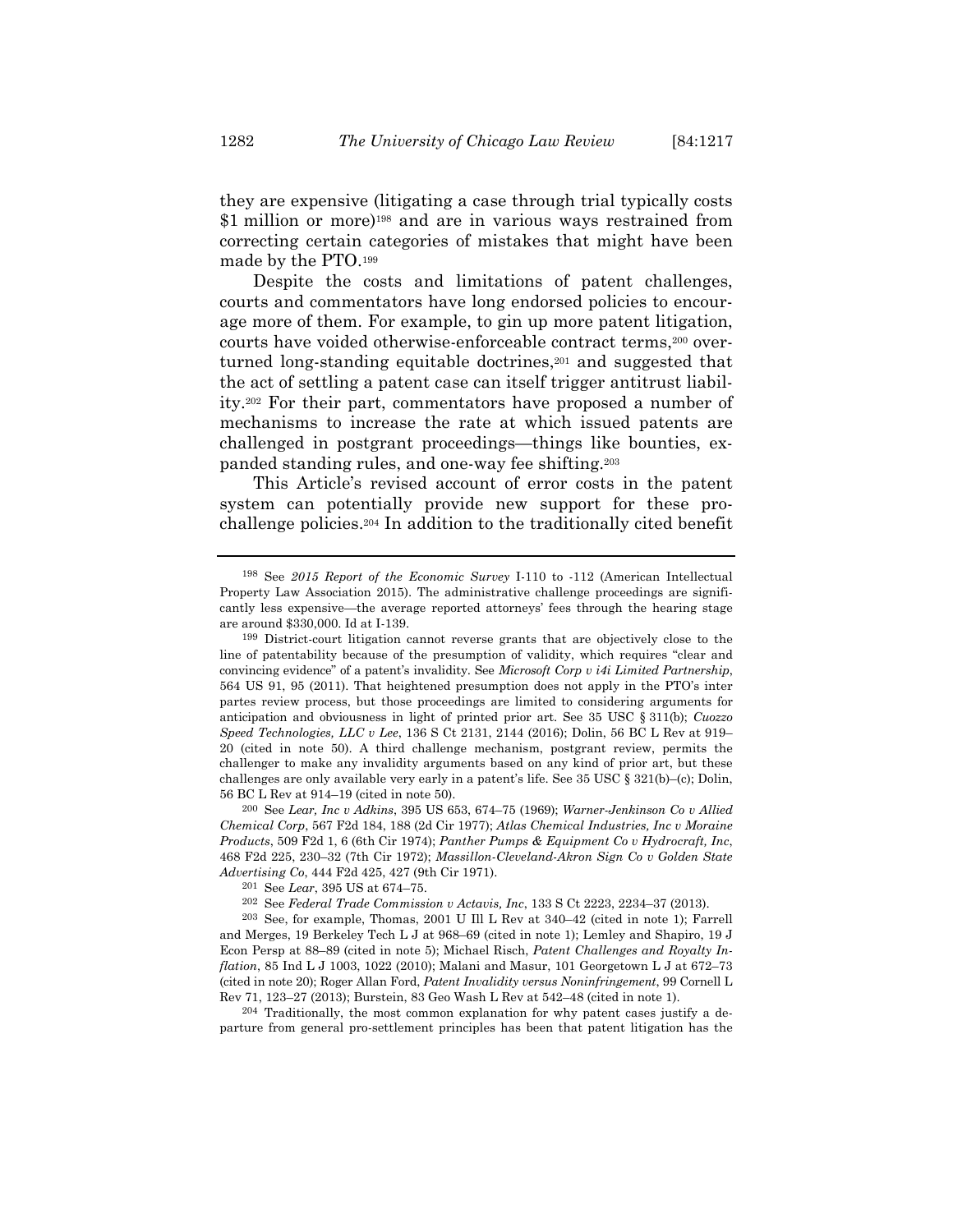they are expensive (litigating a case through trial typically costs \$1 million or more)[198] and are in various ways restrained from correcting certain categories of mistakes that might have been made by the PTO.[199]

Despite the costs and limitations of patent challenges, courts and commentators have long endorsed policies to encourage more of them. For example, to gin up more patent litigation, courts have voided otherwise-enforceable contract terms,[200] overturned long-standing equitable doctrines,[201] and suggested that the act of settling a patent case can itself trigger antitrust liability.[202] For their part, commentators have proposed a number of mechanisms to increase the rate at which issued patents are challenged in postgrant proceedings—things like bounties, expanded standing rules, and one-way fee shifting.[203]

This Article's revised account of error costs in the patent system can potentially provide new support for these prochallenge policies.[204] In addition to the traditionally cited benefit

---

[198] See *2015 Report of the Economic Survey* I-110 to -112 (American Intellectual Property Law Association 2015). The administrative challenge proceedings are significantly less expensive—the average reported attorneys' fees through the hearing stage are around \$330,000. Id at I-139.

[199] District-court litigation cannot reverse grants that are objectively close to the line of patentability because of the presumption of validity, which requires "clear and convincing evidence" of a patent's invalidity. See *Microsoft Corp v i4i Limited Partnership*, 564 US 91, 95 (2011). That heightened presumption does not apply in the PTO's inter partes review process, but those proceedings are limited to considering arguments for anticipation and obviousness in light of printed prior art. See 35 USC § 311(b); *Cuozzo Speed Technologies, LLC v Lee*, 136 S Ct 2131, 2144 (2016); Dolin, 56 BC L Rev at 919–20 (cited in note 50). A third challenge mechanism, postgrant review, permits the challenger to make any invalidity arguments based on any kind of prior art, but these challenges are only available very early in a patent's life. See 35 USC § 321(b)–(c); Dolin, 56 BC L Rev at 914–19 (cited in note 50).

[200] See *Lear, Inc v Adkins*, 395 US 653, 674–75 (1969); *Warner-Jenkinson Co v Allied Chemical Corp*, 567 F2d 184, 188 (2d Cir 1977); *Atlas Chemical Industries, Inc v Moraine Products*, 509 F2d 1, 6 (6th Cir 1974); *Panther Pumps & Equipment Co v Hydrocraft, Inc*, 468 F2d 225, 230–32 (7th Cir 1972); *Massillon-Cleveland-Akron Sign Co v Golden State Advertising Co*, 444 F2d 425, 427 (9th Cir 1971).

[201] See *Lear*, 395 US at 674–75.

[202] See *Federal Trade Commission v Actavis, Inc*, 133 S Ct 2223, 2234–37 (2013).

[203] See, for example, Thomas, 2001 U Ill L Rev at 340–42 (cited in note 1); Farrell and Merges, 19 Berkeley Tech L J at 968–69 (cited in note 1); Lemley and Shapiro, 19 J Econ Persp at 88–89 (cited in note 5); Michael Risch, *Patent Challenges and Royalty Inflation*, 85 Ind L J 1003, 1022 (2010); Malani and Masur, 101 Georgetown L J at 672–73 (cited in note 20); Roger Allan Ford, *Patent Invalidity versus Noninfringement*, 99 Cornell L Rev 71, 123–27 (2013); Burstein, 83 Geo Wash L Rev at 542–48 (cited in note 1).

[204] Traditionally, the most common explanation for why patent cases justify a departure from general pro-settlement principles has been that patent litigation has the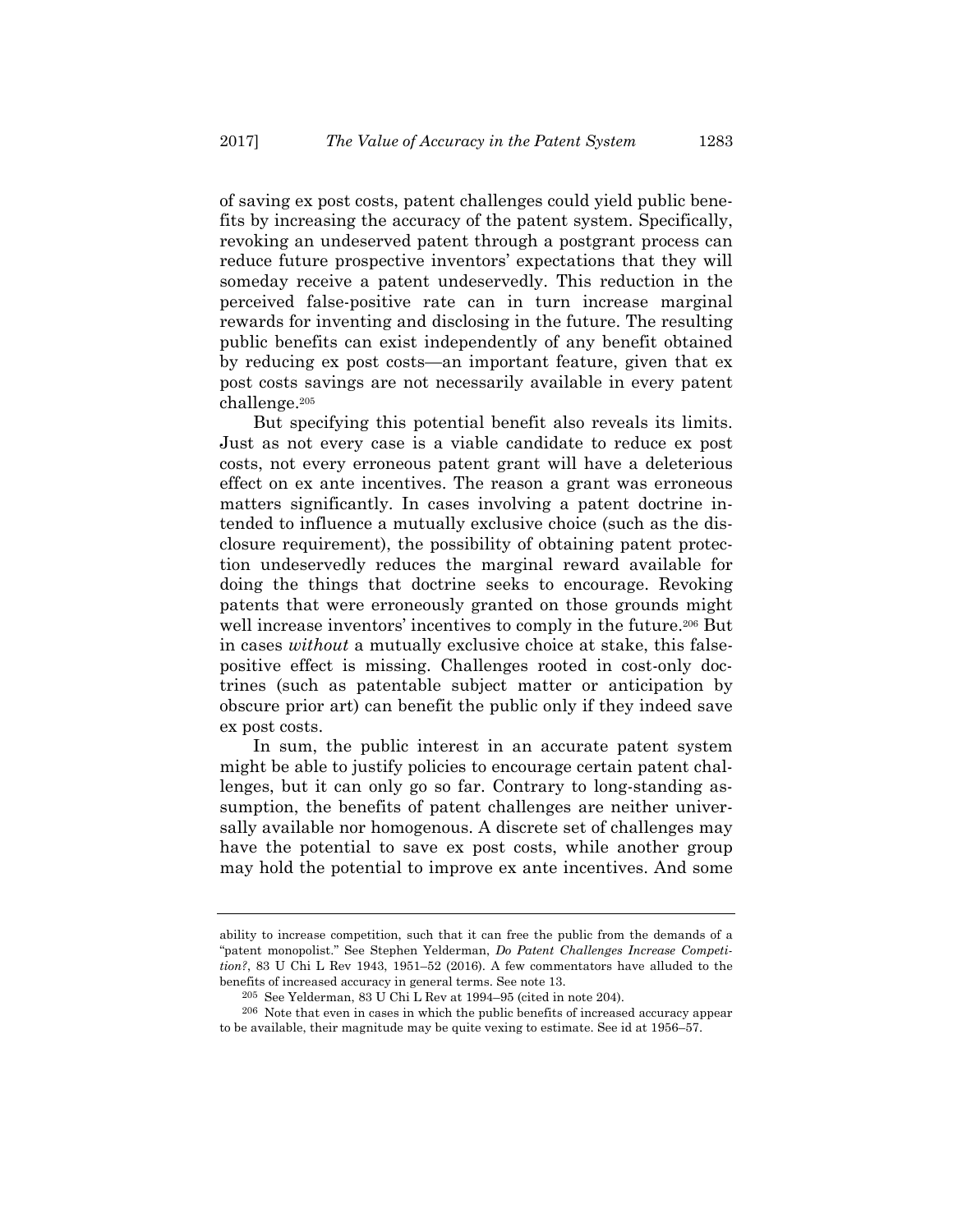of saving ex post costs, patent challenges could yield public benefits by increasing the accuracy of the patent system. Specifically, revoking an undeserved patent through a postgrant process can reduce future prospective inventors' expectations that they will someday receive a patent undeservedly. This reduction in the perceived false-positive rate can in turn increase marginal rewards for inventing and disclosing in the future. The resulting public benefits can exist independently of any benefit obtained by reducing ex post costs—an important feature, given that ex post costs savings are not necessarily available in every patent challenge.[205]

But specifying this potential benefit also reveals its limits. Just as not every case is a viable candidate to reduce ex post costs, not every erroneous patent grant will have a deleterious effect on ex ante incentives. The reason a grant was erroneous matters significantly. In cases involving a patent doctrine intended to influence a mutually exclusive choice (such as the disclosure requirement), the possibility of obtaining patent protection undeservedly reduces the marginal reward available for doing the things that doctrine seeks to encourage. Revoking patents that were erroneously granted on those grounds might well increase inventors' incentives to comply in the future.[206] But in cases *without* a mutually exclusive choice at stake, this false-positive effect is missing. Challenges rooted in cost-only doctrines (such as patentable subject matter or anticipation by obscure prior art) can benefit the public only if they indeed save ex post costs.

In sum, the public interest in an accurate patent system might be able to justify policies to encourage certain patent challenges, but it can only go so far. Contrary to long-standing assumption, the benefits of patent challenges are neither universally available nor homogenous. A discrete set of challenges may have the potential to save ex post costs, while another group may hold the potential to improve ex ante incentives. And some

---

ability to increase competition, such that it can free the public from the demands of a "patent monopolist." See Stephen Yelderman, *Do Patent Challenges Increase Competition?*, 83 U Chi L Rev 1943, 1951–52 (2016). A few commentators have alluded to the benefits of increased accuracy in general terms. See note 13.

[205] See Yelderman, 83 U Chi L Rev at 1994–95 (cited in note 204).

[206] Note that even in cases in which the public benefits of increased accuracy appear to be available, their magnitude may be quite vexing to estimate. See id at 1956–57.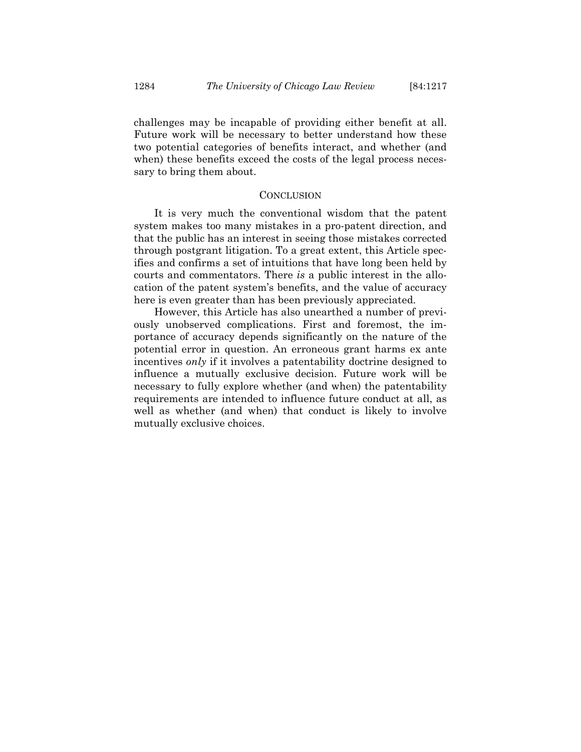challenges may be incapable of providing either benefit at all. Future work will be necessary to better understand how these two potential categories of benefits interact, and whether (and when) these benefits exceed the costs of the legal process necessary to bring them about.

## CONCLUSION

It is very much the conventional wisdom that the patent system makes too many mistakes in a pro-patent direction, and that the public has an interest in seeing those mistakes corrected through postgrant litigation. To a great extent, this Article specifies and confirms a set of intuitions that have long been held by courts and commentators. There *is* a public interest in the allocation of the patent system's benefits, and the value of accuracy here is even greater than has been previously appreciated.

However, this Article has also unearthed a number of previously unobserved complications. First and foremost, the importance of accuracy depends significantly on the nature of the potential error in question. An erroneous grant harms ex ante incentives *only* if it involves a patentability doctrine designed to influence a mutually exclusive decision. Future work will be necessary to fully explore whether (and when) the patentability requirements are intended to influence future conduct at all, as well as whether (and when) that conduct is likely to involve mutually exclusive choices.